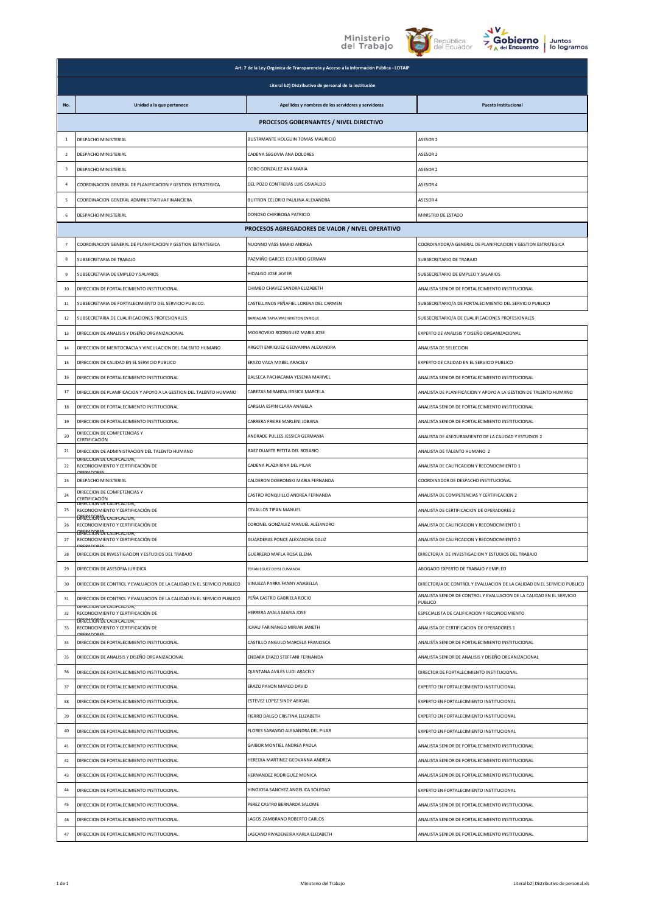| Art. 7 de la Ley Orgánica de Transparencia y Acceso a la Información Pública - LOTAIP | | | |
|---|---|---|---|
| Literal b2) Distributivo de personal de la institución | | | |
| **No.** | **Unidad a la que pertenece** | **Apellidos y nombres de los servidores y servidoras** | **Puesto Institucional** |
| **PROCESOS GOBERNANTES / NIVEL DIRECTIVO** | | | |
| 1 | DESPACHO MINISTERIAL | BUSTAMANTE HOLGUIN TOMAS MAURICIO | ASESOR 2 |
| 2 | DESPACHO MINISTERIAL | CADENA SEGOVIA ANA DOLORES | ASESOR 2 |
| 3 | DESPACHO MINISTERIAL | COBO GONZALEZ ANA MARIA | ASESOR 2 |
| 4 | COORDINACION GENERAL DE PLANIFICACION Y GESTION ESTRATEGICA | DEL POZO CONTRERAS LUIS OSWALDO | ASESOR 4 |
| 5 | COORDINACION GENERAL ADMINISTRATIVA FINANCIERA | BUITRON CELORIO PAULINA ALEXANDRA | ASESOR 4 |
| 6 | DESPACHO MINISTERIAL | DONOSO CHIRIBOGA PATRICIO | MINISTRO DE ESTADO |
| **PROCESOS AGREGADORES DE VALOR / NIVEL OPERATIVO** | | | |
| 7 | COORDINACION GENERAL DE PLANIFICACION Y GESTION ESTRATEGICA | NUONNO VASS MARIO ANDREA | COORDINADOR/A GENERAL DE PLANIFICACION Y GESTION ESTRATEGICA |
| 8 | SUBSECRETARIA DE TRABAJO | PAZMIÑO GARCES EDUARDO GERMAN | SUBSECRETARIO DE TRABAJO |
| 9 | SUBSECRETARIA DE EMPLEO Y SALARIOS | HIDALGO JOSE JAVIER | SUBSECRETARIO DE EMPLEO Y SALARIOS |
| 10 | DIRECCION DE FORTALECIMIENTO INSTITUCIONAL | CHIMBO CHAVEZ SANDRA ELIZABETH | ANALISTA SENIOR DE FORTALECIMIENTO INSTITUCIONAL |
| 11 | SUBSECRETARIA DE FORTALECIMIENTO DEL SERVICIO PUBLICO. | CASTELLANOS PEÑAFIEL LORENA DEL CARMEN | SUBSECRETARIO/A DE FORTALECIMIENTO DEL SERVICIO PUBLICO |
| 12 | SUBSECRETARIA DE CUALIFICACIONES PROFESIONALES | BARRAGAN TAPIA WASHINGTON ENRIQUE | SUBSECRETARIO/A DE CUALIFICACIONES PROFESIONALES |
| 13 | DIRECCION DE ANALISIS Y DISEÑO ORGANIZACIONAL | MOGROVEJO RODRIGUEZ MARIA JOSE | EXPERTO DE ANALISIS Y DISEÑO ORGANIZACIONAL |
| 14 | DIRECCION DE MERITOCRACIA Y VINCULACION DEL TALENTO HUMANO | ARGOTI ENRIQUEZ GEOVANNA ALEXANDRA | ANALISTA DE SELECCION |
| 15 | DIRECCION DE CALIDAD EN EL SERVICIO PUBLICO | ERAZO VACA MABEL ARACELY | EXPERTO DE CALIDAD EN EL SERVICIO PUBLICO |
| 16 | DIRECCION DE FORTALECIMIENTO INSTITUCIONAL | BALSECA PACHACAMA YESENIA MARIVEL | ANALISTA SENIOR DE FORTALECIMIENTO INSTITUCIONAL |
| 17 | DIRECCION DE PLANIFICACION Y APOYO A LA GESTION DEL TALENTO HUMANO | CABEZAS MIRANDA JESSICA MARCELA | ANALISTA DE PLANIFICACION Y APOYO A LA GESTION DE TALENTO HUMANO |
| 18 | DIRECCION DE FORTALECIMIENTO INSTITUCIONAL | CARGUA ESPIN CLARA ANABELA | ANALISTA SENIOR DE FORTALECIMIENTO INSTITUCIONAL |
| 19 | DIRECCION DE FORTALECIMIENTO INSTITUCIONAL | CARRERA FREIRE MARLENI JOBANA | ANALISTA SENIOR DE FORTALECIMIENTO INSTITUCIONAL |
| 20 | DIRECCION DE COMPETENCIAS Y CERTIFICACIÓN | ANDRADE PULLES JESSICA GERMANIA | ANALISTA DE ASEGURAMIENTO DE LA CALIDAD Y ESTUDIOS 2 |
| 21 | DIRECCION DE ADMINISTRACION DEL TALENTO HUMANO | BAEZ DUARTE PETITA DEL ROSARIO | ANALISTA DE TALENTO HUMANO 2 |
| 22 | DIRECCION DE CALIFICACION, RECONOCIMIENTO Y CERTIFICACIÓN DE OPERADORES | CADENA PLAZA RINA DEL PILAR | ANALISTA DE CALIFICACION Y RECONOCIMIENTO 1 |
| 23 | DESPACHO MINISTERIAL | CALDERON DOBRONSKI MARIA FERNANDA | COORDINADOR DE DESPACHO INSTITUCIONAL |
| 24 | DIRECCION DE COMPETENCIAS Y CERTIFICACIÓN | CASTRO RONQUILLO ANDREA FERNANDA | ANALISTA DE COMPETENCIAS Y CERTIFICACION 2 |
| 25 | DIRECCION DE CALIFCACION, RECONOCIMIENTO Y CERTIFICACIÓN DE OPERADORES | CEVALLOS TIPAN MANUEL | ANALISTA DE CERTIFICACION DE OPERADORES 2 |
| 26 | DIRECCION DE CALIFCACION, RECONOCIMIENTO Y CERTIFICACIÓN DE OPERADORES | CORONEL GONZALEZ MANUEL ALEJANDRO | ANALISTA DE CALIFICACION Y RECONOCIMIENTO 1 |
| 27 | DIRECCION DE CALIFCACION, RECONOCIMIENTO Y CERTIFICACIÓN DE OPERADORES | GUARDERAS PONCE ALEXANDRA DALIZ | ANALISTA DE CALIFICACION Y RECONOCIMIENTO 2 |
| 28 | DIRECCION DE INVESTIGACION Y ESTUDIOS DEL TRABAJO | GUERRERO MAFLA ROSA ELENA | DIRECTOR/A DE INVESTIGACION Y ESTUDIOS DEL TRABAJO |
| 29 | DIRECCION DE ASESORIA JURIDICA | TERAN EGUEZ DEYSI CUMANDA | ABOGADO EXPERTO DE TRABAJO Y EMPLEO |
| 30 | DIRECCION DE CONTROL Y EVALUACION DE LA CALIDAD EN EL SERVICIO PUBLICO | VINUEZA PARRA FANNY ANABELLA | DIRECTOR/A DE CONTROL Y EVALUACION DE LA CALIDAD EN EL SERVICIO PUBLICO |
| 31 | DIRECCION DE CONTROL Y EVALUACION DE LA CALIDAD EN EL SERVICIO PUBLICO | PEÑA CASTRO GABRIELA ROCIO | ANALISTA SENIOR DE CONTROL Y EVALUACION DE LA CALIDAD EN EL SERVICIO PUBLICO |
| 32 | DIRECCION DE CALIFCACION, RECONOCIMIENTO Y CERTIFICACIÓN DE OPERADORES | HERRERA AYALA MARIA JOSE | ESPECIALISTA DE CALIFICACION Y RECONOCIMIENTO |
| 33 | DIRECCION DE CALIFCACION, RECONOCIMIENTO Y CERTIFICACIÓN DE OPERADORES | ICHAU FARINANGO MIRIAN JANETH | ANALISTA DE CERTIFICACION DE OPERADORES 1 |
| 34 | DIRECCION DE FORTALECIMIENTO INSTITUCIONAL | CASTILLO ANGULO MARCELA FRANCISCA | ANALISTA SENIOR DE FORTALECIMIENTO INSTITUCIONAL |
| 35 | DIRECCION DE ANALISIS Y DISEÑO ORGANIZACIONAL | ENDARA ERAZO STEFFANI FERNANDA | ANALISTA SENIOR DE ANALISIS Y DISEÑO ORGANIZACIONAL |
| 36 | DIRECCION DE FORTALECIMIENTO INSTITUCIONAL | QUINTANA AVILES LUDI ARACELY | DIRECTOR DE FORTALECIMIENTO INSTITUCIONAL |
| 37 | DIRECCION DE FORTALECIMIENTO INSTITUCIONAL | ERAZO PAVON MARCO DAVID | EXPERTO EN FORTALECIMIENTO INSTITUCIONAL |
| 38 | DIRECCION DE FORTALECIMIENTO INSTITUCIONAL | ESTEVEZ LOPEZ SINDY ABIGAIL | EXPERTO EN FORTALECIMIENTO INSTITUCIONAL |
| 39 | DIRECCION DE FORTALECIMIENTO INSTITUCIONAL | FIERRO DALGO CRISTINA ELIZABETH | EXPERTO EN FORTALECIMIENTO INSTITUCIONAL |
| 40 | DIRECCION DE FORTALECIMIENTO INSTITUCIONAL | FLORES SARANGO ALEXANDRA DEL PILAR | EXPERTO EN FORTALECIMIENTO INSTITUCIONAL |
| 41 | DIRECCION DE FORTALECIMIENTO INSTITUCIONAL | GAIBOR MONTIEL ANDREA PAOLA | ANALISTA SENIOR DE FORTALECIMIENTO INSTITUCIONAL |
| 42 | DIRECCION DE FORTALECIMIENTO INSTITUCIONAL | HEREDIA MARTINEZ GEOVANNA ANDREA | ANALISTA SENIOR DE FORTALECIMIENTO INSTITUCIONAL |
| 43 | DIRECCION DE FORTALECIMIENTO INSTITUCIONAL | HERNANDEZ RODRIGUEZ MONICA | ANALISTA SENIOR DE FORTALECIMIENTO INSTITUCIONAL |
| 44 | DIRECCION DE FORTALECIMIENTO INSTITUCIONAL | HINOJOSA SANCHEZ ANGELICA SOLEDAD | EXPERTO EN FORTALECIMIENTO INSTITUCIONAL |
| 45 | DIRECCION DE FORTALECIMIENTO INSTITUCIONAL | PEREZ CASTRO BERNARDA SALOME | ANALISTA SENIOR DE FORTALECIMIENTO INSTITUCIONAL |
| 46 | DIRECCION DE FORTALECIMIENTO INSTITUCIONAL | LAGOS ZAMBRANO ROBERTO CARLOS | ANALISTA SENIOR DE FORTALECIMIENTO INSTITUCIONAL |
| 47 | DIRECCION DE FORTALECIMIENTO INSTITUCIONAL | LASCANO RIVADENEIRA KARLA ELIZABETH | ANALISTA SENIOR DE FORTALECIMIENTO INSTITUCIONAL |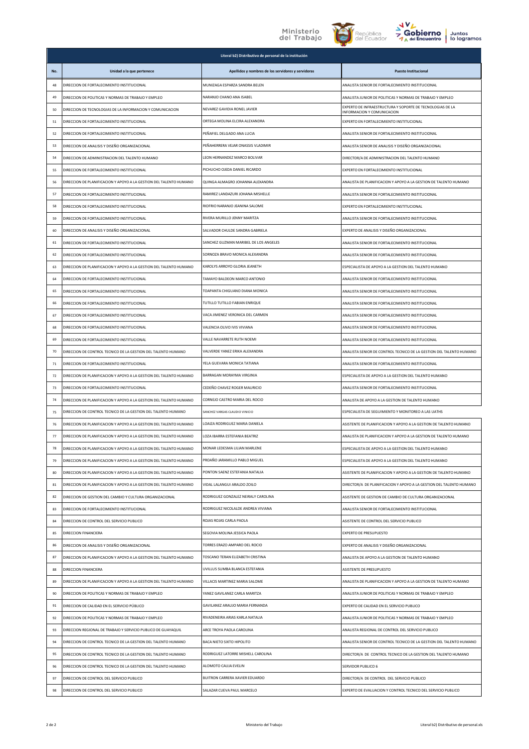| Literal b2) Distributivo de personal de la institución | | | |
|---|---|---|---|
| No. | Unidad a la que pertenece | Apellidos y nombres de los servidores y servidoras | Puesto Institucional |
| 48 | DIRECCION DE FORTALECIMIENTO INSTITUCIONAL | MUNIZAGA ESPARZA SANDRA BELEN | ANALISTA SENIOR DE FORTALECIMIENTO INSTITUCIONAL |
| 49 | DIRECCION DE POLITICAS Y NORMAS DE TRABAJO Y EMPLEO | NARANJO CHANO ANA ISABEL | ANALISTA JUNIOR DE POLITICAS Y NORMAS DE TRABAJO Y EMPLEO |
| 50 | DIRECCION DE TECNOLOGIAS DE LA INFORMACION Y COMUNICACION | NEVAREZ GAVIDIA RONEL JAVIER | EXPERTO DE INFRAESTRUCTURA Y SOPORTE DE TECNOLOGIAS DE LA INFORMACION Y COMUNICACION |
| 51 | DIRECCION DE FORTALECIMIENTO INSTITUCIONAL | ORTEGA MOLINA ELCIRA ALEXANDRA | EXPERTO EN FORTALECIMIENTO INSTITUCIONAL |
| 52 | DIRECCION DE FORTALECIMIENTO INSTITUCIONAL | PEÑAFIEL DELGADO ANA LUCIA | ANALISTA SENIOR DE FORTALECIMIENTO INSTITUCIONAL |
| 53 | DIRECCION DE ANALISIS Y DISEÑO ORGANIZACIONAL | PEÑAHERRERA VEJAR ONASSIS VLADIMIR | ANALISTA SENIOR DE ANALISIS Y DISEÑO ORGANIZACIONAL |
| 54 | DIRECCION DE ADMINISTRACION DEL TALENTO HUMANO | LEON HERNANDEZ MARCO BOLIVAR | DIRECTOR/A DE ADMINISTRACION DEL TALENTO HUMANO |
| 55 | DIRECCION DE FORTALECIMIENTO INSTITUCIONAL | PICHUCHO OJEDA DANIEL RICARDO | EXPERTO EN FORTALECIMIENTO INSTITUCIONAL |
| 56 | DIRECCION DE PLANIFICACION Y APOYO A LA GESTION DEL TALENTO HUMANO | QUINGA ALMAGRO JOHANNA ALEXANDRA | ANALISTA DE PLANIFICACION Y APOYO A LA GESTION DE TALENTO HUMANO |
| 57 | DIRECCION DE FORTALECIMIENTO INSTITUCIONAL | RAMIREZ LANDAZURI JOHANA MISHELLE | ANALISTA SENIOR DE FORTALECIMIENTO INSTITUCIONAL |
| 58 | DIRECCION DE FORTALECIMIENTO INSTITUCIONAL | RIOFRIO NARANJO JEANINA SALOME | EXPERTO EN FORTALECIMIENTO INSTITUCIONAL |
| 59 | DIRECCION DE FORTALECIMIENTO INSTITUCIONAL | RIVERA MURILLO JENNY MARITZA | ANALISTA SENIOR DE FORTALECIMIENTO INSTITUCIONAL |
| 60 | DIRECCION DE ANALISIS Y DISEÑO ORGANIZACIONAL | SALVADOR CHULDE SANDRA GABRIELA | EXPERTO DE ANALISIS Y DISEÑO ORGANIZACIONAL |
| 61 | DIRECCION DE FORTALECIMIENTO INSTITUCIONAL | SANCHEZ GUZMAN MARIBEL DE LOS ANGELES | ANALISTA SENIOR DE FORTALECIMIENTO INSTITUCIONAL |
| 62 | DIRECCION DE FORTALECIMIENTO INSTITUCIONAL | SORNOZA BRAVO MONICA ALEXANDRA | ANALISTA SENIOR DE FORTALECIMIENTO INSTITUCIONAL |
| 63 | DIRECCION DE PLANIFICACION Y APOYO A LA GESTION DEL TALENTO HUMANO | KAROLYS ARROYO GLORIA JEANETH | ESPECIALISTA DE APOYO A LA GESTION DEL TALENTO HUMANO |
| 64 | DIRECCION DE FORTALECIMIENTO INSTITUCIONAL | TAMAYO BALDEON MARCO ANTONIO | ANALISTA SENIOR DE FORTALECIMIENTO INSTITUCIONAL |
| 65 | DIRECCION DE FORTALECIMIENTO INSTITUCIONAL | TOAPANTA CHIGUANO DIANA MONICA | ANALISTA SENIOR DE FORTALECIMIENTO INSTITUCIONAL |
| 66 | DIRECCION DE FORTALECIMIENTO INSTITUCIONAL | TUTILLO TUTILLO FABIAN ENRIQUE | ANALISTA SENIOR DE FORTALECIMIENTO INSTITUCIONAL |
| 67 | DIRECCION DE FORTALECIMIENTO INSTITUCIONAL | VACA JIMENEZ VERONICA DEL CARMEN | ANALISTA SENIOR DE FORTALECIMIENTO INSTITUCIONAL |
| 68 | DIRECCION DE FORTALECIMIENTO INSTITUCIONAL | VALENCIA OLIVO IVIS VIVIANA | ANALISTA SENIOR DE FORTALECIMIENTO INSTITUCIONAL |
| 69 | DIRECCION DE FORTALECIMIENTO INSTITUCIONAL | VALLE NAVARRETE RUTH NOEMI | ANALISTA SENIOR DE FORTALECIMIENTO INSTITUCIONAL |
| 70 | DIRECCION DE CONTROL TECNICO DE LA GESTION DEL TALENTO HUMANO | VALVERDE YANEZ ERIKA ALEXANDRA | ANALISTA SENIOR DE CONTROL TECNICO DE LA GESTION DEL TALENTO HUMANO |
| 71 | DIRECCION DE FORTALECIMIENTO INSTITUCIONAL | YELA GUEVARA MONICA TATIANA | ANALISTA SENIOR DE FORTALECIMIENTO INSTITUCIONAL |
| 72 | DIRECCION DE PLANIFICACION Y APOYO A LA GESTION DEL TALENTO HUMANO | BARRAGAN MORAYMA VIRGINIA | ESPECIALISTA DE APOYO A LA GESTION DEL TALENTO HUMANO |
| 73 | DIRECCION DE FORTALECIMIENTO INSTITUCIONAL | CEDEÑO CHAVEZ ROGER MAURICIO | ANALISTA SENIOR DE FORTALECIMIENTO INSTITUCIONAL |
| 74 | DIRECCION DE PLANIFICACION Y APOYO A LA GESTION DEL TALENTO HUMANO | CORNEJO CASTRO MARIA DEL ROCIO | ANALISTA DE APOYO A LA GESTION DE TALENTO HUMANO |
| 75 | DIRECCION DE CONTROL TECNICO DE LA GESTION DEL TALENTO HUMANO | SANCHEZ VARGAS CLAUDIO VINICIO | ESPECIALISTA DE SEGUIMIENTO Y MONITOREO A LAS UATHS |
| 76 | DIRECCION DE PLANIFICACION Y APOYO A LA GESTION DEL TALENTO HUMANO | LOAIZA RODRIGUEZ MARIA DANIELA | ASISTENTE DE PLANIFICACION Y APOYO A LA GESTION DE TALENTO HUMANO |
| 77 | DIRECCION DE PLANIFICACION Y APOYO A LA GESTION DEL TALENTO HUMANO | LOZA IBARRA ESTEFANIA BEATRIZ | ANALISTA DE PLANIFICACION Y APOYO A LA GESTION DE TALENTO HUMANO |
| 78 | DIRECCION DE PLANIFICACION Y APOYO A LA GESTION DEL TALENTO HUMANO | MONAR LEDESMA LILIAN MARLENE | ESPECIALISTA DE APOYO A LA GESTION DEL TALENTO HUMANO |
| 79 | DIRECCION DE PLANIFICACION Y APOYO A LA GESTION DEL TALENTO HUMANO | PROAÑO JARAMILLO PABLO MIGUEL | ESPECIALISTA DE APOYO A LA GESTION DEL TALENTO HUMANO |
| 80 | DIRECCION DE PLANIFICACION Y APOYO A LA GESTION DEL TALENTO HUMANO | PONTON SAENZ ESTEFANIA NATALIA | ASISTENTE DE PLANIFICACION Y APOYO A LA GESTION DE TALENTO HUMANO |
| 81 | DIRECCION DE PLANIFICACION Y APOYO A LA GESTION DEL TALENTO HUMANO | VIDAL LALANGUI ARALDO ZOILO | DIRECTOR/A DE PLANIFICACION Y APOYO A LA GESTION DEL TALENTO HUMANO |
| 82 | DIRECCION DE GESTION DEL CAMBIO Y CULTURA ORGANIZACIONAL | RODRIGUEZ GONZALEZ NEIRALY CAROLINA | ASISTENTE DE GESTION DE CAMBIO DE CULTURA ORGANIZACIONAL |
| 83 | DIRECCION DE FORTALECIMIENTO INSTITUCIONAL | RODRIGUEZ NICOLALDE ANDREA VIVIANA | ANALISTA SENIOR DE FORTALECIMIENTO INSTITUCIONAL |
| 84 | DIRECCION DE CONTROL DEL SERVICIO PUBLICO | ROJAS ROJAS CARLA PAOLA | ASISTENTE DE CONTROL DEL SERVICIO PUBLICO |
| 85 | DIRECCION FINANCIERA | SEGOVIA MOLINA JESSICA PAOLA | EXPERTO DE PRESUPUESTO |
| 86 | DIRECCION DE ANALISIS Y DISEÑO ORGANIZACIONAL | TORRES ERAZO AMPARO DEL ROCIO | EXPERTO DE ANALISIS Y DISEÑO ORGANIZACIONAL |
| 87 | DIRECCION DE PLANIFICACION Y APOYO A LA GESTION DEL TALENTO HUMANO | TOSCANO TERAN ELIZABETH CRISTINA | ANALISTA DE APOYO A LA GESTION DE TALENTO HUMANO |
| 88 | DIRECCION FINANCIERA | UVILLUS SUMBA BLANCA ESTEFANIA | ASISTENTE DE PRESUPUESTO |
| 89 | DIRECCION DE PLANIFICACION Y APOYO A LA GESTION DEL TALENTO HUMANO | VILLACIS MARTINEZ MARIA SALOME | ANALISTA DE PLANIFICACION Y APOYO A LA GESTION DE TALENTO HUMANO |
| 90 | DIRECCION DE POLITICAS Y NORMAS DE TRABAJO Y EMPLEO | YANEZ GAVILANEZ CARLA MARITZA | ANALISTA JUNIOR DE POLITICAS Y NORMAS DE TRABAJO Y EMPLEO |
| 91 | DIRECCION DE CALIDAD EN EL SERVICIO PÚBLICO | GAVILANEZ ARAUJO MARIA FERNANDA | EXPERTO DE CALIDAD EN EL SERVICIO PUBLICO |
| 92 | DIRECCION DE POLITICAS Y NORMAS DE TRABAJO Y EMPLEO | RIVADENEIRA ARIAS KARLA NATALIA | ANALISTA JUNIOR DE POLITICAS Y NORMAS DE TRABAJO Y EMPLEO |
| 93 | DIRECCION REGIONAL DE TRABAJO Y SERVICIO PUBLICO DE GUAYAQUIL | ARCE TROYA PAOLA CAROLINA | ANALISTA REGIONAL DE CONTROL DEL SERVICIO PUBLICO |
| 94 | DIRECCION DE CONTROL TECNICO DE LA GESTION DEL TALENTO HUMANO | BACA NIETO SIXTO HIPOLITO | ANALISTA SENIOR DE CONTROL TECNICO DE LA GESTION DEL TALENTO HUMANO |
| 95 | DIRECCION DE CONTROL TECNICO DE LA GESTION DEL TALENTO HUMANO | RODRIGUEZ LATORRE MISHELL CAROLINA | DIRECTOR/A DE CONTROL TECNICO DE LA GESTION DEL TALENTO HUMANO |
| 96 | DIRECCION DE CONTROL TECNICO DE LA GESTION DEL TALENTO HUMANO | ALOMOTO CAUJA EVELIN | SERVIDOR PUBLICO 6 |
| 97 | DIRECCION DE CONTROL DEL SERVICIO PUBLICO | BUITRON CARRERA XAVIER EDUARDO | DIRECTOR/A DE CONTROL DEL SERVICIO PUBLICO |
| 98 | DIRECCION DE CONTROL DEL SERVICIO PUBLICO | SALAZAR CUEVA PAUL MARCELO | EXPERTO DE EVALUACION Y CONTROL TECNICO DEL SERVICIO PUBLICO |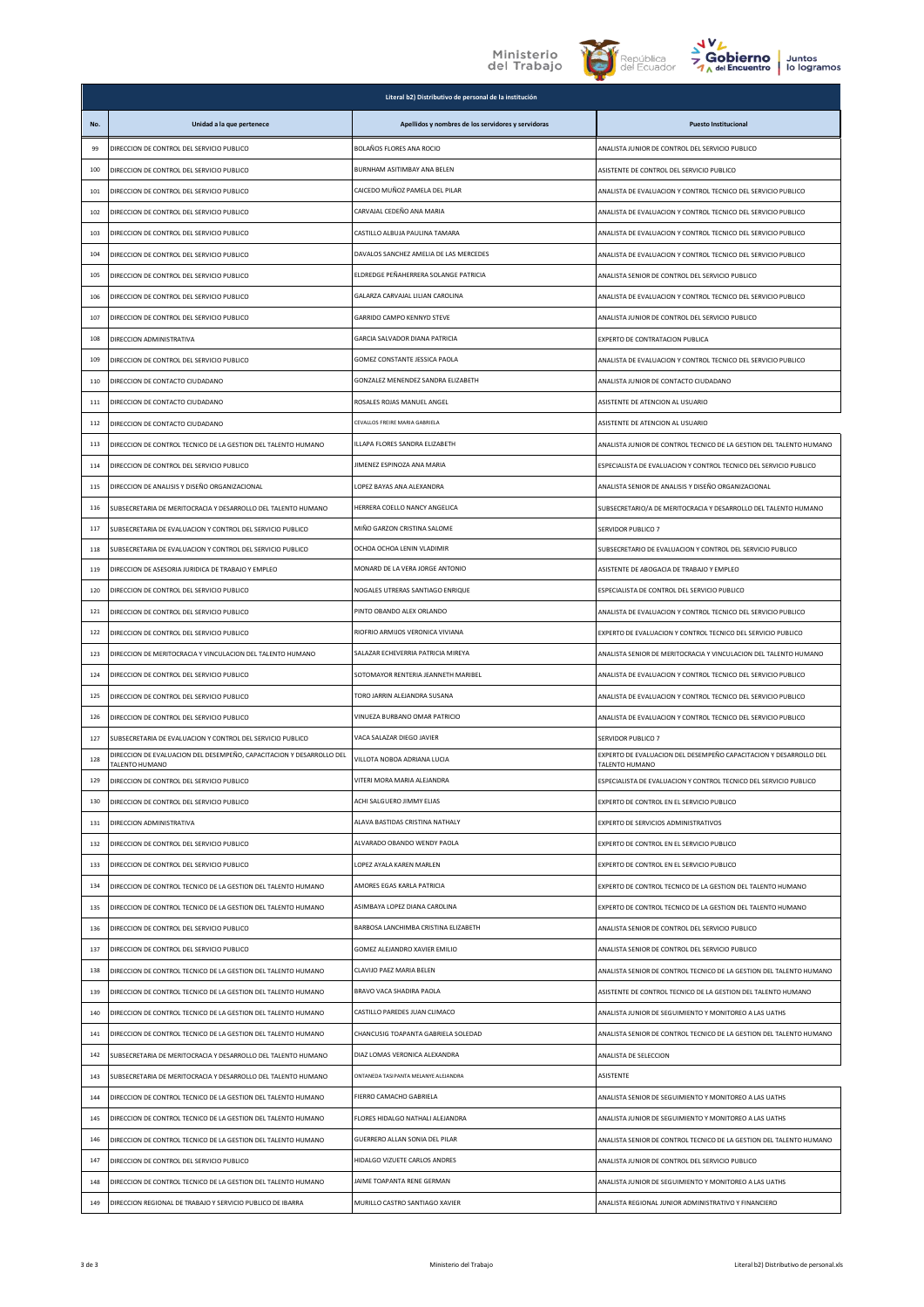| Literal b2) Distributivo de personal de la institución | | | |
|---|---|---|---|
| No. | Unidad a la que pertenece | Apellidos y nombres de los servidores y servidoras | Puesto Institucional |
| 99 | DIRECCION DE CONTROL DEL SERVICIO PUBLICO | BOLAÑOS FLORES ANA ROCIO | ANALISTA JUNIOR DE CONTROL DEL SERVICIO PUBLICO |
| 100 | DIRECCION DE CONTROL DEL SERVICIO PUBLICO | BURNHAM ASITIMBAY ANA BELEN | ASISTENTE DE CONTROL DEL SERVICIO PUBLICO |
| 101 | DIRECCION DE CONTROL DEL SERVICIO PUBLICO | CAICEDO MUÑOZ PAMELA DEL PILAR | ANALISTA DE EVALUACION Y CONTROL TECNICO DEL SERVICIO PUBLICO |
| 102 | DIRECCION DE CONTROL DEL SERVICIO PUBLICO | CARVAJAL CEDEÑO ANA MARIA | ANALISTA DE EVALUACION Y CONTROL TECNICO DEL SERVICIO PUBLICO |
| 103 | DIRECCION DE CONTROL DEL SERVICIO PUBLICO | CASTILLO ALBUJA PAULINA TAMARA | ANALISTA DE EVALUACION Y CONTROL TECNICO DEL SERVICIO PUBLICO |
| 104 | DIRECCION DE CONTROL DEL SERVICIO PUBLICO | DAVALOS SANCHEZ AMELIA DE LAS MERCEDES | ANALISTA DE EVALUACION Y CONTROL TECNICO DEL SERVICIO PUBLICO |
| 105 | DIRECCION DE CONTROL DEL SERVICIO PUBLICO | ELDREDGE PEÑAHERRERA SOLANGE PATRICIA | ANALISTA SENIOR DE CONTROL DEL SERVICIO PUBLICO |
| 106 | DIRECCION DE CONTROL DEL SERVICIO PUBLICO | GALARZA CARVAJAL LILIAN CAROLINA | ANALISTA DE EVALUACION Y CONTROL TECNICO DEL SERVICIO PUBLICO |
| 107 | DIRECCION DE CONTROL DEL SERVICIO PUBLICO | GARRIDO CAMPO KENNYD STEVE | ANALISTA JUNIOR DE CONTROL DEL SERVICIO PUBLICO |
| 108 | DIRECCION ADMINISTRATIVA | GARCIA SALVADOR DIANA PATRICIA | EXPERTO DE CONTRATACION PUBLICA |
| 109 | DIRECCION DE CONTROL DEL SERVICIO PUBLICO | GOMEZ CONSTANTE JESSICA PAOLA | ANALISTA DE EVALUACION Y CONTROL TECNICO DEL SERVICIO PUBLICO |
| 110 | DIRECCION DE CONTACTO CIUDADANO | GONZALEZ MENENDEZ SANDRA ELIZABETH | ANALISTA JUNIOR DE CONTACTO CIUDADANO |
| 111 | DIRECCION DE CONTACTO CIUDADANO | ROSALES ROJAS MANUEL ANGEL | ASISTENTE DE ATENCION AL USUARIO |
| 112 | DIRECCION DE CONTACTO CIUDADANO | CEVALLOS FREIRE MARIA GABRIELA | ASISTENTE DE ATENCION AL USUARIO |
| 113 | DIRECCION DE CONTROL TECNICO DE LA GESTION DEL TALENTO HUMANO | ILLAPA FLORES SANDRA ELIZABETH | ANALISTA JUNIOR DE CONTROL TECNICO DE LA GESTION DEL TALENTO HUMANO |
| 114 | DIRECCION DE CONTROL DEL SERVICIO PUBLICO | JIMENEZ ESPINOZA ANA MARIA | ESPECIALISTA DE EVALUACION Y CONTROL TECNICO DEL SERVICIO PUBLICO |
| 115 | DIRECCION DE ANALISIS Y DISEÑO ORGANIZACIONAL | LOPEZ BAYAS ANA ALEXANDRA | ANALISTA SENIOR DE ANALISIS Y DISEÑO ORGANIZACIONAL |
| 116 | SUBSECRETARIA DE MERITOCRACIA Y DESARROLLO DEL TALENTO HUMANO | HERRERA COELLO NANCY ANGELICA | SUBSECRETARIO/A DE MERITOCRACIA Y DESARROLLO DEL TALENTO HUMANO |
| 117 | SUBSECRETARIA DE EVALUACION Y CONTROL DEL SERVICIO PUBLICO | MIÑO GARZON CRISTINA SALOME | SERVIDOR PUBLICO 7 |
| 118 | SUBSECRETARIA DE EVALUACION Y CONTROL DEL SERVICIO PUBLICO | OCHOA OCHOA LENIN VLADIMIR | SUBSECRETARIO DE EVALUACION Y CONTROL DEL SERVICIO PUBLICO |
| 119 | DIRECCION DE ASESORIA JURIDICA DE TRABAJO Y EMPLEO | MONARD DE LA VERA JORGE ANTONIO | ASISTENTE DE ABOGACIA DE TRABAJO Y EMPLEO |
| 120 | DIRECCION DE CONTROL DEL SERVICIO PUBLICO | NOGALES UTRERAS SANTIAGO ENRIQUE | ESPECIALISTA DE CONTROL DEL SERVICIO PUBLICO |
| 121 | DIRECCION DE CONTROL DEL SERVICIO PUBLICO | PINTO OBANDO ALEX ORLANDO | ANALISTA DE EVALUACION Y CONTROL TECNICO DEL SERVICIO PUBLICO |
| 122 | DIRECCION DE CONTROL DEL SERVICIO PUBLICO | RIOFRIO ARMIJOS VERONICA VIVIANA | EXPERTO DE EVALUACION Y CONTROL TECNICO DEL SERVICIO PUBLICO |
| 123 | DIRECCION DE MERITOCRACIA Y VINCULACION DEL TALENTO HUMANO | SALAZAR ECHEVERRIA PATRICIA MIREYA | ANALISTA SENIOR DE MERITOCRACIA Y VINCULACION DEL TALENTO HUMANO |
| 124 | DIRECCION DE CONTROL DEL SERVICIO PUBLICO | SOTOMAYOR RENTERIA JEANNETH MARIBEL | ANALISTA DE EVALUACION Y CONTROL TECNICO DEL SERVICIO PUBLICO |
| 125 | DIRECCION DE CONTROL DEL SERVICIO PUBLICO | TORO JARRIN ALEJANDRA SUSANA | ANALISTA DE EVALUACION Y CONTROL TECNICO DEL SERVICIO PUBLICO |
| 126 | DIRECCION DE CONTROL DEL SERVICIO PUBLICO | VINUEZA BURBANO OMAR PATRICIO | ANALISTA DE EVALUACION Y CONTROL TECNICO DEL SERVICIO PUBLICO |
| 127 | SUBSECRETARIA DE EVALUACION Y CONTROL DEL SERVICIO PUBLICO | VACA SALAZAR DIEGO JAVIER | SERVIDOR PUBLICO 7 |
| 128 | DIRECCION DE EVALUACION DEL DESEMPEÑO, CAPACITACION Y DESARROLLO DEL TALENTO HUMANO | VILLOTA NOBOA ADRIANA LUCIA | EXPERTO DE EVALUACION DEL DESEMPEÑO CAPACITACION Y DESARROLLO DEL TALENTO HUMANO |
| 129 | DIRECCION DE CONTROL DEL SERVICIO PUBLICO | VITERI MORA MARIA ALEJANDRA | ESPECIALISTA DE EVALUACION Y CONTROL TECNICO DEL SERVICIO PUBLICO |
| 130 | DIRECCION DE CONTROL DEL SERVICIO PUBLICO | ACHI SALGUERO JIMMY ELIAS | EXPERTO DE CONTROL EN EL SERVICIO PUBLICO |
| 131 | DIRECCION ADMINISTRATIVA | ALAVA BASTIDAS CRISTINA NATHALY | EXPERTO DE SERVICIOS ADMINISTRATIVOS |
| 132 | DIRECCION DE CONTROL DEL SERVICIO PUBLICO | ALVARADO OBANDO WENDY PAOLA | EXPERTO DE CONTROL EN EL SERVICIO PUBLICO |
| 133 | DIRECCION DE CONTROL DEL SERVICIO PUBLICO | LOPEZ AYALA KAREN MARLEN | EXPERTO DE CONTROL EN EL SERVICIO PUBLICO |
| 134 | DIRECCION DE CONTROL TECNICO DE LA GESTION DEL TALENTO HUMANO | AMORES EGAS KARLA PATRICIA | EXPERTO DE CONTROL TECNICO DE LA GESTION DEL TALENTO HUMANO |
| 135 | DIRECCION DE CONTROL TECNICO DE LA GESTION DEL TALENTO HUMANO | ASIMBAYA LOPEZ DIANA CAROLINA | EXPERTO DE CONTROL TECNICO DE LA GESTION DEL TALENTO HUMANO |
| 136 | DIRECCION DE CONTROL DEL SERVICIO PUBLICO | BARBOSA LANCHIMBA CRISTINA ELIZABETH | ANALISTA SENIOR DE CONTROL DEL SERVICIO PUBLICO |
| 137 | DIRECCION DE CONTROL DEL SERVICIO PUBLICO | GOMEZ ALEJANDRO XAVIER EMILIO | ANALISTA SENIOR DE CONTROL DEL SERVICIO PUBLICO |
| 138 | DIRECCION DE CONTROL TECNICO DE LA GESTION DEL TALENTO HUMANO | CLAVIJO PAEZ MARIA BELEN | ANALISTA SENIOR DE CONTROL TECNICO DE LA GESTION DEL TALENTO HUMANO |
| 139 | DIRECCION DE CONTROL TECNICO DE LA GESTION DEL TALENTO HUMANO | BRAVO VACA SHADIRA PAOLA | ASISTENTE DE CONTROL TECNICO DE LA GESTION DEL TALENTO HUMANO |
| 140 | DIRECCION DE CONTROL TECNICO DE LA GESTION DEL TALENTO HUMANO | CASTILLO PAREDES JUAN CLIMACO | ANALISTA JUNIOR DE SEGUIMIENTO Y MONITOREO A LAS UATHS |
| 141 | DIRECCION DE CONTROL TECNICO DE LA GESTION DEL TALENTO HUMANO | CHANCUSIG TOAPANTA GABRIELA SOLEDAD | ANALISTA SENIOR DE CONTROL TECNICO DE LA GESTION DEL TALENTO HUMANO |
| 142 | SUBSECRETARIA DE MERITOCRACIA Y DESARROLLO DEL TALENTO HUMANO | DIAZ LOMAS VERONICA ALEXANDRA | ANALISTA DE SELECCION |
| 143 | SUBSECRETARIA DE MERITOCRACIA Y DESARROLLO DEL TALENTO HUMANO | ONTANEDA TASIPANTA MELANYE ALEJANDRA | ASISTENTE |
| 144 | DIRECCION DE CONTROL TECNICO DE LA GESTION DEL TALENTO HUMANO | FIERRO CAMACHO GABRIELA | ANALISTA SENIOR DE SEGUIMIENTO Y MONITOREO A LAS UATHS |
| 145 | DIRECCION DE CONTROL TECNICO DE LA GESTION DEL TALENTO HUMANO | FLORES HIDALGO NATHALI ALEJANDRA | ANALISTA JUNIOR DE SEGUIMIENTO Y MONITOREO A LAS UATHS |
| 146 | DIRECCION DE CONTROL TECNICO DE LA GESTION DEL TALENTO HUMANO | GUERRERO ALLAN SONIA DEL PILAR | ANALISTA SENIOR DE CONTROL TECNICO DE LA GESTION DEL TALENTO HUMANO |
| 147 | DIRECCION DE CONTROL DEL SERVICIO PUBLICO | HIDALGO VIZUETE CARLOS ANDRES | ANALISTA JUNIOR DE CONTROL DEL SERVICIO PUBLICO |
| 148 | DIRECCION DE CONTROL TECNICO DE LA GESTION DEL TALENTO HUMANO | JAIME TOAPANTA RENE GERMAN | ANALISTA JUNIOR DE SEGUIMIENTO Y MONITOREO A LAS UATHS |
| 149 | DIRECCION REGIONAL DE TRABAJO Y SERVICIO PUBLICO DE IBARRA | MURILLO CASTRO SANTIAGO XAVIER | ANALISTA REGIONAL JUNIOR ADMINISTRATIVO Y FINANCIERO |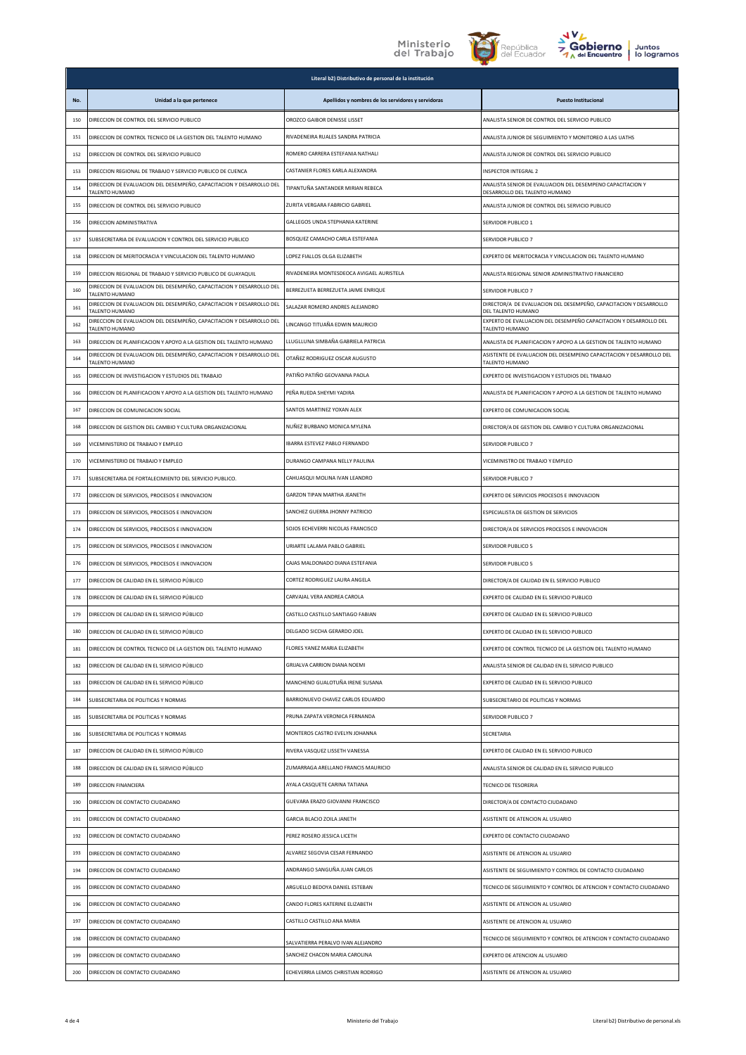| Literal b2) Distributivo de personal de la institución | | | |
|---|---|---|---|
| No. | Unidad a la que pertenece | Apellidos y nombres de los servidores y servidoras | Puesto Institucional |
| 150 | DIRECCION DE CONTROL DEL SERVICIO PUBLICO | OROZCO GAIBOR DENISSE LISSET | ANALISTA SENIOR DE CONTROL DEL SERVICIO PUBLICO |
| 151 | DIRECCION DE CONTROL TECNICO DE LA GESTION DEL TALENTO HUMANO | RIVADENEIRA RUALES SANDRA PATRICIA | ANALISTA JUNIOR DE SEGUIMIENTO Y MONITOREO A LAS UATHS |
| 152 | DIRECCION DE CONTROL DEL SERVICIO PUBLICO | ROMERO CARRERA ESTEFANIA NATHALI | ANALISTA JUNIOR DE CONTROL DEL SERVICIO PUBLICO |
| 153 | DIRECCION REGIONAL DE TRABAJO Y SERVICIO PUBLICO DE CUENCA | CASTANIER FLORES KARLA ALEXANDRA | INSPECTOR INTEGRAL 2 |
| 154 | DIRECCION DE EVALUACION DEL DESEMPEÑO, CAPACITACION Y DESARROLLO DEL TALENTO HUMANO | TIPANTUÑA SANTANDER MIRIAN REBECA | ANALISTA SENIOR DE EVALUACION DEL DESEMPENO CAPACITACION Y DESARROLLO DEL TALENTO HUMANO |
| 155 | DIRECCION DE CONTROL DEL SERVICIO PUBLICO | ZURITA VERGARA FABRICIO GABRIEL | ANALISTA JUNIOR DE CONTROL DEL SERVICIO PUBLICO |
| 156 | DIRECCION ADMINISTRATIVA | GALLEGOS UNDA STEPHANIA KATERINE | SERVIDOR PUBLICO 1 |
| 157 | SUBSECRETARIA DE EVALUACION Y CONTROL DEL SERVICIO PUBLICO | BOSQUEZ CAMACHO CARLA ESTEFANIA | SERVIDOR PUBLICO 7 |
| 158 | DIRECCION DE MERITOCRACIA Y VINCULACION DEL TALENTO HUMANO | LOPEZ FIALLOS OLGA ELIZABETH | EXPERTO DE MERITOCRACIA Y VINCULACION DEL TALENTO HUMANO |
| 159 | DIRECCION REGIONAL DE TRABAJO Y SERVICIO PUBLICO DE GUAYAQUIL | RIVADENEIRA MONTESDEOCA AVIGAEL AURISTELA | ANALISTA REGIONAL SENIOR ADMINISTRATIVO FINANCIERO |
| 160 | DIRECCION DE EVALUACION DEL DESEMPEÑO, CAPACITACION Y DESARROLLO DEL TALENTO HUMANO | BERREZUETA BERREZUETA JAIME ENRIQUE | SERVIDOR PUBLICO 7 |
| 161 | DIRECCION DE EVALUACION DEL DESEMPEÑO, CAPACITACION Y DESARROLLO DEL TALENTO HUMANO | SALAZAR ROMERO ANDRES ALEJANDRO | DIRECTOR/A DE EVALUACION DEL DESEMPEÑO, CAPACITACION Y DESARROLLO DEL TALENTO HUMANO |
| 162 | DIRECCION DE EVALUACION DEL DESEMPEÑO, CAPACITACION Y DESARROLLO DEL TALENTO HUMANO | LINCANGO TITUAÑA EDWIN MAURICIO | EXPERTO DE EVALUACION DEL DESEMPEÑO CAPACITACION Y DESARROLLO DEL TALENTO HUMANO |
| 163 | DIRECCION DE PLANIFICACION Y APOYO A LA GESTION DEL TALENTO HUMANO | LLUGLLUNA SIMBAÑA GABRIELA PATRICIA | ANALISTA DE PLANIFICACION Y APOYO A LA GESTION DE TALENTO HUMANO |
| 164 | DIRECCION DE EVALUACION DEL DESEMPEÑO, CAPACITACION Y DESARROLLO DEL TALENTO HUMANO | OTAÑEZ RODRIGUEZ OSCAR AUGUSTO | ASISTENTE DE EVALUACION DEL DESEMPENO CAPACITACION Y DESARROLLO DEL TALENTO HUMANO |
| 165 | DIRECCION DE INVESTIGACION Y ESTUDIOS DEL TRABAJO | PATIÑO PATIÑO GEOVANNA PAOLA | EXPERTO DE INVESTIGACION Y ESTUDIOS DEL TRABAJO |
| 166 | DIRECCION DE PLANIFICACION Y APOYO A LA GESTION DEL TALENTO HUMANO | PEÑA RUEDA SHEYMI YADIRA | ANALISTA DE PLANIFICACION Y APOYO A LA GESTION DE TALENTO HUMANO |
| 167 | DIRECCION DE COMUNICACION SOCIAL | SANTOS MARTINEZ YOXAN ALEX | EXPERTO DE COMUNICACION SOCIAL |
| 168 | DIRECCION DE GESTION DEL CAMBIO Y CULTURA ORGANIZACIONAL | NUÑEZ BURBANO MONICA MYLENA | DIRECTOR/A DE GESTION DEL CAMBIO Y CULTURA ORGANIZACIONAL |
| 169 | VICEMINISTERIO DE TRABAJO Y EMPLEO | IBARRA ESTEVEZ PABLO FERNANDO | SERVIDOR PUBLICO 7 |
| 170 | VICEMINISTERIO DE TRABAJO Y EMPLEO | DURANGO CAMPANA NELLY PAULINA | VICEMINISTRO DE TRABAJO Y EMPLEO |
| 171 | SUBSECRETARIA DE FORTALECIMIENTO DEL SERVICIO PUBLICO. | CAHUASQUI MOLINA IVAN LEANDRO | SERVIDOR PUBLICO 7 |
| 172 | DIRECCION DE SERVICIOS, PROCESOS E INNOVACION | GARZON TIPAN MARTHA JEANETH | EXPERTO DE SERVICIOS PROCESOS E INNOVACION |
| 173 | DIRECCION DE SERVICIOS, PROCESOS E INNOVACION | SANCHEZ GUERRA JHONNY PATRICIO | ESPECIALISTA DE GESTION DE SERVICIOS |
| 174 | DIRECCION DE SERVICIOS, PROCESOS E INNOVACION | SOJOS ECHEVERRI NICOLAS FRANCISCO | DIRECTOR/A DE SERVICIOS PROCESOS E INNOVACION |
| 175 | DIRECCION DE SERVICIOS, PROCESOS E INNOVACION | URIARTE LALAMA PABLO GABRIEL | SERVIDOR PUBLICO 5 |
| 176 | DIRECCION DE SERVICIOS, PROCESOS E INNOVACION | CAJAS MALDONADO DIANA ESTEFANIA | SERVIDOR PUBLICO 5 |
| 177 | DIRECCION DE CALIDAD EN EL SERVICIO PÚBLICO | CORTEZ RODRIGUEZ LAURA ANGELA | DIRECTOR/A DE CALIDAD EN EL SERVICIO PUBLICO |
| 178 | DIRECCION DE CALIDAD EN EL SERVICIO PÚBLICO | CARVAJAL VERA ANDREA CAROLA | EXPERTO DE CALIDAD EN EL SERVICIO PUBLICO |
| 179 | DIRECCION DE CALIDAD EN EL SERVICIO PÚBLICO | CASTILLO CASTILLO SANTIAGO FABIAN | EXPERTO DE CALIDAD EN EL SERVICIO PUBLICO |
| 180 | DIRECCION DE CALIDAD EN EL SERVICIO PÚBLICO | DELGADO SICCHA GERARDO JOEL | EXPERTO DE CALIDAD EN EL SERVICIO PUBLICO |
| 181 | DIRECCION DE CONTROL TECNICO DE LA GESTION DEL TALENTO HUMANO | FLORES YANEZ MARIA ELIZABETH | EXPERTO DE CONTROL TECNICO DE LA GESTION DEL TALENTO HUMANO |
| 182 | DIRECCION DE CALIDAD EN EL SERVICIO PÚBLICO | GRIJALVA CARRION DIANA NOEMI | ANALISTA SENIOR DE CALIDAD EN EL SERVICIO PUBLICO |
| 183 | DIRECCION DE CALIDAD EN EL SERVICIO PÚBLICO | MANCHENO GUALOTUÑA IRENE SUSANA | EXPERTO DE CALIDAD EN EL SERVICIO PUBLICO |
| 184 | SUBSECRETARIA DE POLITICAS Y NORMAS | BARRIONUEVO CHAVEZ CARLOS EDUARDO | SUBSECRETARIO DE POLITICAS Y NORMAS |
| 185 | SUBSECRETARIA DE POLITICAS Y NORMAS | PRUNA ZAPATA VERONICA FERNANDA | SERVIDOR PUBLICO 7 |
| 186 | SUBSECRETARIA DE POLITICAS Y NORMAS | MONTEROS CASTRO EVELYN JOHANNA | SECRETARIA |
| 187 | DIRECCION DE CALIDAD EN EL SERVICIO PÚBLICO | RIVERA VASQUEZ LISSETH VANESSA | EXPERTO DE CALIDAD EN EL SERVICIO PUBLICO |
| 188 | DIRECCION DE CALIDAD EN EL SERVICIO PÚBLICO | ZUMARRAGA ARELLANO FRANCIS MAURICIO | ANALISTA SENIOR DE CALIDAD EN EL SERVICIO PUBLICO |
| 189 | DIRECCION FINANCIERA | AYALA CASQUETE CARINA TATIANA | TECNICO DE TESORERIA |
| 190 | DIRECCION DE CONTACTO CIUDADANO | GUEVARA ERAZO GIOVANNI FRANCISCO | DIRECTOR/A DE CONTACTO CIUDADANO |
| 191 | DIRECCION DE CONTACTO CIUDADANO | GARCIA BLACIO ZOILA JANETH | ASISTENTE DE ATENCION AL USUARIO |
| 192 | DIRECCION DE CONTACTO CIUDADANO | PEREZ ROSERO JESSICA LICETH | EXPERTO DE CONTACTO CIUDADANO |
| 193 | DIRECCION DE CONTACTO CIUDADANO | ALVAREZ SEGOVIA CESAR FERNANDO | ASISTENTE DE ATENCION AL USUARIO |
| 194 | DIRECCION DE CONTACTO CIUDADANO | ANDRANGO SANGUÑA JUAN CARLOS | ASISTENTE DE SEGUIMIENTO Y CONTROL DE CONTACTO CIUDADANO |
| 195 | DIRECCION DE CONTACTO CIUDADANO | ARGUELLO BEDOYA DANIEL ESTEBAN | TECNICO DE SEGUIMIENTO Y CONTROL DE ATENCION Y CONTACTO CIUDADANO |
| 196 | DIRECCION DE CONTACTO CIUDADANO | CANDO FLORES KATERINE ELIZABETH | ASISTENTE DE ATENCION AL USUARIO |
| 197 | DIRECCION DE CONTACTO CIUDADANO | CASTILLO CASTILLO ANA MARIA | ASISTENTE DE ATENCION AL USUARIO |
| 198 | DIRECCION DE CONTACTO CIUDADANO | SALVATIERRA PERALVO IVAN ALEJANDRO | TECNICO DE SEGUIMIENTO Y CONTROL DE ATENCION Y CONTACTO CIUDADANO |
| 199 | DIRECCION DE CONTACTO CIUDADANO | SANCHEZ CHACON MARIA CAROLINA | EXPERTO DE ATENCION AL USUARIO |
| 200 | DIRECCION DE CONTACTO CIUDADANO | ECHEVERRIA LEMOS CHRISTIAN RODRIGO | ASISTENTE DE ATENCION AL USUARIO |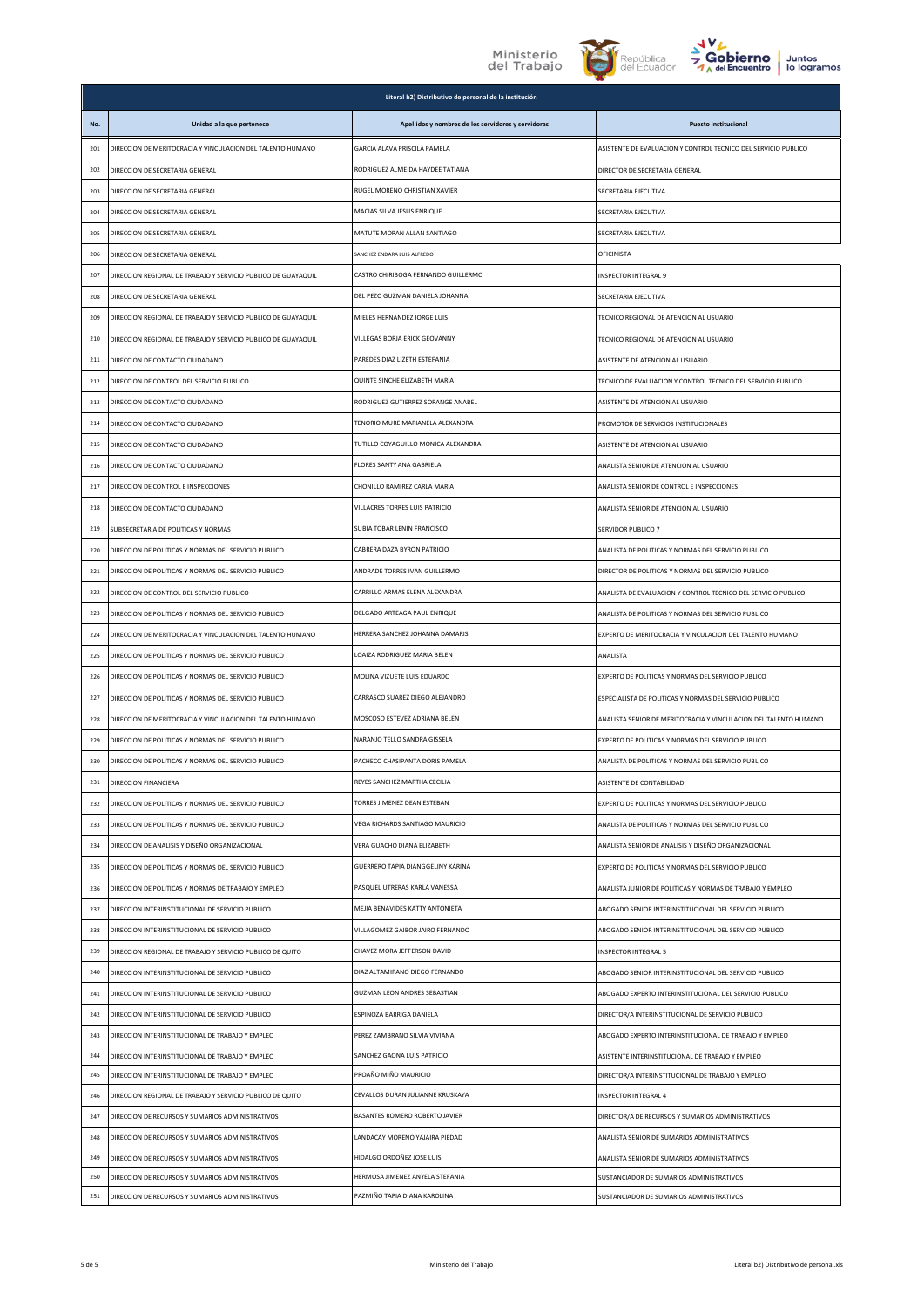| Literal b2) Distributivo de personal de la institución | | | |
|---|---|---|---|
| No. | Unidad a la que pertenece | Apellidos y nombres de los servidores y servidoras | Puesto Institucional |
| 201 | DIRECCION DE MERITOCRACIA Y VINCULACION DEL TALENTO HUMANO | GARCIA ALAVA PRISCILA PAMELA | ASISTENTE DE EVALUACION Y CONTROL TECNICO DEL SERVICIO PUBLICO |
| 202 | DIRECCION DE SECRETARIA GENERAL | RODRIGUEZ ALMEIDA HAYDEE TATIANA | DIRECTOR DE SECRETARIA GENERAL |
| 203 | DIRECCION DE SECRETARIA GENERAL | RUGEL MORENO CHRISTIAN XAVIER | SECRETARIA EJECUTIVA |
| 204 | DIRECCION DE SECRETARIA GENERAL | MACIAS SILVA JESUS ENRIQUE | SECRETARIA EJECUTIVA |
| 205 | DIRECCION DE SECRETARIA GENERAL | MATUTE MORAN ALLAN SANTIAGO | SECRETARIA EJECUTIVA |
| 206 | DIRECCION DE SECRETARIA GENERAL | SANCHEZ ENDARA LUIS ALFREDO | OFICINISTA |
| 207 | DIRECCION REGIONAL DE TRABAJO Y SERVICIO PUBLICO DE GUAYAQUIL | CASTRO CHIRIBOGA FERNANDO GUILLERMO | INSPECTOR INTEGRAL 9 |
| 208 | DIRECCION DE SECRETARIA GENERAL | DEL PEZO GUZMAN DANIELA JOHANNA | SECRETARIA EJECUTIVA |
| 209 | DIRECCION REGIONAL DE TRABAJO Y SERVICIO PUBLICO DE GUAYAQUIL | MIELES HERNANDEZ JORGE LUIS | TECNICO REGIONAL DE ATENCION AL USUARIO |
| 210 | DIRECCION REGIONAL DE TRABAJO Y SERVICIO PUBLICO DE GUAYAQUIL | VILLEGAS BORJA ERICK GEOVANNY | TECNICO REGIONAL DE ATENCION AL USUARIO |
| 211 | DIRECCION DE CONTACTO CIUDADANO | PAREDES DIAZ LIZETH ESTEFANIA | ASISTENTE DE ATENCION AL USUARIO |
| 212 | DIRECCION DE CONTROL DEL SERVICIO PUBLICO | QUINTE SINCHE ELIZABETH MARIA | TECNICO DE EVALUACION Y CONTROL TECNICO DEL SERVICIO PUBLICO |
| 213 | DIRECCION DE CONTACTO CIUDADANO | RODRIGUEZ GUTIERREZ SORANGE ANABEL | ASISTENTE DE ATENCION AL USUARIO |
| 214 | DIRECCION DE CONTACTO CIUDADANO | TENORIO MURE MARIANELA ALEXANDRA | PROMOTOR DE SERVICIOS INSTITUCIONALES |
| 215 | DIRECCION DE CONTACTO CIUDADANO | TUTILLO COYAGUILLO MONICA ALEXANDRA | ASISTENTE DE ATENCION AL USUARIO |
| 216 | DIRECCION DE CONTACTO CIUDADANO | FLORES SANTY ANA GABRIELA | ANALISTA SENIOR DE ATENCION AL USUARIO |
| 217 | DIRECCION DE CONTROL E INSPECCIONES | CHONILLO RAMIREZ CARLA MARIA | ANALISTA SENIOR DE CONTROL E INSPECCIONES |
| 218 | DIRECCION DE CONTACTO CIUDADANO | VILLACRES TORRES LUIS PATRICIO | ANALISTA SENIOR DE ATENCION AL USUARIO |
| 219 | SUBSECRETARIA DE POLITICAS Y NORMAS | SUBIA TOBAR LENIN FRANCISCO | SERVIDOR PUBLICO 7 |
| 220 | DIRECCION DE POLITICAS Y NORMAS DEL SERVICIO PUBLICO | CABRERA DAZA BYRON PATRICIO | ANALISTA DE POLITICAS Y NORMAS DEL SERVICIO PUBLICO |
| 221 | DIRECCION DE POLITICAS Y NORMAS DEL SERVICIO PUBLICO | ANDRADE TORRES IVAN GUILLERMO | DIRECTOR DE POLITICAS Y NORMAS DEL SERVICIO PUBLICO |
| 222 | DIRECCION DE CONTROL DEL SERVICIO PUBLICO | CARRILLO ARMAS ELENA ALEXANDRA | ANALISTA DE EVALUACION Y CONTROL TECNICO DEL SERVICIO PUBLICO |
| 223 | DIRECCION DE POLITICAS Y NORMAS DEL SERVICIO PUBLICO | DELGADO ARTEAGA PAUL ENRIQUE | ANALISTA DE POLITICAS Y NORMAS DEL SERVICIO PUBLICO |
| 224 | DIRECCION DE MERITOCRACIA Y VINCULACION DEL TALENTO HUMANO | HERRERA SANCHEZ JOHANNA DAMARIS | EXPERTO DE MERITOCRACIA Y VINCULACION DEL TALENTO HUMANO |
| 225 | DIRECCION DE POLITICAS Y NORMAS DEL SERVICIO PUBLICO | LOAIZA RODRIGUEZ MARIA BELEN | ANALISTA |
| 226 | DIRECCION DE POLITICAS Y NORMAS DEL SERVICIO PUBLICO | MOLINA VIZUETE LUIS EDUARDO | EXPERTO DE POLITICAS Y NORMAS DEL SERVICIO PUBLICO |
| 227 | DIRECCION DE POLITICAS Y NORMAS DEL SERVICIO PUBLICO | CARRASCO SUAREZ DIEGO ALEJANDRO | ESPECIALISTA DE POLITICAS Y NORMAS DEL SERVICIO PUBLICO |
| 228 | DIRECCION DE MERITOCRACIA Y VINCULACION DEL TALENTO HUMANO | MOSCOSO ESTEVEZ ADRIANA BELEN | ANALISTA SENIOR DE MERITOCRACIA Y VINCULACION DEL TALENTO HUMANO |
| 229 | DIRECCION DE POLITICAS Y NORMAS DEL SERVICIO PUBLICO | NARANJO TELLO SANDRA GISSELA | EXPERTO DE POLITICAS Y NORMAS DEL SERVICIO PUBLICO |
| 230 | DIRECCION DE POLITICAS Y NORMAS DEL SERVICIO PUBLICO | PACHECO CHASIPANTA DORIS PAMELA | ANALISTA DE POLITICAS Y NORMAS DEL SERVICIO PUBLICO |
| 231 | DIRECCION FINANCIERA | REYES SANCHEZ MARTHA CECILIA | ASISTENTE DE CONTABILIDAD |
| 232 | DIRECCION DE POLITICAS Y NORMAS DEL SERVICIO PUBLICO | TORRES JIMENEZ DEAN ESTEBAN | EXPERTO DE POLITICAS Y NORMAS DEL SERVICIO PUBLICO |
| 233 | DIRECCION DE POLITICAS Y NORMAS DEL SERVICIO PUBLICO | VEGA RICHARDS SANTIAGO MAURICIO | ANALISTA DE POLITICAS Y NORMAS DEL SERVICIO PUBLICO |
| 234 | DIRECCION DE ANALISIS Y DISEÑO ORGANIZACIONAL | VERA GUACHO DIANA ELIZABETH | ANALISTA SENIOR DE ANALISIS Y DISEÑO ORGANIZACIONAL |
| 235 | DIRECCION DE POLITICAS Y NORMAS DEL SERVICIO PUBLICO | GUERRERO TAPIA DIANGGELINY KARINA | EXPERTO DE POLITICAS Y NORMAS DEL SERVICIO PUBLICO |
| 236 | DIRECCION DE POLITICAS Y NORMAS DE TRABAJO Y EMPLEO | PASQUEL UTRERAS KARLA VANESSA | ANALISTA JUNIOR DE POLITICAS Y NORMAS DE TRABAJO Y EMPLEO |
| 237 | DIRECCION INTERINSTITUCIONAL DE SERVICIO PUBLICO | MEJIA BENAVIDES KATTY ANTONIETA | ABOGADO SENIOR INTERINSTITUCIONAL DEL SERVICIO PUBLICO |
| 238 | DIRECCION INTERINSTITUCIONAL DE SERVICIO PUBLICO | VILLAGOMEZ GAIBOR JAIRO FERNANDO | ABOGADO SENIOR INTERINSTITUCIONAL DEL SERVICIO PUBLICO |
| 239 | DIRECCION REGIONAL DE TRABAJO Y SERVICIO PUBLICO DE QUITO | CHAVEZ MORA JEFFERSON DAVID | INSPECTOR INTEGRAL 5 |
| 240 | DIRECCION INTERINSTITUCIONAL DE SERVICIO PUBLICO | DIAZ ALTAMIRANO DIEGO FERNANDO | ABOGADO SENIOR INTERINSTITUCIONAL DEL SERVICIO PUBLICO |
| 241 | DIRECCION INTERINSTITUCIONAL DE SERVICIO PUBLICO | GUZMAN LEON ANDRES SEBASTIAN | ABOGADO EXPERTO INTERINSTITUCIONAL DEL SERVICIO PUBLICO |
| 242 | DIRECCION INTERINSTITUCIONAL DE SERVICIO PUBLICO | ESPINOZA BARRIGA DANIELA | DIRECTOR/A INTERINSTITUCIONAL DE SERVICIO PUBLICO |
| 243 | DIRECCION INTERINSTITUCIONAL DE TRABAJO Y EMPLEO | PEREZ ZAMBRANO SILVIA VIVIANA | ABOGADO EXPERTO INTERINSTITUCIONAL DE TRABAJO Y EMPLEO |
| 244 | DIRECCION INTERINSTITUCIONAL DE TRABAJO Y EMPLEO | SANCHEZ GAONA LUIS PATRICIO | ASISTENTE INTERINSTITUCIONAL DE TRABAJO Y EMPLEO |
| 245 | DIRECCION INTERINSTITUCIONAL DE TRABAJO Y EMPLEO | PROAÑO MIÑO MAURICIO | DIRECTOR/A INTERINSTITUCIONAL DE TRABAJO Y EMPLEO |
| 246 | DIRECCION REGIONAL DE TRABAJO Y SERVICIO PUBLICO DE QUITO | CEVALLOS DURAN JULIANNE KRUSKAYA | INSPECTOR INTEGRAL 4 |
| 247 | DIRECCION DE RECURSOS Y SUMARIOS ADMINISTRATIVOS | BASANTES ROMERO ROBERTO JAVIER | DIRECTOR/A DE RECURSOS Y SUMARIOS ADMINISTRATIVOS |
| 248 | DIRECCION DE RECURSOS Y SUMARIOS ADMINISTRATIVOS | LANDACAY MORENO YAJAIRA PIEDAD | ANALISTA SENIOR DE SUMARIOS ADMINISTRATIVOS |
| 249 | DIRECCION DE RECURSOS Y SUMARIOS ADMINISTRATIVOS | HIDALGO ORDOÑEZ JOSE LUIS | ANALISTA SENIOR DE SUMARIOS ADMINISTRATIVOS |
| 250 | DIRECCION DE RECURSOS Y SUMARIOS ADMINISTRATIVOS | HERMOSA JIMENEZ ANYELA STEFANIA | SUSTANCIADOR DE SUMARIOS ADMINISTRATIVOS |
| 251 | DIRECCION DE RECURSOS Y SUMARIOS ADMINISTRATIVOS | PAZMIÑO TAPIA DIANA KAROLINA | SUSTANCIADOR DE SUMARIOS ADMINISTRATIVOS |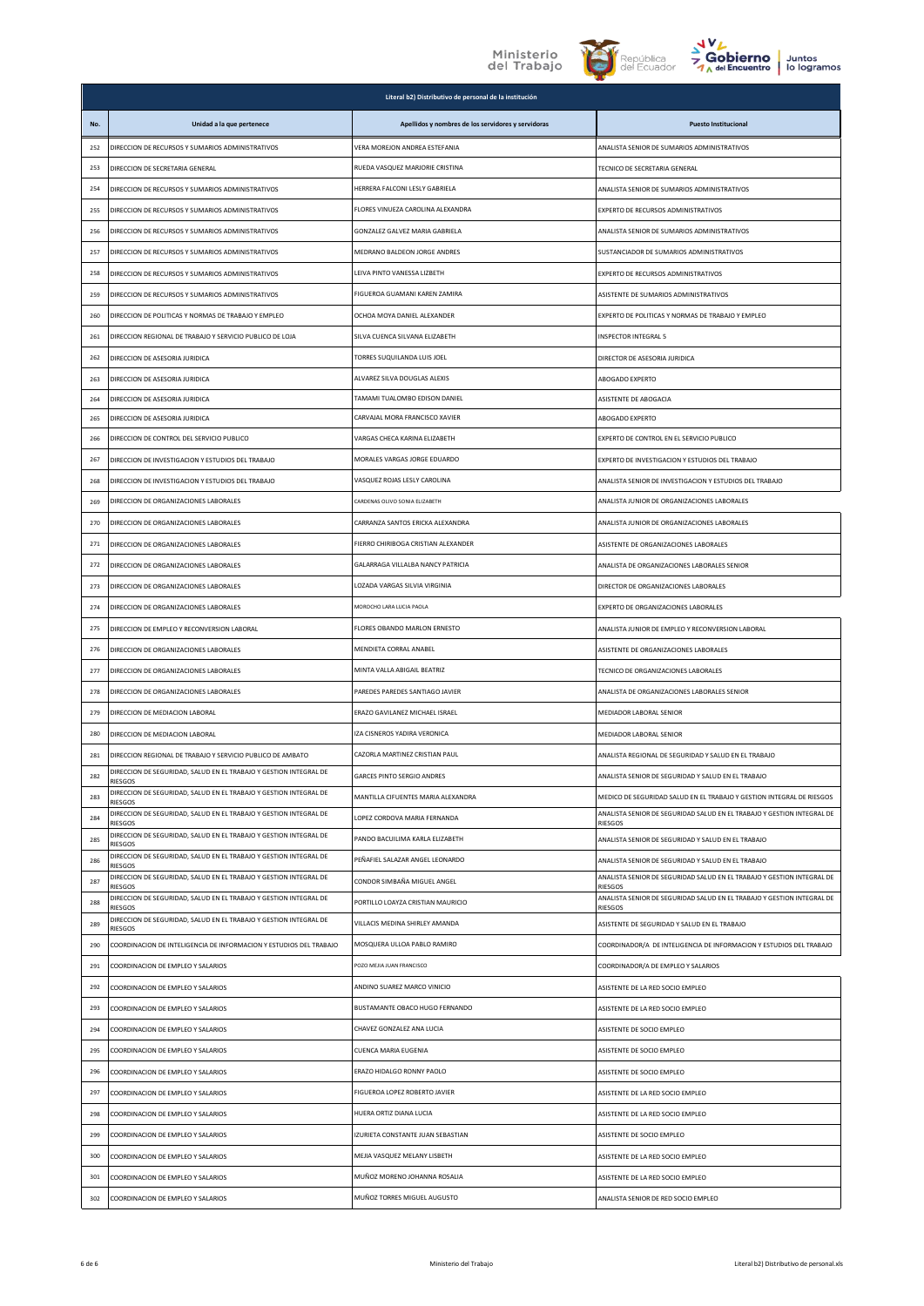| Literal b2) Distributivo de personal de la institución | | | |
|---|---|---|---|
| No. | Unidad a la que pertenece | Apellidos y nombres de los servidores y servidoras | Puesto Institucional |
| 252 | DIRECCION DE RECURSOS Y SUMARIOS ADMINISTRATIVOS | VERA MOREJON ANDREA ESTEFANIA | ANALISTA SENIOR DE SUMARIOS ADMINISTRATIVOS |
| 253 | DIRECCION DE SECRETARIA GENERAL | RUEDA VASQUEZ MARJORIE CRISTINA | TECNICO DE SECRETARIA GENERAL |
| 254 | DIRECCION DE RECURSOS Y SUMARIOS ADMINISTRATIVOS | HERRERA FALCONI LESLY GABRIELA | ANALISTA SENIOR DE SUMARIOS ADMINISTRATIVOS |
| 255 | DIRECCION DE RECURSOS Y SUMARIOS ADMINISTRATIVOS | FLORES VINUEZA CAROLINA ALEXANDRA | EXPERTO DE RECURSOS ADMINISTRATIVOS |
| 256 | DIRECCION DE RECURSOS Y SUMARIOS ADMINISTRATIVOS | GONZALEZ GALVEZ MARIA GABRIELA | ANALISTA SENIOR DE SUMARIOS ADMINISTRATIVOS |
| 257 | DIRECCION DE RECURSOS Y SUMARIOS ADMINISTRATIVOS | MEDRANO BALDEON JORGE ANDRES | SUSTANCIADOR DE SUMARIOS ADMINISTRATIVOS |
| 258 | DIRECCION DE RECURSOS Y SUMARIOS ADMINISTRATIVOS | LEIVA PINTO VANESSA LIZBETH | EXPERTO DE RECURSOS ADMINISTRATIVOS |
| 259 | DIRECCION DE RECURSOS Y SUMARIOS ADMINISTRATIVOS | FIGUEROA GUAMANI KAREN ZAMIRA | ASISTENTE DE SUMARIOS ADMINISTRATIVOS |
| 260 | DIRECCION DE POLITICAS Y NORMAS DE TRABAJO Y EMPLEO | OCHOA MOYA DANIEL ALEXANDER | EXPERTO DE POLITICAS Y NORMAS DE TRABAJO Y EMPLEO |
| 261 | DIRECCION REGIONAL DE TRABAJO Y SERVICIO PUBLICO DE LOJA | SILVA CUENCA SILVANA ELIZABETH | INSPECTOR INTEGRAL 5 |
| 262 | DIRECCION DE ASESORIA JURIDICA | TORRES SUQUILANDA LUIS JOEL | DIRECTOR DE ASESORIA JURIDICA |
| 263 | DIRECCION DE ASESORIA JURIDICA | ALVAREZ SILVA DOUGLAS ALEXIS | ABOGADO EXPERTO |
| 264 | DIRECCION DE ASESORIA JURIDICA | TAMAMI TUALOMBO EDISON DANIEL | ASISTENTE DE ABOGACIA |
| 265 | DIRECCION DE ASESORIA JURIDICA | CARVAJAL MORA FRANCISCO XAVIER | ABOGADO EXPERTO |
| 266 | DIRECCION DE CONTROL DEL SERVICIO PUBLICO | VARGAS CHECA KARINA ELIZABETH | EXPERTO DE CONTROL EN EL SERVICIO PUBLICO |
| 267 | DIRECCION DE INVESTIGACION Y ESTUDIOS DEL TRABAJO | MORALES VARGAS JORGE EDUARDO | EXPERTO DE INVESTIGACION Y ESTUDIOS DEL TRABAJO |
| 268 | DIRECCION DE INVESTIGACION Y ESTUDIOS DEL TRABAJO | VASQUEZ ROJAS LESLY CAROLINA | ANALISTA SENIOR DE INVESTIGACION Y ESTUDIOS DEL TRABAJO |
| 269 | DIRECCION DE ORGANIZACIONES LABORALES | CARDENAS OLIVO SONIA ELIZABETH | ANALISTA JUNIOR DE ORGANIZACIONES LABORALES |
| 270 | DIRECCION DE ORGANIZACIONES LABORALES | CARRANZA SANTOS ERICKA ALEXANDRA | ANALISTA JUNIOR DE ORGANIZACIONES LABORALES |
| 271 | DIRECCION DE ORGANIZACIONES LABORALES | FIERRO CHIRIBOGA CRISTIAN ALEXANDER | ASISTENTE DE ORGANIZACIONES LABORALES |
| 272 | DIRECCION DE ORGANIZACIONES LABORALES | GALARRAGA VILLALBA NANCY PATRICIA | ANALISTA DE ORGANIZACIONES LABORALES SENIOR |
| 273 | DIRECCION DE ORGANIZACIONES LABORALES | LOZADA VARGAS SILVIA VIRGINIA | DIRECTOR DE ORGANIZACIONES LABORALES |
| 274 | DIRECCION DE ORGANIZACIONES LABORALES | MOROCHO LARA LUCIA PAOLA | EXPERTO DE ORGANIZACIONES LABORALES |
| 275 | DIRECCION DE EMPLEO Y RECONVERSION LABORAL | FLORES OBANDO MARLON ERNESTO | ANALISTA JUNIOR DE EMPLEO Y RECONVERSION LABORAL |
| 276 | DIRECCION DE ORGANIZACIONES LABORALES | MENDIETA CORRAL ANABEL | ASISTENTE DE ORGANIZACIONES LABORALES |
| 277 | DIRECCION DE ORGANIZACIONES LABORALES | MINTA VALLA ABIGAIL BEATRIZ | TECNICO DE ORGANIZACIONES LABORALES |
| 278 | DIRECCION DE ORGANIZACIONES LABORALES | PAREDES PAREDES SANTIAGO JAVIER | ANALISTA DE ORGANIZACIONES LABORALES SENIOR |
| 279 | DIRECCION DE MEDIACION LABORAL | ERAZO GAVILANEZ MICHAEL ISRAEL | MEDIADOR LABORAL SENIOR |
| 280 | DIRECCION DE MEDIACION LABORAL | IZA CISNEROS YADIRA VERONICA | MEDIADOR LABORAL SENIOR |
| 281 | DIRECCION REGIONAL DE TRABAJO Y SERVICIO PUBLICO DE AMBATO | CAZORLA MARTINEZ CRISTIAN PAUL | ANALISTA REGIONAL DE SEGURIDAD Y SALUD EN EL TRABAJO |
| 282 | DIRECCION DE SEGURIDAD, SALUD EN EL TRABAJO Y GESTION INTEGRAL DE RIESGOS | GARCES PINTO SERGIO ANDRES | ANALISTA SENIOR DE SEGURIDAD Y SALUD EN EL TRABAJO |
| 283 | DIRECCION DE SEGURIDAD, SALUD EN EL TRABAJO Y GESTION INTEGRAL DE RIESGOS | MANTILLA CIFUENTES MARIA ALEXANDRA | MEDICO DE SEGURIDAD SALUD EN EL TRABAJO Y GESTION INTEGRAL DE RIESGOS |
| 284 | DIRECCION DE SEGURIDAD, SALUD EN EL TRABAJO Y GESTION INTEGRAL DE RIESGOS | LOPEZ CORDOVA MARIA FERNANDA | ANALISTA SENIOR DE SEGURIDAD SALUD EN EL TRABAJO Y GESTION INTEGRAL DE RIESGOS |
| 285 | DIRECCION DE SEGURIDAD, SALUD EN EL TRABAJO Y GESTION INTEGRAL DE RIESGOS | PANDO BACUILIMA KARLA ELIZABETH | ANALISTA SENIOR DE SEGURIDAD Y SALUD EN EL TRABAJO |
| 286 | DIRECCION DE SEGURIDAD, SALUD EN EL TRABAJO Y GESTION INTEGRAL DE RIESGOS | PEÑAFIEL SALAZAR ANGEL LEONARDO | ANALISTA SENIOR DE SEGURIDAD Y SALUD EN EL TRABAJO |
| 287 | DIRECCION DE SEGURIDAD, SALUD EN EL TRABAJO Y GESTION INTEGRAL DE RIESGOS | CONDOR SIMBAÑA MIGUEL ANGEL | ANALISTA SENIOR DE SEGURIDAD SALUD EN EL TRABAJO Y GESTION INTEGRAL DE RIESGOS |
| 288 | DIRECCION DE SEGURIDAD, SALUD EN EL TRABAJO Y GESTION INTEGRAL DE RIESGOS | PORTILLO LOAYZA CRISTIAN MAURICIO | ANALISTA SENIOR DE SEGURIDAD SALUD EN EL TRABAJO Y GESTION INTEGRAL DE RIESGOS |
| 289 | DIRECCION DE SEGURIDAD, SALUD EN EL TRABAJO Y GESTION INTEGRAL DE RIESGOS | VILLACIS MEDINA SHIRLEY AMANDA | ASISTENTE DE SEGURIDAD Y SALUD EN EL TRABAJO |
| 290 | COORDINACION DE INTELIGENCIA DE INFORMACION Y ESTUDIOS DEL TRABAJO | MOSQUERA ULLOA PABLO RAMIRO | COORDINADOR/A DE INTELIGENCIA DE INFORMACION Y ESTUDIOS DEL TRABAJO |
| 291 | COORDINACION DE EMPLEO Y SALARIOS | POZO MEJIA JUAN FRANCISCO | COORDINADOR/A DE EMPLEO Y SALARIOS |
| 292 | COORDINACION DE EMPLEO Y SALARIOS | ANDINO SUAREZ MARCO VINICIO | ASISTENTE DE LA RED SOCIO EMPLEO |
| 293 | COORDINACION DE EMPLEO Y SALARIOS | BUSTAMANTE OBACO HUGO FERNANDO | ASISTENTE DE LA RED SOCIO EMPLEO |
| 294 | COORDINACION DE EMPLEO Y SALARIOS | CHAVEZ GONZALEZ ANA LUCIA | ASISTENTE DE SOCIO EMPLEO |
| 295 | COORDINACION DE EMPLEO Y SALARIOS | CUENCA MARIA EUGENIA | ASISTENTE DE SOCIO EMPLEO |
| 296 | COORDINACION DE EMPLEO Y SALARIOS | ERAZO HIDALGO RONNY PAOLO | ASISTENTE DE SOCIO EMPLEO |
| 297 | COORDINACION DE EMPLEO Y SALARIOS | FIGUEROA LOPEZ ROBERTO JAVIER | ASISTENTE DE LA RED SOCIO EMPLEO |
| 298 | COORDINACION DE EMPLEO Y SALARIOS | HUERA ORTIZ DIANA LUCIA | ASISTENTE DE LA RED SOCIO EMPLEO |
| 299 | COORDINACION DE EMPLEO Y SALARIOS | IZURIETA CONSTANTE JUAN SEBASTIAN | ASISTENTE DE SOCIO EMPLEO |
| 300 | COORDINACION DE EMPLEO Y SALARIOS | MEJIA VASQUEZ MELANY LISBETH | ASISTENTE DE LA RED SOCIO EMPLEO |
| 301 | COORDINACION DE EMPLEO Y SALARIOS | MUÑOZ MORENO JOHANNA ROSALIA | ASISTENTE DE LA RED SOCIO EMPLEO |
| 302 | COORDINACION DE EMPLEO Y SALARIOS | MUÑOZ TORRES MIGUEL AUGUSTO | ANALISTA SENIOR DE RED SOCIO EMPLEO |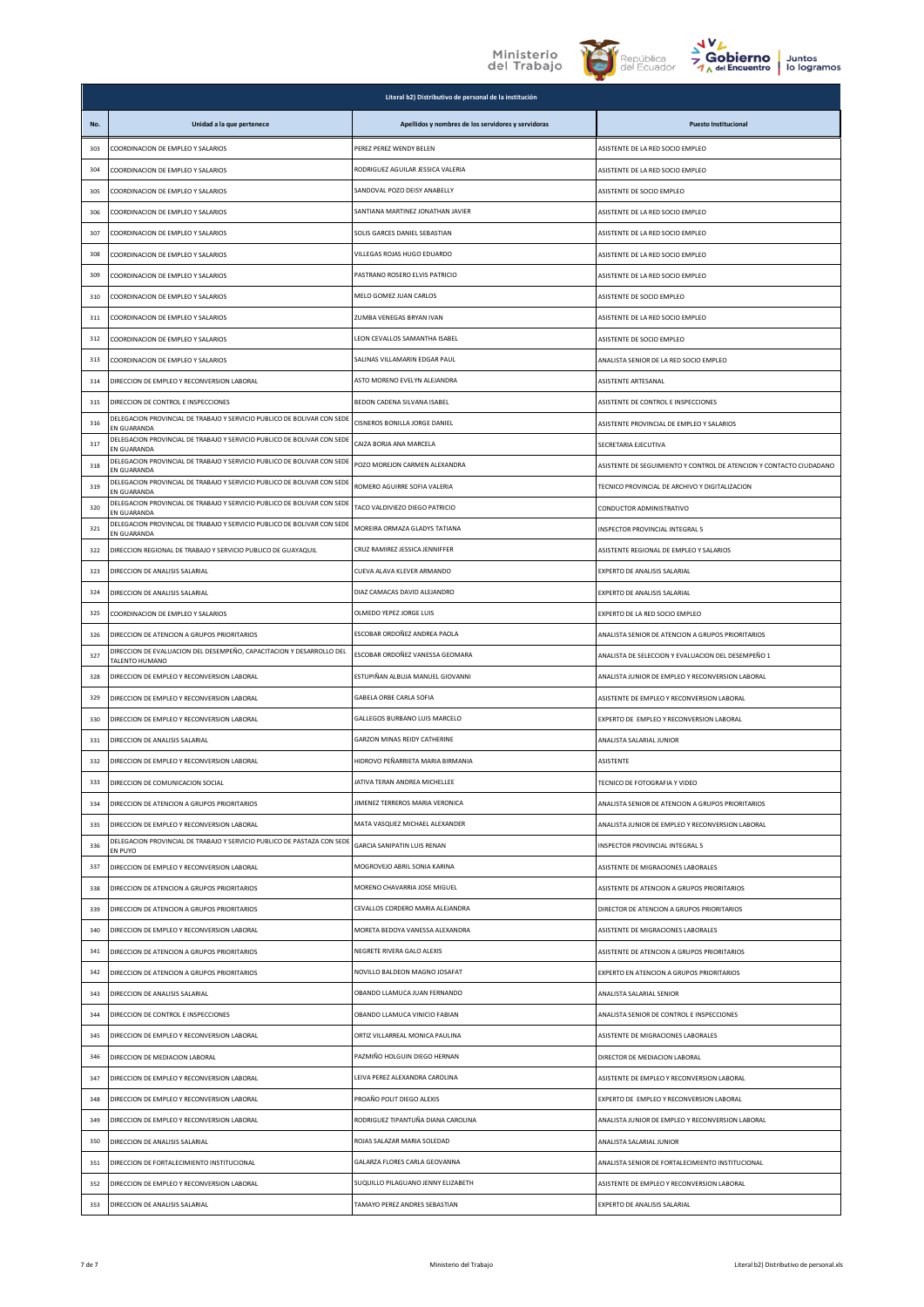| Literal b2) Distributivo de personal de la institución | | | |
|---|---|---|---|
| No. | Unidad a la que pertenece | Apellidos y nombres de los servidores y servidoras | Puesto Institucional |
| 303 | COORDINACION DE EMPLEO Y SALARIOS | PEREZ PEREZ WENDY BELEN | ASISTENTE DE LA RED SOCIO EMPLEO |
| 304 | COORDINACION DE EMPLEO Y SALARIOS | RODRIGUEZ AGUILAR JESSICA VALERIA | ASISTENTE DE LA RED SOCIO EMPLEO |
| 305 | COORDINACION DE EMPLEO Y SALARIOS | SANDOVAL POZO DEISY ANABELLY | ASISTENTE DE SOCIO EMPLEO |
| 306 | COORDINACION DE EMPLEO Y SALARIOS | SANTIANA MARTINEZ JONATHAN JAVIER | ASISTENTE DE LA RED SOCIO EMPLEO |
| 307 | COORDINACION DE EMPLEO Y SALARIOS | SOLIS GARCES DANIEL SEBASTIAN | ASISTENTE DE LA RED SOCIO EMPLEO |
| 308 | COORDINACION DE EMPLEO Y SALARIOS | VILLEGAS ROJAS HUGO EDUARDO | ASISTENTE DE LA RED SOCIO EMPLEO |
| 309 | COORDINACION DE EMPLEO Y SALARIOS | PASTRANO ROSERO ELVIS PATRICIO | ASISTENTE DE LA RED SOCIO EMPLEO |
| 310 | COORDINACION DE EMPLEO Y SALARIOS | MELO GOMEZ JUAN CARLOS | ASISTENTE DE SOCIO EMPLEO |
| 311 | COORDINACION DE EMPLEO Y SALARIOS | ZUMBA VENEGAS BRYAN IVAN | ASISTENTE DE LA RED SOCIO EMPLEO |
| 312 | COORDINACION DE EMPLEO Y SALARIOS | LEON CEVALLOS SAMANTHA ISABEL | ASISTENTE DE SOCIO EMPLEO |
| 313 | COORDINACION DE EMPLEO Y SALARIOS | SALINAS VILLAMARIN EDGAR PAUL | ANALISTA SENIOR DE LA RED SOCIO EMPLEO |
| 314 | DIRECCION DE EMPLEO Y RECONVERSION LABORAL | ASTO MORENO EVELYN ALEJANDRA | ASISTENTE ARTESANAL |
| 315 | DIRECCION DE CONTROL E INSPECCIONES | BEDON CADENA SILVANA ISABEL | ASISTENTE DE CONTROL E INSPECCIONES |
| 316 | DELEGACION PROVINCIAL DE TRABAJO Y SERVICIO PUBLICO DE BOLIVAR CON SEDE EN GUARANDA | CISNEROS BONILLA JORGE DANIEL | ASISTENTE PROVINCIAL DE EMPLEO Y SALARIOS |
| 317 | DELEGACION PROVINCIAL DE TRABAJO Y SERVICIO PUBLICO DE BOLIVAR CON SEDE EN GUARANDA | CAIZA BORJA ANA MARCELA | SECRETARIA EJECUTIVA |
| 318 | DELEGACION PROVINCIAL DE TRABAJO Y SERVICIO PUBLICO DE BOLIVAR CON SEDE EN GUARANDA | POZO MOREJON CARMEN ALEXANDRA | ASISTENTE DE SEGUIMIENTO Y CONTROL DE ATENCION Y CONTACTO CIUDADANO |
| 319 | DELEGACION PROVINCIAL DE TRABAJO Y SERVICIO PUBLICO DE BOLIVAR CON SEDE EN GUARANDA | ROMERO AGUIRRE SOFIA VALERIA | TECNICO PROVINCIAL DE ARCHIVO Y DIGITALIZACION |
| 320 | DELEGACION PROVINCIAL DE TRABAJO Y SERVICIO PUBLICO DE BOLIVAR CON SEDE EN GUARANDA | TACO VALDIVIEZO DIEGO PATRICIO | CONDUCTOR ADMINISTRATIVO |
| 321 | DELEGACION PROVINCIAL DE TRABAJO Y SERVICIO PUBLICO DE BOLIVAR CON SEDE EN GUARANDA | MOREIRA ORMAZA GLADYS TATIANA | INSPECTOR PROVINCIAL INTEGRAL 5 |
| 322 | DIRECCION REGIONAL DE TRABAJO Y SERVICIO PUBLICO DE GUAYAQUIL | CRUZ RAMIREZ JESSICA JENNIFFER | ASISTENTE REGIONAL DE EMPLEO Y SALARIOS |
| 323 | DIRECCION DE ANALISIS SALARIAL | CUEVA ALAVA KLEVER ARMANDO | EXPERTO DE ANALISIS SALARIAL |
| 324 | DIRECCION DE ANALISIS SALARIAL | DIAZ CAMACAS DAVID ALEJANDRO | EXPERTO DE ANALISIS SALARIAL |
| 325 | COORDINACION DE EMPLEO Y SALARIOS | OLMEDO YEPEZ JORGE LUIS | EXPERTO DE LA RED SOCIO EMPLEO |
| 326 | DIRECCION DE ATENCION A GRUPOS PRIORITARIOS | ESCOBAR ORDOÑEZ ANDREA PAOLA | ANALISTA SENIOR DE ATENCION A GRUPOS PRIORITARIOS |
| 327 | DIRECCION DE EVALUACION DEL DESEMPEÑO, CAPACITACION Y DESARROLLO DEL TALENTO HUMANO | ESCOBAR ORDOÑEZ VANESSA GEOMARA | ANALISTA DE SELECCION Y EVALUACION DEL DESEMPEÑO 1 |
| 328 | DIRECCION DE EMPLEO Y RECONVERSION LABORAL | ESTUPIÑAN ALBUJA MANUEL GIOVANNI | ANALISTA JUNIOR DE EMPLEO Y RECONVERSION LABORAL |
| 329 | DIRECCION DE EMPLEO Y RECONVERSION LABORAL | GABELA ORBE CARLA SOFIA | ASISTENTE DE EMPLEO Y RECONVERSION LABORAL |
| 330 | DIRECCION DE EMPLEO Y RECONVERSION LABORAL | GALLEGOS BURBANO LUIS MARCELO | EXPERTO DE EMPLEO Y RECONVERSION LABORAL |
| 331 | DIRECCION DE ANALISIS SALARIAL | GARZON MINAS REIDY CATHERINE | ANALISTA SALARIAL JUNIOR |
| 332 | DIRECCION DE EMPLEO Y RECONVERSION LABORAL | HIDROVO PEÑARRIETA MARIA BIRMANIA | ASISTENTE |
| 333 | DIRECCION DE COMUNICACION SOCIAL | JATIVA TERAN ANDREA MICHELLEE | TECNICO DE FOTOGRAFIA Y VIDEO |
| 334 | DIRECCION DE ATENCION A GRUPOS PRIORITARIOS | JIMENEZ TERREROS MARIA VERONICA | ANALISTA SENIOR DE ATENCION A GRUPOS PRIORITARIOS |
| 335 | DIRECCION DE EMPLEO Y RECONVERSION LABORAL | MATA VASQUEZ MICHAEL ALEXANDER | ANALISTA JUNIOR DE EMPLEO Y RECONVERSION LABORAL |
| 336 | DELEGACION PROVINCIAL DE TRABAJO Y SERVICIO PUBLICO DE PASTAZA CON SEDE EN PUYO | GARCIA SANIPATIN LUIS RENAN | INSPECTOR PROVINCIAL INTEGRAL 5 |
| 337 | DIRECCION DE EMPLEO Y RECONVERSION LABORAL | MOGROVEJO ABRIL SONIA KARINA | ASISTENTE DE MIGRACIONES LABORALES |
| 338 | DIRECCION DE ATENCION A GRUPOS PRIORITARIOS | MORENO CHAVARRIA JOSE MIGUEL | ASISTENTE DE ATENCION A GRUPOS PRIORITARIOS |
| 339 | DIRECCION DE ATENCION A GRUPOS PRIORITARIOS | CEVALLOS CORDERO MARIA ALEJANDRA | DIRECTOR DE ATENCION A GRUPOS PRIORITARIOS |
| 340 | DIRECCION DE EMPLEO Y RECONVERSION LABORAL | MORETA BEDOYA VANESSA ALEXANDRA | ASISTENTE DE MIGRACIONES LABORALES |
| 341 | DIRECCION DE ATENCION A GRUPOS PRIORITARIOS | NEGRETE RIVERA GALO ALEXIS | ASISTENTE DE ATENCION A GRUPOS PRIORITARIOS |
| 342 | DIRECCION DE ATENCION A GRUPOS PRIORITARIOS | NOVILLO BALDEON MAGNO JOSAFAT | EXPERTO EN ATENCION A GRUPOS PRIORITARIOS |
| 343 | DIRECCION DE ANALISIS SALARIAL | OBANDO LLAMUCA JUAN FERNANDO | ANALISTA SALARIAL SENIOR |
| 344 | DIRECCION DE CONTROL E INSPECCIONES | OBANDO LLAMUCA VINICIO FABIAN | ANALISTA SENIOR DE CONTROL E INSPECCIONES |
| 345 | DIRECCION DE EMPLEO Y RECONVERSION LABORAL | ORTIZ VILLARREAL MONICA PAULINA | ASISTENTE DE MIGRACIONES LABORALES |
| 346 | DIRECCION DE MEDIACION LABORAL | PAZMIÑO HOLGUIN DIEGO HERNAN | DIRECTOR DE MEDIACION LABORAL |
| 347 | DIRECCION DE EMPLEO Y RECONVERSION LABORAL | LEIVA PEREZ ALEXANDRA CAROLINA | ASISTENTE DE EMPLEO Y RECONVERSION LABORAL |
| 348 | DIRECCION DE EMPLEO Y RECONVERSION LABORAL | PROAÑO POLIT DIEGO ALEXIS | EXPERTO DE EMPLEO Y RECONVERSION LABORAL |
| 349 | DIRECCION DE EMPLEO Y RECONVERSION LABORAL | RODRIGUEZ TIPANTUÑA DIANA CAROLINA | ANALISTA JUNIOR DE EMPLEO Y RECONVERSION LABORAL |
| 350 | DIRECCION DE ANALISIS SALARIAL | ROJAS SALAZAR MARIA SOLEDAD | ANALISTA SALARIAL JUNIOR |
| 351 | DIRECCION DE FORTALECIMIENTO INSTITUCIONAL | GALARZA FLORES CARLA GEOVANNA | ANALISTA SENIOR DE FORTALECIMIENTO INSTITUCIONAL |
| 352 | DIRECCION DE EMPLEO Y RECONVERSION LABORAL | SUQUILLO PILAGUANO JENNY ELIZABETH | ASISTENTE DE EMPLEO Y RECONVERSION LABORAL |
| 353 | DIRECCION DE ANALISIS SALARIAL | TAMAYO PEREZ ANDRES SEBASTIAN | EXPERTO DE ANALISIS SALARIAL |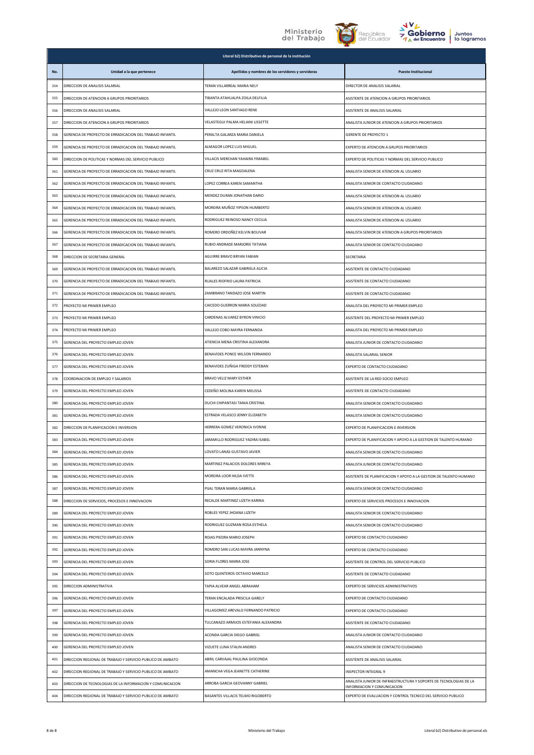| Literal b2) Distributivo de personal de la institución | | | |
|---|---|---|---|
| No. | Unidad a la que pertenece | Apellidos y nombres de los servidores y servidoras | Puesto Institucional |
| 354 | DIRECCION DE ANALISIS SALARIAL | TERAN VILLARREAL MARIA NELY | DIRECTOR DE ANALISIS SALARIAL |
| 355 | DIRECCION DE ATENCION A GRUPOS PRIORITARIOS | TIBANTA ATAHUALPA ZOILA DELFILIA | ASISTENTE DE ATENCION A GRUPOS PRIORITARIOS |
| 356 | DIRECCION DE ANALISIS SALARIAL | VALLEJO LEON SANTIAGO RENE | ASISTENTE DE ANALISIS SALARIAL |
| 357 | DIRECCION DE ATENCION A GRUPOS PRIORITARIOS | VELASTEGUI PALMA HELIANI LISSETTE | ANALISTA JUNIOR DE ATENCION A GRUPOS PRIORITARIOS |
| 358 | GERENCIA DE PROYECTO DE ERRADICACION DEL TRABAJO INFANTIL | PERALTA GALARZA MARIA DANIELA | GERENTE DE PROYECTO 1 |
| 359 | GERENCIA DE PROYECTO DE ERRADICACION DEL TRABAJO INFANTIL | ALMAGOR LOPEZ LUIS MIGUEL | EXPERTO DE ATENCION A GRUPOS PRIORITARIOS |
| 360 | DIRECCION DE POLITICAS Y NORMAS DEL SERVICIO PUBLICO | VILLACIS MERCHAN YAHAIRA YIMABEL | EXPERTO DE POLITICAS Y NORMAS DEL SERVICIO PUBLICO |
| 361 | GERENCIA DE PROYECTO DE ERRADICACION DEL TRABAJO INFANTIL | CRUZ CRUZ RITA MAGDALENA | ANALISTA SENIOR DE ATENCION AL USUARIO |
| 362 | GERENCIA DE PROYECTO DE ERRADICACION DEL TRABAJO INFANTIL | LOPEZ CORREA KAREN SAMANTHA | ANALISTA SENIOR DE CONTACTO CIUDADANO |
| 363 | GERENCIA DE PROYECTO DE ERRADICACION DEL TRABAJO INFANTIL | MENDEZ DURAN JONATHAN DARIO | ANALISTA SENIOR DE ATENCION AL USUARIO |
| 364 | GERENCIA DE PROYECTO DE ERRADICACION DEL TRABAJO INFANTIL | MOREIRA MUÑOZ YIPSON HUMBERTO | ANALISTA SENIOR DE ATENCION AL USUARIO |
| 365 | GERENCIA DE PROYECTO DE ERRADICACION DEL TRABAJO INFANTIL | RODRIGUEZ REINOSO NANCY CECILIA | ANALISTA SENIOR DE ATENCION AL USUARIO |
| 366 | GERENCIA DE PROYECTO DE ERRADICACION DEL TRABAJO INFANTIL | ROMERO ORDOÑEZ KELVIN BOLIVAR | ANALISTA SENIOR DE ATENCION A GRUPOS PRIORITARIOS |
| 367 | GERENCIA DE PROYECTO DE ERRADICACION DEL TRABAJO INFANTIL | RUBIO ANDRADE MARJORIE TATIANA | ANALISTA SENIOR DE CONTACTO CIUDADANO |
| 368 | DIRECCION DE SECRETARIA GENERAL | AGUIRRE BRAVO BRYAN FABIAN | SECRETARIA |
| 369 | GERENCIA DE PROYECTO DE ERRADICACION DEL TRABAJO INFANTIL | BALAREZO SALAZAR GABRIELA ALICIA | ASISTENTE DE CONTACTO CIUDADANO |
| 370 | GERENCIA DE PROYECTO DE ERRADICACION DEL TRABAJO INFANTIL | RUALES RIOFRIO LAURA PATRICIA | ASISTENTE DE CONTACTO CIUDADANO |
| 371 | GERENCIA DE PROYECTO DE ERRADICACION DEL TRABAJO INFANTIL | ZAMBRANO TANDAZO JOSE MARTIN | ASISTENTE DE CONTACTO CIUDADANO |
| 372 | PROYECTO MI PRIMER EMPLEO | CAICEDO GUERRON MARIA SOLEDAD | ANALISTA DEL PROYECTO MI PRIMER EMPLEO |
| 373 | PROYECTO MI PRIMER EMPLEO | CARDENAS ALVAREZ BYRON VINICIO | ASISTENTE DEL PROYECTO MI PRIMER EMPLEO |
| 374 | PROYECTO MI PRIMER EMPLEO | VALLEJO COBO MAYRA FERNANDA | ANALISTA DEL PROYECTO MI PRIMER EMPLEO |
| 375 | GERENCIA DEL PROYECTO EMPLEO JOVEN | ATIENCIA MENA CRISTINA ALEXANDRA | ANALISTA JUNIOR DE CONTACTO CIUDADANO |
| 376 | GERENCIA DEL PROYECTO EMPLEO JOVEN | BENAVIDES PONCE WILSON FERNANDO | ANALISTA SALARIAL SENIOR |
| 377 | GERENCIA DEL PROYECTO EMPLEO JOVEN | BENAVIDES ZUÑIGA FREDDY ESTEBAN | EXPERTO DE CONTACTO CIUDADANO |
| 378 | COORDINACION DE EMPLEO Y SALARIOS | BRAVO VELIZ MARY ESTHER | ASISTENTE DE LA RED SOCIO EMPLEO |
| 379 | GERENCIA DEL PROYECTO EMPLEO JOVEN | CEDEÑO MOLINA KAREN MELISSA | ASISTENTE DE CONTACTO CIUDADANO |
| 380 | GERENCIA DEL PROYECTO EMPLEO JOVEN | DUCHI CHIPANTASI TANIA CRISTINA | ANALISTA SENIOR DE CONTACTO CIUDADANO |
| 381 | GERENCIA DEL PROYECTO EMPLEO JOVEN | ESTRADA VELASCO JENNY ELIZABETH | ANALISTA SENIOR DE CONTACTO CIUDADANO |
| 382 | DIRECCION DE PLANIFICACION E INVERSION | HERRERA GOMEZ VERONICA IVONNE | EXPERTO DE PLANIFICACION E INVERSION |
| 383 | GERENCIA DEL PROYECTO EMPLEO JOVEN | JARAMILLO RODRIGUEZ YADIRA ISABEL | EXPERTO DE PLANIFICACION Y APOYO A LA GESTION DE TALENTO HUMANO |
| 384 | GERENCIA DEL PROYECTO EMPLEO JOVEN | LOVATO LANAS GUSTAVO JAVIER | ANALISTA SENIOR DE CONTACTO CIUDADANO |
| 385 | GERENCIA DEL PROYECTO EMPLEO JOVEN | MARTINEZ PALACIOS DOLORES MIREYA | ANALISTA JUNIOR DE CONTACTO CIUDADANO |
| 386 | GERENCIA DEL PROYECTO EMPLEO JOVEN | MOREIRA LOOR HILDA IVETTE | ASISTENTE DE PLANIFICACION Y APOYO A LA GESTION DE TALENTO HUMANO |
| 387 | GERENCIA DEL PROYECTO EMPLEO JOVEN | PIJAL TERAN MARIA GABRIELA | ANALISTA SENIOR DE CONTACTO CIUDADANO |
| 388 | DIRECCION DE SERVICIOS, PROCESOS E INNOVACION | RECALDE MARTINEZ LIZETH KARINA | EXPERTO DE SERVICIOS PROCESOS E INNOVACION |
| 389 | GERENCIA DEL PROYECTO EMPLEO JOVEN | ROBLES YEPEZ JHOANA LIZETH | ANALISTA SENIOR DE CONTACTO CIUDADANO |
| 390 | GERENCIA DEL PROYECTO EMPLEO JOVEN | RODRIGUEZ GUZMAN ROSA ESTHELA | ANALISTA SENIOR DE CONTACTO CIUDADANO |
| 391 | GERENCIA DEL PROYECTO EMPLEO JOVEN | ROJAS PIEDRA MARIO JOSEPH | EXPERTO DE CONTACTO CIUDADANO |
| 392 | GERENCIA DEL PROYECTO EMPLEO JOVEN | ROMERO SAN LUCAS MAYRA JANNYNA | EXPERTO DE CONTACTO CIUDADANO |
| 393 | GERENCIA DEL PROYECTO EMPLEO JOVEN | SORIA FLORES MARIA JOSE | ASISTENTE DE CONTROL DEL SERVICIO PUBLICO |
| 394 | GERENCIA DEL PROYECTO EMPLEO JOVEN | SOTO QUINTEROS OCTAVIO MARCELO | ASISTENTE DE CONTACTO CIUDADANO |
| 395 | DIRECCION ADMINISTRATIVA | TAPIA ALVEAR ANGEL ABRAHAM | EXPERTO DE SERVICIOS ADMINISTRATIVOS |
| 396 | GERENCIA DEL PROYECTO EMPLEO JOVEN | TERAN ENCALADA PRISCILA GARELY | EXPERTO DE CONTACTO CIUDADANO |
| 397 | GERENCIA DEL PROYECTO EMPLEO JOVEN | VILLAGOMEZ AREVALO FERNANDO PATRICIO | EXPERTO DE CONTACTO CIUDADANO |
| 398 | GERENCIA DEL PROYECTO EMPLEO JOVEN | TULCANAZO ARMIJOS ESTEFANIA ALEXANDRA | ASISTENTE DE CONTACTO CIUDADANO |
| 399 | GERENCIA DEL PROYECTO EMPLEO JOVEN | ACONDA GARCIA DIEGO GABRIEL | ANALISTA JUNIOR DE CONTACTO CIUDADANO |
| 400 | GERENCIA DEL PROYECTO EMPLEO JOVEN | VIZUETE LUNA STALIN ANDRES | ANALISTA SENIOR DE CONTACTO CIUDADANO |
| 401 | DIRECCION REGIONAL DE TRABAJO Y SERVICIO PUBLICO DE AMBATO | ABRIL CARVAJAL PAULINA GIOCONDA | ASISTENTE DE ANALISIS SALARIAL |
| 402 | DIRECCION REGIONAL DE TRABAJO Y SERVICIO PUBLICO DE AMBATO | AMANCHA VEGA JEANETTE CATHERINE | INSPECTOR INTEGRAL 9 |
| 403 | DIRECCION DE TECNOLOGIAS DE LA INFORMACION Y COMUNICACION | ARROBA GARCIA GEOVANNY GABRIEL | ANALISTA JUNIOR DE INFRAESTRUCTURA Y SOPORTE DE TECNOLOGIAS DE LA INFORMACION Y COMUNICACION |
| 404 | DIRECCION REGIONAL DE TRABAJO Y SERVICIO PUBLICO DE AMBATO | BASANTES VILLACIS TELMO RIGOBERTO | EXPERTO DE EVALUACION Y CONTROL TECNICO DEL SERVICIO PUBLICO |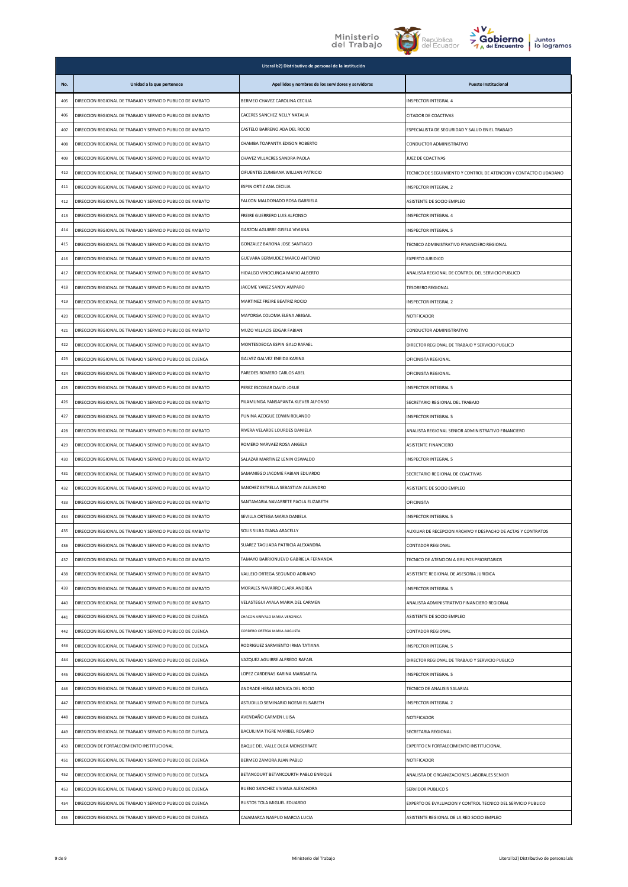| Literal b2) Distributivo de personal de la institución | | | |
|---|---|---|---|
| No. | Unidad a la que pertenece | Apellidos y nombres de los servidores y servidoras | Puesto Institucional |
| 405 | DIRECCION REGIONAL DE TRABAJO Y SERVICIO PUBLICO DE AMBATO | BERMEO CHAVEZ CAROLINA CECILIA | INSPECTOR INTEGRAL 4 |
| 406 | DIRECCION REGIONAL DE TRABAJO Y SERVICIO PUBLICO DE AMBATO | CACERES SANCHEZ NELLY NATALIA | CITADOR DE COACTIVAS |
| 407 | DIRECCION REGIONAL DE TRABAJO Y SERVICIO PUBLICO DE AMBATO | CASTELO BARRENO ADA DEL ROCIO | ESPECIALISTA DE SEGURIDAD Y SALUD EN EL TRABAJO |
| 408 | DIRECCION REGIONAL DE TRABAJO Y SERVICIO PUBLICO DE AMBATO | CHAMBA TOAPANTA EDISON ROBERTO | CONDUCTOR ADMINISTRATIVO |
| 409 | DIRECCION REGIONAL DE TRABAJO Y SERVICIO PUBLICO DE AMBATO | CHAVEZ VILLACRES SANDRA PAOLA | JUEZ DE COACTIVAS |
| 410 | DIRECCION REGIONAL DE TRABAJO Y SERVICIO PUBLICO DE AMBATO | CIFUENTES ZUMBANA WILLIAN PATRICIO | TECNICO DE SEGUIMIENTO Y CONTROL DE ATENCION Y CONTACTO CIUDADANO |
| 411 | DIRECCION REGIONAL DE TRABAJO Y SERVICIO PUBLICO DE AMBATO | ESPIN ORTIZ ANA CECILIA | INSPECTOR INTEGRAL 2 |
| 412 | DIRECCION REGIONAL DE TRABAJO Y SERVICIO PUBLICO DE AMBATO | FALCON MALDONADO ROSA GABRIELA | ASISTENTE DE SOCIO EMPLEO |
| 413 | DIRECCION REGIONAL DE TRABAJO Y SERVICIO PUBLICO DE AMBATO | FREIRE GUERRERO LUIS ALFONSO | INSPECTOR INTEGRAL 4 |
| 414 | DIRECCION REGIONAL DE TRABAJO Y SERVICIO PUBLICO DE AMBATO | GARZON AGUIRRE GISELA VIVIANA | INSPECTOR INTEGRAL 5 |
| 415 | DIRECCION REGIONAL DE TRABAJO Y SERVICIO PUBLICO DE AMBATO | GONZALEZ BARONA JOSE SANTIAGO | TECNICO ADMINISTRATIVO FINANCIERO REGIONAL |
| 416 | DIRECCION REGIONAL DE TRABAJO Y SERVICIO PUBLICO DE AMBATO | GUEVARA BERMUDEZ MARCO ANTONIO | EXPERTO JURIDICO |
| 417 | DIRECCION REGIONAL DE TRABAJO Y SERVICIO PUBLICO DE AMBATO | HIDALGO VINOCUNGA MARIO ALBERTO | ANALISTA REGIONAL DE CONTROL DEL SERVICIO PUBLICO |
| 418 | DIRECCION REGIONAL DE TRABAJO Y SERVICIO PUBLICO DE AMBATO | JACOME YANEZ SANDY AMPARO | TESORERO REGIONAL |
| 419 | DIRECCION REGIONAL DE TRABAJO Y SERVICIO PUBLICO DE AMBATO | MARTINEZ FREIRE BEATRIZ ROCIO | INSPECTOR INTEGRAL 2 |
| 420 | DIRECCION REGIONAL DE TRABAJO Y SERVICIO PUBLICO DE AMBATO | MAYORGA COLOMA ELENA ABIGAIL | NOTIFICADOR |
| 421 | DIRECCION REGIONAL DE TRABAJO Y SERVICIO PUBLICO DE AMBATO | MUZO VILLACIS EDGAR FABIAN | CONDUCTOR ADMINISTRATIVO |
| 422 | DIRECCION REGIONAL DE TRABAJO Y SERVICIO PUBLICO DE AMBATO | MONTESDEOCA ESPIN GALO RAFAEL | DIRECTOR REGIONAL DE TRABAJO Y SERVICIO PUBLICO |
| 423 | DIRECCION REGIONAL DE TRABAJO Y SERVICIO PUBLICO DE CUENCA | GALVEZ GALVEZ ENEIDA KARINA | OFICINISTA REGIONAL |
| 424 | DIRECCION REGIONAL DE TRABAJO Y SERVICIO PUBLICO DE AMBATO | PAREDES ROMERO CARLOS ABEL | OFICINISTA REGIONAL |
| 425 | DIRECCION REGIONAL DE TRABAJO Y SERVICIO PUBLICO DE AMBATO | PEREZ ESCOBAR DAVID JOSUE | INSPECTOR INTEGRAL 5 |
| 426 | DIRECCION REGIONAL DE TRABAJO Y SERVICIO PUBLICO DE AMBATO | PILAMUNGA YANSAPANTA KLEVER ALFONSO | SECRETARIO REGIONAL DEL TRABAJO |
| 427 | DIRECCION REGIONAL DE TRABAJO Y SERVICIO PUBLICO DE AMBATO | PUNINA AZOGUE EDWIN ROLANDO | INSPECTOR INTEGRAL 5 |
| 428 | DIRECCION REGIONAL DE TRABAJO Y SERVICIO PUBLICO DE AMBATO | RIVERA VELARDE LOURDES DANIELA | ANALISTA REGIONAL SENIOR ADMINISTRATIVO FINANCIERO |
| 429 | DIRECCION REGIONAL DE TRABAJO Y SERVICIO PUBLICO DE AMBATO | ROMERO NARVAEZ ROSA ANGELA | ASISTENTE FINANCIERO |
| 430 | DIRECCION REGIONAL DE TRABAJO Y SERVICIO PUBLICO DE AMBATO | SALAZAR MARTINEZ LENIN OSWALDO | INSPECTOR INTEGRAL 5 |
| 431 | DIRECCION REGIONAL DE TRABAJO Y SERVICIO PUBLICO DE AMBATO | SAMANIEGO JACOME FABIAN EDUARDO | SECRETARIO REGIONAL DE COACTIVAS |
| 432 | DIRECCION REGIONAL DE TRABAJO Y SERVICIO PUBLICO DE AMBATO | SANCHEZ ESTRELLA SEBASTIAN ALEJANDRO | ASISTENTE DE SOCIO EMPLEO |
| 433 | DIRECCION REGIONAL DE TRABAJO Y SERVICIO PUBLICO DE AMBATO | SANTAMARIA NAVARRETE PAOLA ELIZABETH | OFICINISTA |
| 434 | DIRECCION REGIONAL DE TRABAJO Y SERVICIO PUBLICO DE AMBATO | SEVILLA ORTEGA MARIA DANIELA | INSPECTOR INTEGRAL 5 |
| 435 | DIRECCION REGIONAL DE TRABAJO Y SERVICIO PUBLICO DE AMBATO | SOLIS SILBA DIANA ARACELLY | AUXILIAR DE RECEPCION ARCHIVO Y DESPACHO DE ACTAS Y CONTRATOS |
| 436 | DIRECCION REGIONAL DE TRABAJO Y SERVICIO PUBLICO DE AMBATO | SUAREZ TAGUADA PATRICIA ALEXANDRA | CONTADOR REGIONAL |
| 437 | DIRECCION REGIONAL DE TRABAJO Y SERVICIO PUBLICO DE AMBATO | TAMAYO BARRIONUEVO GABRIELA FERNANDA | TECNICO DE ATENCION A GRUPOS PRIORITARIOS |
| 438 | DIRECCION REGIONAL DE TRABAJO Y SERVICIO PUBLICO DE AMBATO | VALLEJO ORTEGA SEGUNDO ADRIANO | ASISTENTE REGIONAL DE ASESORIA JURIDICA |
| 439 | DIRECCION REGIONAL DE TRABAJO Y SERVICIO PUBLICO DE AMBATO | MORALES NAVARRO CLARA ANDREA | INSPECTOR INTEGRAL 5 |
| 440 | DIRECCION REGIONAL DE TRABAJO Y SERVICIO PUBLICO DE AMBATO | VELASTEGUI AYALA MARIA DEL CARMEN | ANALISTA ADMINISTRATIVO FINANCIERO REGIONAL |
| 441 | DIRECCION REGIONAL DE TRABAJO Y SERVICIO PUBLICO DE CUENCA | CHACON AREVALO MARIA VERONICA | ASISTENTE DE SOCIO EMPLEO |
| 442 | DIRECCION REGIONAL DE TRABAJO Y SERVICIO PUBLICO DE CUENCA | CORDERO ORTEGA MARIA AUGUSTA | CONTADOR REGIONAL |
| 443 | DIRECCION REGIONAL DE TRABAJO Y SERVICIO PUBLICO DE CUENCA | RODRIGUEZ SARMIENTO IRMA TATIANA | INSPECTOR INTEGRAL 5 |
| 444 | DIRECCION REGIONAL DE TRABAJO Y SERVICIO PUBLICO DE CUENCA | VAZQUEZ AGUIRRE ALFREDO RAFAEL | DIRECTOR REGIONAL DE TRABAJO Y SERVICIO PUBLICO |
| 445 | DIRECCION REGIONAL DE TRABAJO Y SERVICIO PUBLICO DE CUENCA | LOPEZ CARDENAS KARINA MARGARITA | INSPECTOR INTEGRAL 5 |
| 446 | DIRECCION REGIONAL DE TRABAJO Y SERVICIO PUBLICO DE CUENCA | ANDRADE HERAS MONICA DEL ROCIO | TECNICO DE ANALISIS SALARIAL |
| 447 | DIRECCION REGIONAL DE TRABAJO Y SERVICIO PUBLICO DE CUENCA | ASTUDILLO SEMINARIO NOEMI ELISABETH | INSPECTOR INTEGRAL 2 |
| 448 | DIRECCION REGIONAL DE TRABAJO Y SERVICIO PUBLICO DE CUENCA | AVENDAÑO CARMEN LUISA | NOTIFICADOR |
| 449 | DIRECCION REGIONAL DE TRABAJO Y SERVICIO PUBLICO DE CUENCA | BACUILIMA TIGRE MARIBEL ROSARIO | SECRETARIA REGIONAL |
| 450 | DIRECCION DE FORTALECIMIENTO INSTITUCIONAL | BAQUE DEL VALLE OLGA MONSERRATE | EXPERTO EN FORTALECIMIENTO INSTITUCIONAL |
| 451 | DIRECCION REGIONAL DE TRABAJO Y SERVICIO PUBLICO DE CUENCA | BERMEO ZAMORA JUAN PABLO | NOTIFICADOR |
| 452 | DIRECCION REGIONAL DE TRABAJO Y SERVICIO PUBLICO DE CUENCA | BETANCOURT BETANCOURTH PABLO ENRIQUE | ANALISTA DE ORGANIZACIONES LABORALES SENIOR |
| 453 | DIRECCION REGIONAL DE TRABAJO Y SERVICIO PUBLICO DE CUENCA | BUENO SANCHEZ VIVIANA ALEXANDRA | SERVIDOR PUBLICO 5 |
| 454 | DIRECCION REGIONAL DE TRABAJO Y SERVICIO PUBLICO DE CUENCA | BUSTOS TOLA MIGUEL EDUARDO | EXPERTO DE EVALUACION Y CONTROL TECNICO DEL SERVICIO PUBLICO |
| 455 | DIRECCION REGIONAL DE TRABAJO Y SERVICIO PUBLICO DE CUENCA | CAJAMARCA NASPUD MARCIA LUCIA | ASISTENTE REGIONAL DE LA RED SOCIO EMPLEO |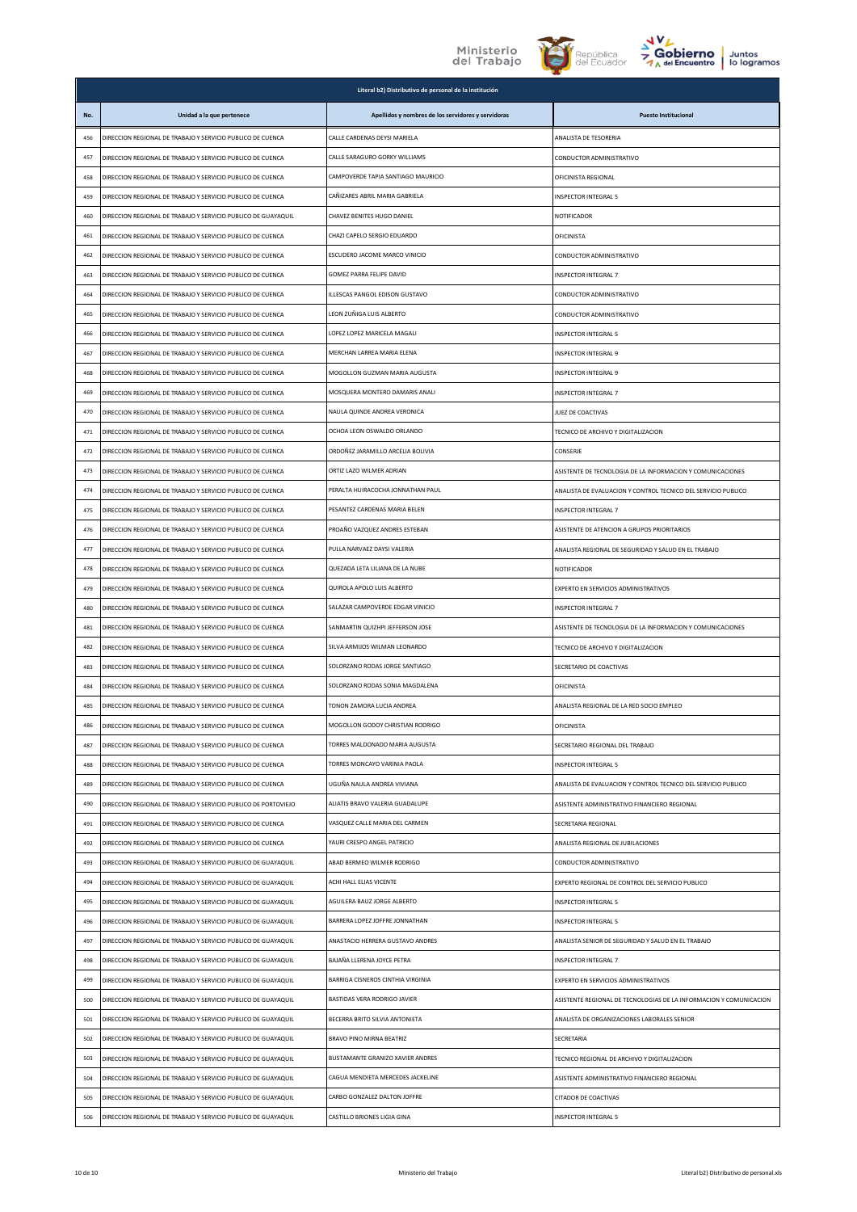| Literal b2) Distributivo de personal de la institución | | | |
|---|---|---|---|
| No. | Unidad a la que pertenece | Apellidos y nombres de los servidores y servidoras | Puesto Institucional |
| 456 | DIRECCION REGIONAL DE TRABAJO Y SERVICIO PUBLICO DE CUENCA | CALLE CARDENAS DEYSI MARIELA | ANALISTA DE TESORERIA |
| 457 | DIRECCION REGIONAL DE TRABAJO Y SERVICIO PUBLICO DE CUENCA | CALLE SARAGURO GORKY WILLIAMS | CONDUCTOR ADMINISTRATIVO |
| 458 | DIRECCION REGIONAL DE TRABAJO Y SERVICIO PUBLICO DE CUENCA | CAMPOVERDE TAPIA SANTIAGO MAURICIO | OFICINISTA REGIONAL |
| 459 | DIRECCION REGIONAL DE TRABAJO Y SERVICIO PUBLICO DE CUENCA | CAÑIZARES ABRIL MARIA GABRIELA | INSPECTOR INTEGRAL 5 |
| 460 | DIRECCION REGIONAL DE TRABAJO Y SERVICIO PUBLICO DE GUAYAQUIL | CHAVEZ BENITES HUGO DANIEL | NOTIFICADOR |
| 461 | DIRECCION REGIONAL DE TRABAJO Y SERVICIO PUBLICO DE CUENCA | CHAZI CAPELO SERGIO EDUARDO | OFICINISTA |
| 462 | DIRECCION REGIONAL DE TRABAJO Y SERVICIO PUBLICO DE CUENCA | ESCUDERO JACOME MARCO VINICIO | CONDUCTOR ADMINISTRATIVO |
| 463 | DIRECCION REGIONAL DE TRABAJO Y SERVICIO PUBLICO DE CUENCA | GOMEZ PARRA FELIPE DAVID | INSPECTOR INTEGRAL 7 |
| 464 | DIRECCION REGIONAL DE TRABAJO Y SERVICIO PUBLICO DE CUENCA | ILLESCAS PANGOL EDISON GUSTAVO | CONDUCTOR ADMINISTRATIVO |
| 465 | DIRECCION REGIONAL DE TRABAJO Y SERVICIO PUBLICO DE CUENCA | LEON ZUÑIGA LUIS ALBERTO | CONDUCTOR ADMINISTRATIVO |
| 466 | DIRECCION REGIONAL DE TRABAJO Y SERVICIO PUBLICO DE CUENCA | LOPEZ LOPEZ MARICELA MAGALI | INSPECTOR INTEGRAL 5 |
| 467 | DIRECCION REGIONAL DE TRABAJO Y SERVICIO PUBLICO DE CUENCA | MERCHAN LARREA MARIA ELENA | INSPECTOR INTEGRAL 9 |
| 468 | DIRECCION REGIONAL DE TRABAJO Y SERVICIO PUBLICO DE CUENCA | MOGOLLON GUZMAN MARIA AUGUSTA | INSPECTOR INTEGRAL 9 |
| 469 | DIRECCION REGIONAL DE TRABAJO Y SERVICIO PUBLICO DE CUENCA | MOSQUERA MONTERO DAMARIS ANALI | INSPECTOR INTEGRAL 7 |
| 470 | DIRECCION REGIONAL DE TRABAJO Y SERVICIO PUBLICO DE CUENCA | NAULA QUINDE ANDREA VERONICA | JUEZ DE COACTIVAS |
| 471 | DIRECCION REGIONAL DE TRABAJO Y SERVICIO PUBLICO DE CUENCA | OCHOA LEON OSWALDO ORLANDO | TECNICO DE ARCHIVO Y DIGITALIZACION |
| 472 | DIRECCION REGIONAL DE TRABAJO Y SERVICIO PUBLICO DE CUENCA | ORDOÑEZ JARAMILLO ARCELIA BOLIVIA | CONSERJE |
| 473 | DIRECCION REGIONAL DE TRABAJO Y SERVICIO PUBLICO DE CUENCA | ORTIZ LAZO WILMER ADRIAN | ASISTENTE DE TECNOLOGIA DE LA INFORMACION Y COMUNICACIONES |
| 474 | DIRECCION REGIONAL DE TRABAJO Y SERVICIO PUBLICO DE CUENCA | PERALTA HUIRACOCHA JONNATHAN PAUL | ANALISTA DE EVALUACION Y CONTROL TECNICO DEL SERVICIO PUBLICO |
| 475 | DIRECCION REGIONAL DE TRABAJO Y SERVICIO PUBLICO DE CUENCA | PESANTEZ CARDENAS MARIA BELEN | INSPECTOR INTEGRAL 7 |
| 476 | DIRECCION REGIONAL DE TRABAJO Y SERVICIO PUBLICO DE CUENCA | PROAÑO VAZQUEZ ANDRES ESTEBAN | ASISTENTE DE ATENCION A GRUPOS PRIORITARIOS |
| 477 | DIRECCION REGIONAL DE TRABAJO Y SERVICIO PUBLICO DE CUENCA | PULLA NARVAEZ DAYSI VALERIA | ANALISTA REGIONAL DE SEGURIDAD Y SALUD EN EL TRABAJO |
| 478 | DIRECCION REGIONAL DE TRABAJO Y SERVICIO PUBLICO DE CUENCA | QUEZADA LETA LILIANA DE LA NUBE | NOTIFICADOR |
| 479 | DIRECCION REGIONAL DE TRABAJO Y SERVICIO PUBLICO DE CUENCA | QUIROLA APOLO LUIS ALBERTO | EXPERTO EN SERVICIOS ADMINISTRATIVOS |
| 480 | DIRECCION REGIONAL DE TRABAJO Y SERVICIO PUBLICO DE CUENCA | SALAZAR CAMPOVERDE EDGAR VINICIO | INSPECTOR INTEGRAL 7 |
| 481 | DIRECCION REGIONAL DE TRABAJO Y SERVICIO PUBLICO DE CUENCA | SANMARTIN QUIZHPI JEFFERSON JOSE | ASISTENTE DE TECNOLOGIA DE LA INFORMACION Y COMUNICACIONES |
| 482 | DIRECCION REGIONAL DE TRABAJO Y SERVICIO PUBLICO DE CUENCA | SILVA ARMIJOS WILMAN LEONARDO | TECNICO DE ARCHIVO Y DIGITALIZACION |
| 483 | DIRECCION REGIONAL DE TRABAJO Y SERVICIO PUBLICO DE CUENCA | SOLORZANO RODAS JORGE SANTIAGO | SECRETARIO DE COACTIVAS |
| 484 | DIRECCION REGIONAL DE TRABAJO Y SERVICIO PUBLICO DE CUENCA | SOLORZANO RODAS SONIA MAGDALENA | OFICINISTA |
| 485 | DIRECCION REGIONAL DE TRABAJO Y SERVICIO PUBLICO DE CUENCA | TONON ZAMORA LUCIA ANDREA | ANALISTA REGIONAL DE LA RED SOCIO EMPLEO |
| 486 | DIRECCION REGIONAL DE TRABAJO Y SERVICIO PUBLICO DE CUENCA | MOGOLLON GODOY CHRISTIAN RODRIGO | OFICINISTA |
| 487 | DIRECCION REGIONAL DE TRABAJO Y SERVICIO PUBLICO DE CUENCA | TORRES MALDONADO MARIA AUGUSTA | SECRETARIO REGIONAL DEL TRABAJO |
| 488 | DIRECCION REGIONAL DE TRABAJO Y SERVICIO PUBLICO DE CUENCA | TORRES MONCAYO VARINIA PAOLA | INSPECTOR INTEGRAL 5 |
| 489 | DIRECCION REGIONAL DE TRABAJO Y SERVICIO PUBLICO DE CUENCA | UGUÑA NAULA ANDREA VIVIANA | ANALISTA DE EVALUACION Y CONTROL TECNICO DEL SERVICIO PUBLICO |
| 490 | DIRECCION REGIONAL DE TRABAJO Y SERVICIO PUBLICO DE PORTOVIEJO | ALIATIS BRAVO VALERIA GUADALUPE | ASISTENTE ADMINISTRATIVO FINANCIERO REGIONAL |
| 491 | DIRECCION REGIONAL DE TRABAJO Y SERVICIO PUBLICO DE CUENCA | VASQUEZ CALLE MARIA DEL CARMEN | SECRETARIA REGIONAL |
| 492 | DIRECCION REGIONAL DE TRABAJO Y SERVICIO PUBLICO DE CUENCA | YAURI CRESPO ANGEL PATRICIO | ANALISTA REGIONAL DE JUBILACIONES |
| 493 | DIRECCION REGIONAL DE TRABAJO Y SERVICIO PUBLICO DE GUAYAQUIL | ABAD BERMEO WILMER RODRIGO | CONDUCTOR ADMINISTRATIVO |
| 494 | DIRECCION REGIONAL DE TRABAJO Y SERVICIO PUBLICO DE GUAYAQUIL | ACHI HALL ELIAS VICENTE | EXPERTO REGIONAL DE CONTROL DEL SERVICIO PUBLICO |
| 495 | DIRECCION REGIONAL DE TRABAJO Y SERVICIO PUBLICO DE GUAYAQUIL | AGUILERA BAUZ JORGE ALBERTO | INSPECTOR INTEGRAL 5 |
| 496 | DIRECCION REGIONAL DE TRABAJO Y SERVICIO PUBLICO DE GUAYAQUIL | BARRERA LOPEZ JOFFRE JONNATHAN | INSPECTOR INTEGRAL 5 |
| 497 | DIRECCION REGIONAL DE TRABAJO Y SERVICIO PUBLICO DE GUAYAQUIL | ANASTACIO HERRERA GUSTAVO ANDRES | ANALISTA SENIOR DE SEGURIDAD Y SALUD EN EL TRABAJO |
| 498 | DIRECCION REGIONAL DE TRABAJO Y SERVICIO PUBLICO DE GUAYAQUIL | BAJAÑA LLERENA JOYCE PETRA | INSPECTOR INTEGRAL 7 |
| 499 | DIRECCION REGIONAL DE TRABAJO Y SERVICIO PUBLICO DE GUAYAQUIL | BARRIGA CISNEROS CINTHIA VIRGINIA | EXPERTO EN SERVICIOS ADMINISTRATIVOS |
| 500 | DIRECCION REGIONAL DE TRABAJO Y SERVICIO PUBLICO DE GUAYAQUIL | BASTIDAS VERA RODRIGO JAVIER | ASISTENTE REGIONAL DE TECNOLOGIAS DE LA INFORMACION Y COMUNICACION |
| 501 | DIRECCION REGIONAL DE TRABAJO Y SERVICIO PUBLICO DE GUAYAQUIL | BECERRA BRITO SILVIA ANTONIETA | ANALISTA DE ORGANIZACIONES LABORALES SENIOR |
| 502 | DIRECCION REGIONAL DE TRABAJO Y SERVICIO PUBLICO DE GUAYAQUIL | BRAVO PINO MIRNA BEATRIZ | SECRETARIA |
| 503 | DIRECCION REGIONAL DE TRABAJO Y SERVICIO PUBLICO DE GUAYAQUIL | BUSTAMANTE GRANIZO XAVIER ANDRES | TECNICO REGIONAL DE ARCHIVO Y DIGITALIZACION |
| 504 | DIRECCION REGIONAL DE TRABAJO Y SERVICIO PUBLICO DE GUAYAQUIL | CAGUA MENDIETA MERCEDES JACKELINE | ASISTENTE ADMINISTRATIVO FINANCIERO REGIONAL |
| 505 | DIRECCION REGIONAL DE TRABAJO Y SERVICIO PUBLICO DE GUAYAQUIL | CARBO GONZALEZ DALTON JOFFRE | CITADOR DE COACTIVAS |
| 506 | DIRECCION REGIONAL DE TRABAJO Y SERVICIO PUBLICO DE GUAYAQUIL | CASTILLO BRIONES LIGIA GINA | INSPECTOR INTEGRAL 5 |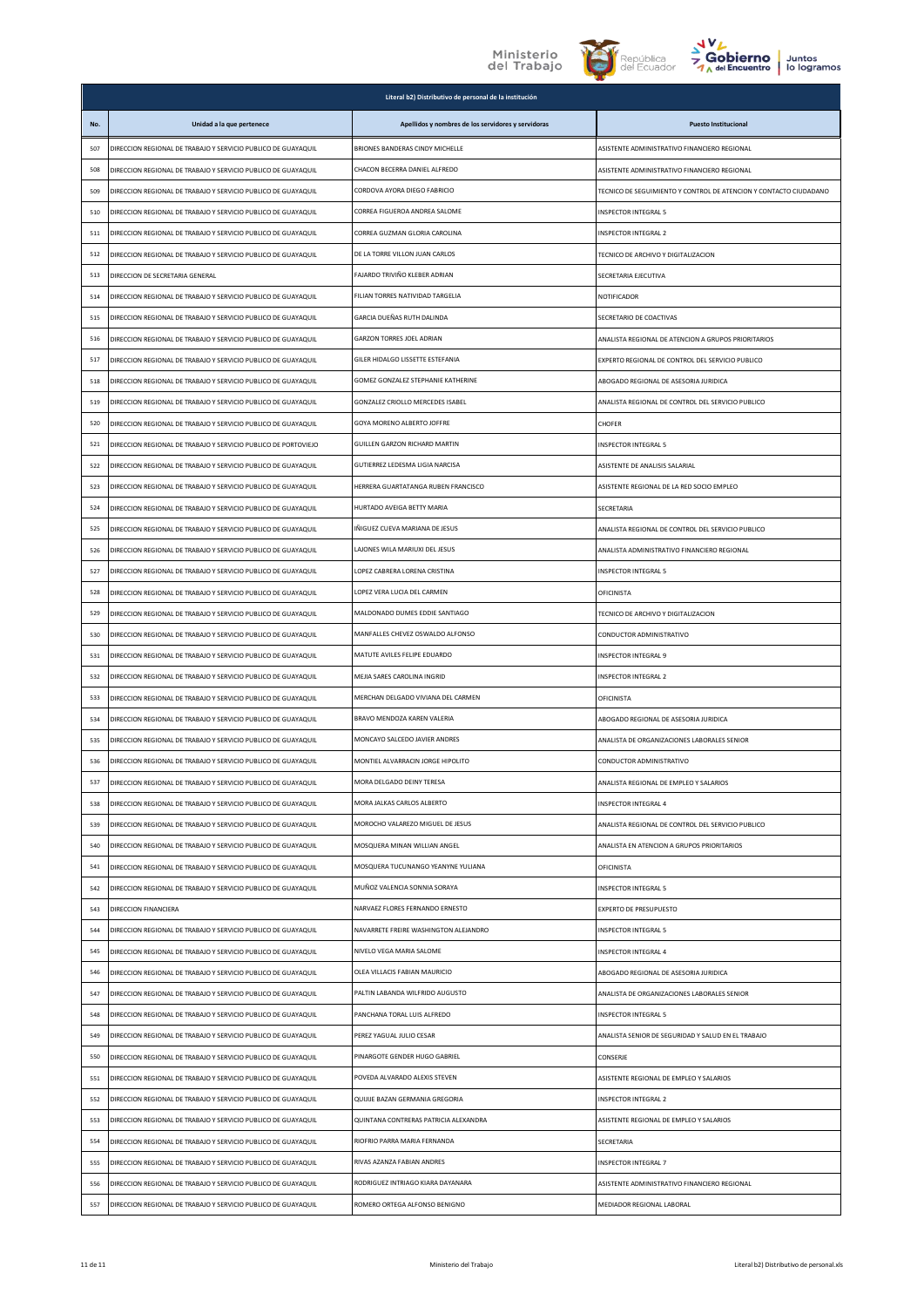| Literal b2) Distributivo de personal de la institución | | | |
|---|---|---|---|
| No. | Unidad a la que pertenece | Apellidos y nombres de los servidores y servidoras | Puesto Institucional |
| 507 | DIRECCION REGIONAL DE TRABAJO Y SERVICIO PUBLICO DE GUAYAQUIL | BRIONES BANDERAS CINDY MICHELLE | ASISTENTE ADMINISTRATIVO FINANCIERO REGIONAL |
| 508 | DIRECCION REGIONAL DE TRABAJO Y SERVICIO PUBLICO DE GUAYAQUIL | CHACON BECERRA DANIEL ALFREDO | ASISTENTE ADMINISTRATIVO FINANCIERO REGIONAL |
| 509 | DIRECCION REGIONAL DE TRABAJO Y SERVICIO PUBLICO DE GUAYAQUIL | CORDOVA AYORA DIEGO FABRICIO | TECNICO DE SEGUIMIENTO Y CONTROL DE ATENCION Y CONTACTO CIUDADANO |
| 510 | DIRECCION REGIONAL DE TRABAJO Y SERVICIO PUBLICO DE GUAYAQUIL | CORREA FIGUEROA ANDREA SALOME | INSPECTOR INTEGRAL 5 |
| 511 | DIRECCION REGIONAL DE TRABAJO Y SERVICIO PUBLICO DE GUAYAQUIL | CORREA GUZMAN GLORIA CAROLINA | INSPECTOR INTEGRAL 2 |
| 512 | DIRECCION REGIONAL DE TRABAJO Y SERVICIO PUBLICO DE GUAYAQUIL | DE LA TORRE VILLON JUAN CARLOS | TECNICO DE ARCHIVO Y DIGITALIZACION |
| 513 | DIRECCION DE SECRETARIA GENERAL | FAJARDO TRIVIÑO KLEBER ADRIAN | SECRETARIA EJECUTIVA |
| 514 | DIRECCION REGIONAL DE TRABAJO Y SERVICIO PUBLICO DE GUAYAQUIL | FILIAN TORRES NATIVIDAD TARGELIA | NOTIFICADOR |
| 515 | DIRECCION REGIONAL DE TRABAJO Y SERVICIO PUBLICO DE GUAYAQUIL | GARCIA DUEÑAS RUTH DALINDA | SECRETARIO DE COACTIVAS |
| 516 | DIRECCION REGIONAL DE TRABAJO Y SERVICIO PUBLICO DE GUAYAQUIL | GARZON TORRES JOEL ADRIAN | ANALISTA REGIONAL DE ATENCION A GRUPOS PRIORITARIOS |
| 517 | DIRECCION REGIONAL DE TRABAJO Y SERVICIO PUBLICO DE GUAYAQUIL | GILER HIDALGO LISSETTE ESTEFANIA | EXPERTO REGIONAL DE CONTROL DEL SERVICIO PUBLICO |
| 518 | DIRECCION REGIONAL DE TRABAJO Y SERVICIO PUBLICO DE GUAYAQUIL | GOMEZ GONZALEZ STEPHANIE KATHERINE | ABOGADO REGIONAL DE ASESORIA JURIDICA |
| 519 | DIRECCION REGIONAL DE TRABAJO Y SERVICIO PUBLICO DE GUAYAQUIL | GONZALEZ CRIOLLO MERCEDES ISABEL | ANALISTA REGIONAL DE CONTROL DEL SERVICIO PUBLICO |
| 520 | DIRECCION REGIONAL DE TRABAJO Y SERVICIO PUBLICO DE GUAYAQUIL | GOYA MORENO ALBERTO JOFFRE | CHOFER |
| 521 | DIRECCION REGIONAL DE TRABAJO Y SERVICIO PUBLICO DE PORTOVIEJO | GUILLEN GARZON RICHARD MARTIN | INSPECTOR INTEGRAL 5 |
| 522 | DIRECCION REGIONAL DE TRABAJO Y SERVICIO PUBLICO DE GUAYAQUIL | GUTIERREZ LEDESMA LIGIA NARCISA | ASISTENTE DE ANALISIS SALARIAL |
| 523 | DIRECCION REGIONAL DE TRABAJO Y SERVICIO PUBLICO DE GUAYAQUIL | HERRERA GUARTATANGA RUBEN FRANCISCO | ASISTENTE REGIONAL DE LA RED SOCIO EMPLEO |
| 524 | DIRECCION REGIONAL DE TRABAJO Y SERVICIO PUBLICO DE GUAYAQUIL | HURTADO AVEIGA BETTY MARIA | SECRETARIA |
| 525 | DIRECCION REGIONAL DE TRABAJO Y SERVICIO PUBLICO DE GUAYAQUIL | IÑIGUEZ CUEVA MARIANA DE JESUS | ANALISTA REGIONAL DE CONTROL DEL SERVICIO PUBLICO |
| 526 | DIRECCION REGIONAL DE TRABAJO Y SERVICIO PUBLICO DE GUAYAQUIL | LAJONES WILA MARIUXI DEL JESUS | ANALISTA ADMINISTRATIVO FINANCIERO REGIONAL |
| 527 | DIRECCION REGIONAL DE TRABAJO Y SERVICIO PUBLICO DE GUAYAQUIL | LOPEZ CABRERA LORENA CRISTINA | INSPECTOR INTEGRAL 5 |
| 528 | DIRECCION REGIONAL DE TRABAJO Y SERVICIO PUBLICO DE GUAYAQUIL | LOPEZ VERA LUCIA DEL CARMEN | OFICINISTA |
| 529 | DIRECCION REGIONAL DE TRABAJO Y SERVICIO PUBLICO DE GUAYAQUIL | MALDONADO DUMES EDDIE SANTIAGO | TECNICO DE ARCHIVO Y DIGITALIZACION |
| 530 | DIRECCION REGIONAL DE TRABAJO Y SERVICIO PUBLICO DE GUAYAQUIL | MANFALLES CHEVEZ OSWALDO ALFONSO | CONDUCTOR ADMINISTRATIVO |
| 531 | DIRECCION REGIONAL DE TRABAJO Y SERVICIO PUBLICO DE GUAYAQUIL | MATUTE AVILES FELIPE EDUARDO | INSPECTOR INTEGRAL 9 |
| 532 | DIRECCION REGIONAL DE TRABAJO Y SERVICIO PUBLICO DE GUAYAQUIL | MEJIA SARES CAROLINA INGRID | INSPECTOR INTEGRAL 2 |
| 533 | DIRECCION REGIONAL DE TRABAJO Y SERVICIO PUBLICO DE GUAYAQUIL | MERCHAN DELGADO VIVIANA DEL CARMEN | OFICINISTA |
| 534 | DIRECCION REGIONAL DE TRABAJO Y SERVICIO PUBLICO DE GUAYAQUIL | BRAVO MENDOZA KAREN VALERIA | ABOGADO REGIONAL DE ASESORIA JURIDICA |
| 535 | DIRECCION REGIONAL DE TRABAJO Y SERVICIO PUBLICO DE GUAYAQUIL | MONCAYO SALCEDO JAVIER ANDRES | ANALISTA DE ORGANIZACIONES LABORALES SENIOR |
| 536 | DIRECCION REGIONAL DE TRABAJO Y SERVICIO PUBLICO DE GUAYAQUIL | MONTIEL ALVARRACIN JORGE HIPOLITO | CONDUCTOR ADMINISTRATIVO |
| 537 | DIRECCION REGIONAL DE TRABAJO Y SERVICIO PUBLICO DE GUAYAQUIL | MORA DELGADO DEINY TERESA | ANALISTA REGIONAL DE EMPLEO Y SALARIOS |
| 538 | DIRECCION REGIONAL DE TRABAJO Y SERVICIO PUBLICO DE GUAYAQUIL | MORA JALKAS CARLOS ALBERTO | INSPECTOR INTEGRAL 4 |
| 539 | DIRECCION REGIONAL DE TRABAJO Y SERVICIO PUBLICO DE GUAYAQUIL | MOROCHO VALAREZO MIGUEL DE JESUS | ANALISTA REGIONAL DE CONTROL DEL SERVICIO PUBLICO |
| 540 | DIRECCION REGIONAL DE TRABAJO Y SERVICIO PUBLICO DE GUAYAQUIL | MOSQUERA MINAN WILLIAN ANGEL | ANALISTA EN ATENCION A GRUPOS PRIORITARIOS |
| 541 | DIRECCION REGIONAL DE TRABAJO Y SERVICIO PUBLICO DE GUAYAQUIL | MOSQUERA TUCUNANGO YEANYNE YULIANA | OFICINISTA |
| 542 | DIRECCION REGIONAL DE TRABAJO Y SERVICIO PUBLICO DE GUAYAQUIL | MUÑOZ VALENCIA SONNIA SORAYA | INSPECTOR INTEGRAL 5 |
| 543 | DIRECCION FINANCIERA | NARVAEZ FLORES FERNANDO ERNESTO | EXPERTO DE PRESUPUESTO |
| 544 | DIRECCION REGIONAL DE TRABAJO Y SERVICIO PUBLICO DE GUAYAQUIL | NAVARRETE FREIRE WASHINGTON ALEJANDRO | INSPECTOR INTEGRAL 5 |
| 545 | DIRECCION REGIONAL DE TRABAJO Y SERVICIO PUBLICO DE GUAYAQUIL | NIVELO VEGA MARIA SALOME | INSPECTOR INTEGRAL 4 |
| 546 | DIRECCION REGIONAL DE TRABAJO Y SERVICIO PUBLICO DE GUAYAQUIL | OLEA VILLACIS FABIAN MAURICIO | ABOGADO REGIONAL DE ASESORIA JURIDICA |
| 547 | DIRECCION REGIONAL DE TRABAJO Y SERVICIO PUBLICO DE GUAYAQUIL | PALTIN LABANDA WILFRIDO AUGUSTO | ANALISTA DE ORGANIZACIONES LABORALES SENIOR |
| 548 | DIRECCION REGIONAL DE TRABAJO Y SERVICIO PUBLICO DE GUAYAQUIL | PANCHANA TORAL LUIS ALFREDO | INSPECTOR INTEGRAL 5 |
| 549 | DIRECCION REGIONAL DE TRABAJO Y SERVICIO PUBLICO DE GUAYAQUIL | PEREZ YAGUAL JULIO CESAR | ANALISTA SENIOR DE SEGURIDAD Y SALUD EN EL TRABAJO |
| 550 | DIRECCION REGIONAL DE TRABAJO Y SERVICIO PUBLICO DE GUAYAQUIL | PINARGOTE GENDER HUGO GABRIEL | CONSERJE |
| 551 | DIRECCION REGIONAL DE TRABAJO Y SERVICIO PUBLICO DE GUAYAQUIL | POVEDA ALVARADO ALEXIS STEVEN | ASISTENTE REGIONAL DE EMPLEO Y SALARIOS |
| 552 | DIRECCION REGIONAL DE TRABAJO Y SERVICIO PUBLICO DE GUAYAQUIL | QUIJIJE BAZAN GERMANIA GREGORIA | INSPECTOR INTEGRAL 2 |
| 553 | DIRECCION REGIONAL DE TRABAJO Y SERVICIO PUBLICO DE GUAYAQUIL | QUINTANA CONTRERAS PATRICIA ALEXANDRA | ASISTENTE REGIONAL DE EMPLEO Y SALARIOS |
| 554 | DIRECCION REGIONAL DE TRABAJO Y SERVICIO PUBLICO DE GUAYAQUIL | RIOFRIO PARRA MARIA FERNANDA | SECRETARIA |
| 555 | DIRECCION REGIONAL DE TRABAJO Y SERVICIO PUBLICO DE GUAYAQUIL | RIVAS AZANZA FABIAN ANDRES | INSPECTOR INTEGRAL 7 |
| 556 | DIRECCION REGIONAL DE TRABAJO Y SERVICIO PUBLICO DE GUAYAQUIL | RODRIGUEZ INTRIAGO KIARA DAYANARA | ASISTENTE ADMINISTRATIVO FINANCIERO REGIONAL |
| 557 | DIRECCION REGIONAL DE TRABAJO Y SERVICIO PUBLICO DE GUAYAQUIL | ROMERO ORTEGA ALFONSO BENIGNO | MEDIADOR REGIONAL LABORAL |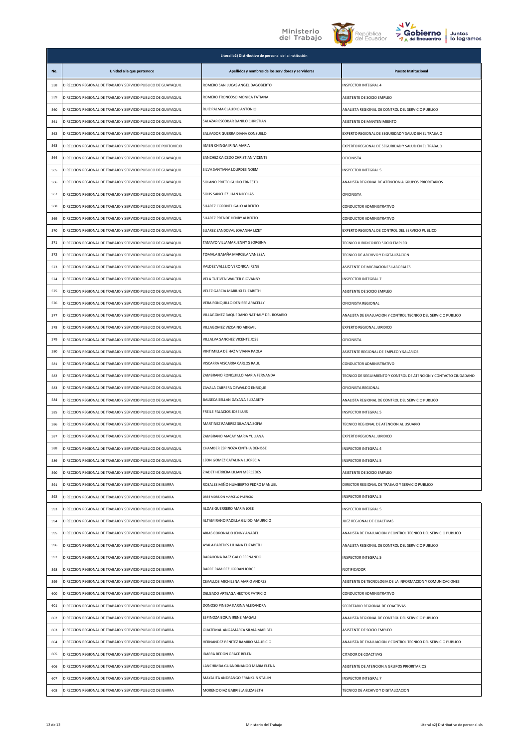| Literal b2) Distributivo de personal de la institución | | | |
|---|---|---|---|
| No. | Unidad a la que pertenece | Apellidos y nombres de los servidores y servidoras | Puesto Institucional |
| 558 | DIRECCION REGIONAL DE TRABAJO Y SERVICIO PUBLICO DE GUAYAQUIL | ROMERO SAN LUCAS ANGEL DAGOBERTO | INSPECTOR INTEGRAL 4 |
| 559 | DIRECCION REGIONAL DE TRABAJO Y SERVICIO PUBLICO DE GUAYAQUIL | ROMERO TRONCOSO MONICA TATIANA | ASISTENTE DE SOCIO EMPLEO |
| 560 | DIRECCION REGIONAL DE TRABAJO Y SERVICIO PUBLICO DE GUAYAQUIL | RUIZ PALMA CLAUDIO ANTONIO | ANALISTA REGIONAL DE CONTROL DEL SERVICIO PUBLICO |
| 561 | DIRECCION REGIONAL DE TRABAJO Y SERVICIO PUBLICO DE GUAYAQUIL | SALAZAR ESCOBAR DANILO CHRISTIAN | ASISTENTE DE MANTENIMIENTO |
| 562 | DIRECCION REGIONAL DE TRABAJO Y SERVICIO PUBLICO DE GUAYAQUIL | SALVADOR GUERRA DIANA CONSUELO | EXPERTO REGIONAL DE SEGURIDAD Y SALUD EN EL TRABAJO |
| 563 | DIRECCION REGIONAL DE TRABAJO Y SERVICIO PUBLICO DE PORTOVIEJO | AMEN CHINGA IRINA MARIA | EXPERTO REGIONAL DE SEGURIDAD Y SALUD EN EL TRABAJO |
| 564 | DIRECCION REGIONAL DE TRABAJO Y SERVICIO PUBLICO DE GUAYAQUIL | SANCHEZ CAICEDO CHRISTIAN VICENTE | OFICINISTA |
| 565 | DIRECCION REGIONAL DE TRABAJO Y SERVICIO PUBLICO DE GUAYAQUIL | SILVA SANTIANA LOURDES NOEMI | INSPECTOR INTEGRAL 5 |
| 566 | DIRECCION REGIONAL DE TRABAJO Y SERVICIO PUBLICO DE GUAYAQUIL | SOLANO PRIETO GUIDO ERNESTO | ANALISTA REGIONAL DE ATENCION A GRUPOS PRIORITARIOS |
| 567 | DIRECCION REGIONAL DE TRABAJO Y SERVICIO PUBLICO DE GUAYAQUIL | SOLIS SANCHEZ JUAN NICOLAS | OFICINISTA |
| 568 | DIRECCION REGIONAL DE TRABAJO Y SERVICIO PUBLICO DE GUAYAQUIL | SUAREZ CORONEL GALO ALBERTO | CONDUCTOR ADMINISTRATIVO |
| 569 | DIRECCION REGIONAL DE TRABAJO Y SERVICIO PUBLICO DE GUAYAQUIL | SUAREZ PRENDE HENRY ALBERTO | CONDUCTOR ADMINISTRATIVO |
| 570 | DIRECCION REGIONAL DE TRABAJO Y SERVICIO PUBLICO DE GUAYAQUIL | SUAREZ SANDOVAL JOHANNA LIZET | EXPERTO REGIONAL DE CONTROL DEL SERVICIO PUBLICO |
| 571 | DIRECCION REGIONAL DE TRABAJO Y SERVICIO PUBLICO DE GUAYAQUIL | TAMAYO VILLAMAR JENNY GEORGINA | TECNICO JURIDICO RED SOCIO EMPLEO |
| 572 | DIRECCION REGIONAL DE TRABAJO Y SERVICIO PUBLICO DE GUAYAQUIL | TOMALA BAJAÑA MARCELA VANESSA | TECNICO DE ARCHIVO Y DIGITALIZACION |
| 573 | DIRECCION REGIONAL DE TRABAJO Y SERVICIO PUBLICO DE GUAYAQUIL | VALDEZ VALLEJO VERONICA IRENE | ASISTENTE DE MIGRACIONES LABORALES |
| 574 | DIRECCION REGIONAL DE TRABAJO Y SERVICIO PUBLICO DE GUAYAQUIL | VELA TUTIVEN WALTER GIOVANNY | INSPECTOR INTEGRAL 7 |
| 575 | DIRECCION REGIONAL DE TRABAJO Y SERVICIO PUBLICO DE GUAYAQUIL | VELEZ GARCIA MARIUXI ELIZABETH | ASISTENTE DE SOCIO EMPLEO |
| 576 | DIRECCION REGIONAL DE TRABAJO Y SERVICIO PUBLICO DE GUAYAQUIL | VERA RONQUILLO DENISSE ARACELLY | OFICINISTA REGIONAL |
| 577 | DIRECCION REGIONAL DE TRABAJO Y SERVICIO PUBLICO DE GUAYAQUIL | VILLAGOMEZ BAQUEDANO NATHALY DEL ROSARIO | ANALISTA DE EVALUACION Y CONTROL TECNICO DEL SERVICIO PUBLICO |
| 578 | DIRECCION REGIONAL DE TRABAJO Y SERVICIO PUBLICO DE GUAYAQUIL | VILLAGOMEZ VIZCAINO ABIGAIL | EXPERTO REGIONAL JURIDICO |
| 579 | DIRECCION REGIONAL DE TRABAJO Y SERVICIO PUBLICO DE GUAYAQUIL | VILLALVA SANCHEZ VICENTE JOSE | OFICINISTA |
| 580 | DIRECCION REGIONAL DE TRABAJO Y SERVICIO PUBLICO DE GUAYAQUIL | VINTIMILLA DE HAZ VIVIANA PAOLA | ASISTENTE REGIONAL DE EMPLEO Y SALARIOS |
| 581 | DIRECCION REGIONAL DE TRABAJO Y SERVICIO PUBLICO DE GUAYAQUIL | VISCARRA VISCARRA CARLOS RAUL | CONDUCTOR ADMINISTRATIVO |
| 582 | DIRECCION REGIONAL DE TRABAJO Y SERVICIO PUBLICO DE GUAYAQUIL | ZAMBRANO RONQUILLO MARIA FERNANDA | TECNICO DE SEGUIMIENTO Y CONTROL DE ATENCION Y CONTACTO CIUDADANO |
| 583 | DIRECCION REGIONAL DE TRABAJO Y SERVICIO PUBLICO DE GUAYAQUIL | ZAVALA CABRERA OSWALDO ENRIQUE | OFICINISTA REGIONAL |
| 584 | DIRECCION REGIONAL DE TRABAJO Y SERVICIO PUBLICO DE GUAYAQUIL | BALSECA SELLAN DAYANA ELIZABETH | ANALISTA REGIONAL DE CONTROL DEL SERVICIO PUBLICO |
| 585 | DIRECCION REGIONAL DE TRABAJO Y SERVICIO PUBLICO DE GUAYAQUIL | FREILE PALACIOS JOSE LUIS | INSPECTOR INTEGRAL 5 |
| 586 | DIRECCION REGIONAL DE TRABAJO Y SERVICIO PUBLICO DE GUAYAQUIL | MARTINEZ RAMIREZ SILVANA SOFIA | TECNICO REGIONAL DE ATENCION AL USUARIO |
| 587 | DIRECCION REGIONAL DE TRABAJO Y SERVICIO PUBLICO DE GUAYAQUIL | ZAMBRANO MACAY MARIA YULIANA | EXPERTO REGIONAL JURIDICO |
| 588 | DIRECCION REGIONAL DE TRABAJO Y SERVICIO PUBLICO DE GUAYAQUIL | CHAMBER ESPINOZA CINTHIA DENISSE | INSPECTOR INTEGRAL 4 |
| 589 | DIRECCION REGIONAL DE TRABAJO Y SERVICIO PUBLICO DE GUAYAQUIL | LEON GOMEZ CATALINA LUCRECIA | INSPECTOR INTEGRAL 5 |
| 590 | DIRECCION REGIONAL DE TRABAJO Y SERVICIO PUBLICO DE GUAYAQUIL | ZIADET HERRERA LILIAN MERCEDES | ASISTENTE DE SOCIO EMPLEO |
| 591 | DIRECCION REGIONAL DE TRABAJO Y SERVICIO PUBLICO DE IBARRA | ROSALES MIÑO HUMBERTO PEDRO MANUEL | DIRECTOR REGIONAL DE TRABAJO Y SERVICIO PUBLICO |
| 592 | DIRECCION REGIONAL DE TRABAJO Y SERVICIO PUBLICO DE IBARRA | ORBE MOREJON MARCELO PATRICIO | INSPECTOR INTEGRAL 5 |
| 593 | DIRECCION REGIONAL DE TRABAJO Y SERVICIO PUBLICO DE IBARRA | ALDAS GUERRERO MARIA JOSE | INSPECTOR INTEGRAL 5 |
| 594 | DIRECCION REGIONAL DE TRABAJO Y SERVICIO PUBLICO DE IBARRA | ALTAMIRANO PADILLA GUIDO MAURICIO | JUEZ REGIONAL DE COACTIVAS |
| 595 | DIRECCION REGIONAL DE TRABAJO Y SERVICIO PUBLICO DE IBARRA | ARIAS CORONADO JENNY ANABEL | ANALISTA DE EVALUACION Y CONTROL TECNICO DEL SERVICIO PUBLICO |
| 596 | DIRECCION REGIONAL DE TRABAJO Y SERVICIO PUBLICO DE IBARRA | AYALA PAREDES LILIANA ELIZABETH | ANALISTA REGIONAL DE CONTROL DEL SERVICIO PUBLICO |
| 597 | DIRECCION REGIONAL DE TRABAJO Y SERVICIO PUBLICO DE IBARRA | BARAHONA BAEZ GALO FERNANDO | INSPECTOR INTEGRAL 5 |
| 598 | DIRECCION REGIONAL DE TRABAJO Y SERVICIO PUBLICO DE IBARRA | BARRE RAMIREZ JORDAN JORGE | NOTIFICADOR |
| 599 | DIRECCION REGIONAL DE TRABAJO Y SERVICIO PUBLICO DE IBARRA | CEVALLOS MICHILENA MARIO ANDRES | ASISTENTE DE TECNOLOGIA DE LA INFORMACION Y COMUNICACIONES |
| 600 | DIRECCION REGIONAL DE TRABAJO Y SERVICIO PUBLICO DE IBARRA | DELGADO ARTEAGA HECTOR PATRICIO | CONDUCTOR ADMINISTRATIVO |
| 601 | DIRECCION REGIONAL DE TRABAJO Y SERVICIO PUBLICO DE IBARRA | DONOSO PINEDA KARINA ALEXANDRA | SECRETARIO REGIONAL DE COACTIVAS |
| 602 | DIRECCION REGIONAL DE TRABAJO Y SERVICIO PUBLICO DE IBARRA | ESPINOZA BORJA IRENE MAGALI | ANALISTA REGIONAL DE CONTROL DEL SERVICIO PUBLICO |
| 603 | DIRECCION REGIONAL DE TRABAJO Y SERVICIO PUBLICO DE IBARRA | GUATEMAL ANGAMARCA SILVIA MARIBEL | ASISTENTE DE SOCIO EMPLEO |
| 604 | DIRECCION REGIONAL DE TRABAJO Y SERVICIO PUBLICO DE IBARRA | HERNANDEZ BENITEZ RAMIRO MAURICIO | ANALISTA DE EVALUACION Y CONTROL TECNICO DEL SERVICIO PUBLICO |
| 605 | DIRECCION REGIONAL DE TRABAJO Y SERVICIO PUBLICO DE IBARRA | IBARRA BEDON GRACE BELEN | CITADOR DE COACTIVAS |
| 606 | DIRECCION REGIONAL DE TRABAJO Y SERVICIO PUBLICO DE IBARRA | LANCHIMBA GUANDINANGO MARIA ELENA | ASISTENTE DE ATENCION A GRUPOS PRIORITARIOS |
| 607 | DIRECCION REGIONAL DE TRABAJO Y SERVICIO PUBLICO DE IBARRA | MAYALITA ANDRANGO FRANKLIN STALIN | INSPECTOR INTEGRAL 7 |
| 608 | DIRECCION REGIONAL DE TRABAJO Y SERVICIO PUBLICO DE IBARRA | MORENO DIAZ GABRIELA ELIZABETH | TECNICO DE ARCHIVO Y DIGITALIZACION |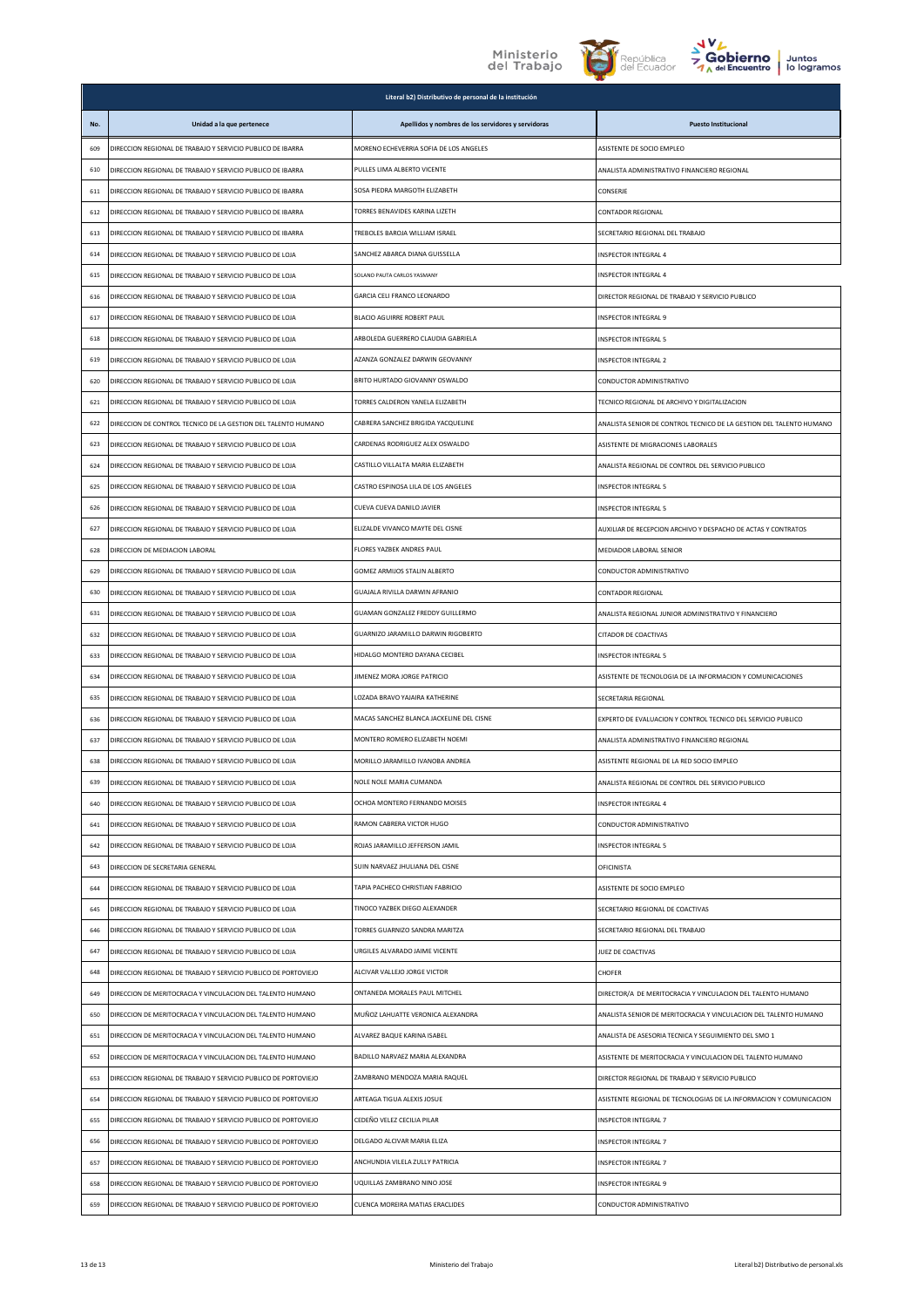| Literal b2) Distributivo de personal de la institución | | | |
|---|---|---|---|
| No. | Unidad a la que pertenece | Apellidos y nombres de los servidores y servidoras | Puesto Institucional |
| 609 | DIRECCION REGIONAL DE TRABAJO Y SERVICIO PUBLICO DE IBARRA | MORENO ECHEVERRIA SOFIA DE LOS ANGELES | ASISTENTE DE SOCIO EMPLEO |
| 610 | DIRECCION REGIONAL DE TRABAJO Y SERVICIO PUBLICO DE IBARRA | PULLES LIMA ALBERTO VICENTE | ANALISTA ADMINISTRATIVO FINANCIERO REGIONAL |
| 611 | DIRECCION REGIONAL DE TRABAJO Y SERVICIO PUBLICO DE IBARRA | SOSA PIEDRA MARGOTH ELIZABETH | CONSERJE |
| 612 | DIRECCION REGIONAL DE TRABAJO Y SERVICIO PUBLICO DE IBARRA | TORRES BENAVIDES KARINA LIZETH | CONTADOR REGIONAL |
| 613 | DIRECCION REGIONAL DE TRABAJO Y SERVICIO PUBLICO DE IBARRA | TREBOLES BAROJA WILLIAM ISRAEL | SECRETARIO REGIONAL DEL TRABAJO |
| 614 | DIRECCION REGIONAL DE TRABAJO Y SERVICIO PUBLICO DE LOJA | SANCHEZ ABARCA DIANA GUISSELLA | INSPECTOR INTEGRAL 4 |
| 615 | DIRECCION REGIONAL DE TRABAJO Y SERVICIO PUBLICO DE LOJA | SOLANO PAUTA CARLOS YASMANY | INSPECTOR INTEGRAL 4 |
| 616 | DIRECCION REGIONAL DE TRABAJO Y SERVICIO PUBLICO DE LOJA | GARCIA CELI FRANCO LEONARDO | DIRECTOR REGIONAL DE TRABAJO Y SERVICIO PUBLICO |
| 617 | DIRECCION REGIONAL DE TRABAJO Y SERVICIO PUBLICO DE LOJA | BLACIO AGUIRRE ROBERT PAUL | INSPECTOR INTEGRAL 9 |
| 618 | DIRECCION REGIONAL DE TRABAJO Y SERVICIO PUBLICO DE LOJA | ARBOLEDA GUERRERO CLAUDIA GABRIELA | INSPECTOR INTEGRAL 5 |
| 619 | DIRECCION REGIONAL DE TRABAJO Y SERVICIO PUBLICO DE LOJA | AZANZA GONZALEZ DARWIN GEOVANNY | INSPECTOR INTEGRAL 2 |
| 620 | DIRECCION REGIONAL DE TRABAJO Y SERVICIO PUBLICO DE LOJA | BRITO HURTADO GIOVANNY OSWALDO | CONDUCTOR ADMINISTRATIVO |
| 621 | DIRECCION REGIONAL DE TRABAJO Y SERVICIO PUBLICO DE LOJA | TORRES CALDERON YANELA ELIZABETH | TECNICO REGIONAL DE ARCHIVO Y DIGITALIZACION |
| 622 | DIRECCION DE CONTROL TECNICO DE LA GESTION DEL TALENTO HUMANO | CABRERA SANCHEZ BRIGIDA YACQUELINE | ANALISTA SENIOR DE CONTROL TECNICO DE LA GESTION DEL TALENTO HUMANO |
| 623 | DIRECCION REGIONAL DE TRABAJO Y SERVICIO PUBLICO DE LOJA | CARDENAS RODRIGUEZ ALEX OSWALDO | ASISTENTE DE MIGRACIONES LABORALES |
| 624 | DIRECCION REGIONAL DE TRABAJO Y SERVICIO PUBLICO DE LOJA | CASTILLO VILLALTA MARIA ELIZABETH | ANALISTA REGIONAL DE CONTROL DEL SERVICIO PUBLICO |
| 625 | DIRECCION REGIONAL DE TRABAJO Y SERVICIO PUBLICO DE LOJA | CASTRO ESPINOSA LILA DE LOS ANGELES | INSPECTOR INTEGRAL 5 |
| 626 | DIRECCION REGIONAL DE TRABAJO Y SERVICIO PUBLICO DE LOJA | CUEVA CUEVA DANILO JAVIER | INSPECTOR INTEGRAL 5 |
| 627 | DIRECCION REGIONAL DE TRABAJO Y SERVICIO PUBLICO DE LOJA | ELIZALDE VIVANCO MAYTE DEL CISNE | AUXILIAR DE RECEPCION ARCHIVO Y DESPACHO DE ACTAS Y CONTRATOS |
| 628 | DIRECCION DE MEDIACION LABORAL | FLORES YAZBEK ANDRES PAUL | MEDIADOR LABORAL SENIOR |
| 629 | DIRECCION REGIONAL DE TRABAJO Y SERVICIO PUBLICO DE LOJA | GOMEZ ARMIJOS STALIN ALBERTO | CONDUCTOR ADMINISTRATIVO |
| 630 | DIRECCION REGIONAL DE TRABAJO Y SERVICIO PUBLICO DE LOJA | GUAJALA RIVILLA DARWIN AFRANIO | CONTADOR REGIONAL |
| 631 | DIRECCION REGIONAL DE TRABAJO Y SERVICIO PUBLICO DE LOJA | GUAMAN GONZALEZ FREDDY GUILLERMO | ANALISTA REGIONAL JUNIOR ADMINISTRATIVO Y FINANCIERO |
| 632 | DIRECCION REGIONAL DE TRABAJO Y SERVICIO PUBLICO DE LOJA | GUARNIZO JARAMILLO DARWIN RIGOBERTO | CITADOR DE COACTIVAS |
| 633 | DIRECCION REGIONAL DE TRABAJO Y SERVICIO PUBLICO DE LOJA | HIDALGO MONTERO DAYANA CECIBEL | INSPECTOR INTEGRAL 5 |
| 634 | DIRECCION REGIONAL DE TRABAJO Y SERVICIO PUBLICO DE LOJA | JIMENEZ MORA JORGE PATRICIO | ASISTENTE DE TECNOLOGIA DE LA INFORMACION Y COMUNICACIONES |
| 635 | DIRECCION REGIONAL DE TRABAJO Y SERVICIO PUBLICO DE LOJA | LOZADA BRAVO YAJAIRA KATHERINE | SECRETARIA REGIONAL |
| 636 | DIRECCION REGIONAL DE TRABAJO Y SERVICIO PUBLICO DE LOJA | MACAS SANCHEZ BLANCA JACKELINE DEL CISNE | EXPERTO DE EVALUACION Y CONTROL TECNICO DEL SERVICIO PUBLICO |
| 637 | DIRECCION REGIONAL DE TRABAJO Y SERVICIO PUBLICO DE LOJA | MONTERO ROMERO ELIZABETH NOEMI | ANALISTA ADMINISTRATIVO FINANCIERO REGIONAL |
| 638 | DIRECCION REGIONAL DE TRABAJO Y SERVICIO PUBLICO DE LOJA | MORILLO JARAMILLO IVANOBA ANDREA | ASISTENTE REGIONAL DE LA RED SOCIO EMPLEO |
| 639 | DIRECCION REGIONAL DE TRABAJO Y SERVICIO PUBLICO DE LOJA | NOLE NOLE MARIA CUMANDA | ANALISTA REGIONAL DE CONTROL DEL SERVICIO PUBLICO |
| 640 | DIRECCION REGIONAL DE TRABAJO Y SERVICIO PUBLICO DE LOJA | OCHOA MONTERO FERNANDO MOISES | INSPECTOR INTEGRAL 4 |
| 641 | DIRECCION REGIONAL DE TRABAJO Y SERVICIO PUBLICO DE LOJA | RAMON CABRERA VICTOR HUGO | CONDUCTOR ADMINISTRATIVO |
| 642 | DIRECCION REGIONAL DE TRABAJO Y SERVICIO PUBLICO DE LOJA | ROJAS JARAMILLO JEFFERSON JAMIL | INSPECTOR INTEGRAL 5 |
| 643 | DIRECCION DE SECRETARIA GENERAL | SUIN NARVAEZ JHULIANA DEL CISNE | OFICINISTA |
| 644 | DIRECCION REGIONAL DE TRABAJO Y SERVICIO PUBLICO DE LOJA | TAPIA PACHECO CHRISTIAN FABRICIO | ASISTENTE DE SOCIO EMPLEO |
| 645 | DIRECCION REGIONAL DE TRABAJO Y SERVICIO PUBLICO DE LOJA | TINOCO YAZBEK DIEGO ALEXANDER | SECRETARIO REGIONAL DE COACTIVAS |
| 646 | DIRECCION REGIONAL DE TRABAJO Y SERVICIO PUBLICO DE LOJA | TORRES GUARNIZO SANDRA MARITZA | SECRETARIO REGIONAL DEL TRABAJO |
| 647 | DIRECCION REGIONAL DE TRABAJO Y SERVICIO PUBLICO DE LOJA | URGILES ALVARADO JAIME VICENTE | JUEZ DE COACTIVAS |
| 648 | DIRECCION REGIONAL DE TRABAJO Y SERVICIO PUBLICO DE PORTOVIEJO | ALCIVAR VALLEJO JORGE VICTOR | CHOFER |
| 649 | DIRECCION DE MERITOCRACIA Y VINCULACION DEL TALENTO HUMANO | ONTANEDA MORALES PAUL MITCHEL | DIRECTOR/A DE MERITOCRACIA Y VINCULACION DEL TALENTO HUMANO |
| 650 | DIRECCION DE MERITOCRACIA Y VINCULACION DEL TALENTO HUMANO | MUÑOZ LAHUATTE VERONICA ALEXANDRA | ANALISTA SENIOR DE MERITOCRACIA Y VINCULACION DEL TALENTO HUMANO |
| 651 | DIRECCION DE MERITOCRACIA Y VINCULACION DEL TALENTO HUMANO | ALVAREZ BAQUE KARINA ISABEL | ANALISTA DE ASESORIA TECNICA Y SEGUIMIENTO DEL SMO 1 |
| 652 | DIRECCION DE MERITOCRACIA Y VINCULACION DEL TALENTO HUMANO | BADILLO NARVAEZ MARIA ALEXANDRA | ASISTENTE DE MERITOCRACIA Y VINCULACION DEL TALENTO HUMANO |
| 653 | DIRECCION REGIONAL DE TRABAJO Y SERVICIO PUBLICO DE PORTOVIEJO | ZAMBRANO MENDOZA MARIA RAQUEL | DIRECTOR REGIONAL DE TRABAJO Y SERVICIO PUBLICO |
| 654 | DIRECCION REGIONAL DE TRABAJO Y SERVICIO PUBLICO DE PORTOVIEJO | ARTEAGA TIGUA ALEXIS JOSUE | ASISTENTE REGIONAL DE TECNOLOGIAS DE LA INFORMACION Y COMUNICACION |
| 655 | DIRECCION REGIONAL DE TRABAJO Y SERVICIO PUBLICO DE PORTOVIEJO | CEDEÑO VELEZ CECILIA PILAR | INSPECTOR INTEGRAL 7 |
| 656 | DIRECCION REGIONAL DE TRABAJO Y SERVICIO PUBLICO DE PORTOVIEJO | DELGADO ALCIVAR MARIA ELIZA | INSPECTOR INTEGRAL 7 |
| 657 | DIRECCION REGIONAL DE TRABAJO Y SERVICIO PUBLICO DE PORTOVIEJO | ANCHUNDIA VILELA ZULLY PATRICIA | INSPECTOR INTEGRAL 7 |
| 658 | DIRECCION REGIONAL DE TRABAJO Y SERVICIO PUBLICO DE PORTOVIEJO | UQUILLAS ZAMBRANO NINO JOSE | INSPECTOR INTEGRAL 9 |
| 659 | DIRECCION REGIONAL DE TRABAJO Y SERVICIO PUBLICO DE PORTOVIEJO | CUENCA MOREIRA MATIAS ERACLIDES | CONDUCTOR ADMINISTRATIVO |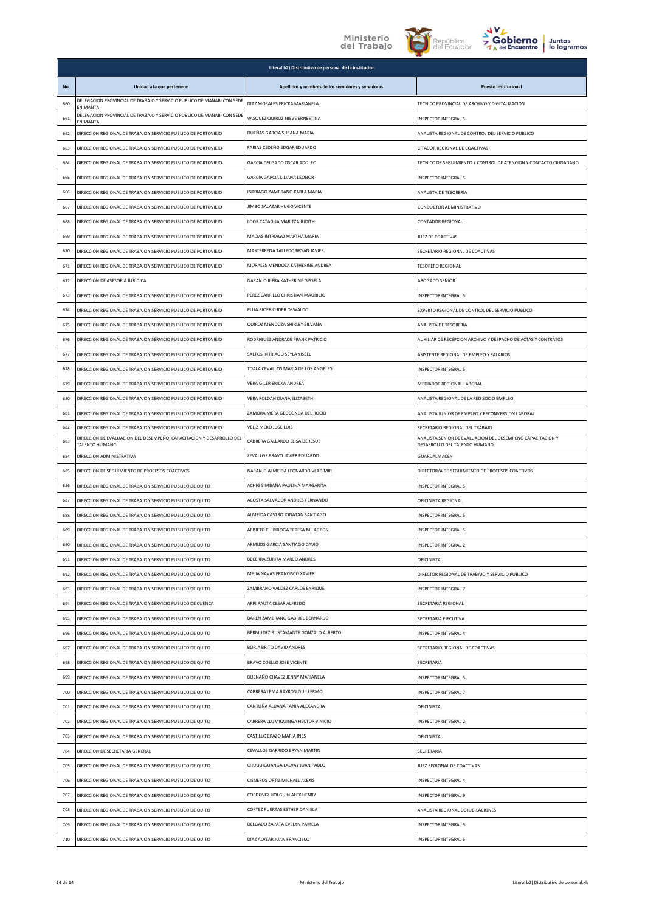| Literal b2) Distributivo de personal de la institución | | | |
|---|---|---|---|
| No. | Unidad a la que pertenece | Apellidos y nombres de los servidores y servidoras | Puesto Institucional |
| 660 | DELEGACION PROVINCIAL DE TRABAJO Y SERVICIO PUBLICO DE MANABI CON SEDE EN MANTA | DIAZ MORALES ERICKA MARIANELA | TECNICO PROVINCIAL DE ARCHIVO Y DIGITALIZACION |
| 661 | DELEGACION PROVINCIAL DE TRABAJO Y SERVICIO PUBLICO DE MANABI CON SEDE EN MANTA | VASQUEZ QUIROZ NIEVE ERNESTINA | INSPECTOR INTEGRAL 5 |
| 662 | DIRECCION REGIONAL DE TRABAJO Y SERVICIO PUBLICO DE PORTOVIEJO | DUEÑAS GARCIA SUSANA MARIA | ANALISTA REGIONAL DE CONTROL DEL SERVICIO PUBLICO |
| 663 | DIRECCION REGIONAL DE TRABAJO Y SERVICIO PUBLICO DE PORTOVIEJO | FARIAS CEDEÑO EDGAR EDUARDO | CITADOR REGIONAL DE COACTIVAS |
| 664 | DIRECCION REGIONAL DE TRABAJO Y SERVICIO PUBLICO DE PORTOVIEJO | GARCIA DELGADO OSCAR ADOLFO | TECNICO DE SEGUIMIENTO Y CONTROL DE ATENCION Y CONTACTO CIUDADANO |
| 665 | DIRECCION REGIONAL DE TRABAJO Y SERVICIO PUBLICO DE PORTOVIEJO | GARCIA GARCIA LILIANA LEONOR | INSPECTOR INTEGRAL 5 |
| 666 | DIRECCION REGIONAL DE TRABAJO Y SERVICIO PUBLICO DE PORTOVIEJO | INTRIAGO ZAMBRANO KARLA MARIA | ANALISTA DE TESORERIA |
| 667 | DIRECCION REGIONAL DE TRABAJO Y SERVICIO PUBLICO DE PORTOVIEJO | JIMBO SALAZAR HUGO VICENTE | CONDUCTOR ADMINISTRATIVO |
| 668 | DIRECCION REGIONAL DE TRABAJO Y SERVICIO PUBLICO DE PORTOVIEJO | LOOR CATAGUA MARITZA JUDITH | CONTADOR REGIONAL |
| 669 | DIRECCION REGIONAL DE TRABAJO Y SERVICIO PUBLICO DE PORTOVIEJO | MACIAS INTRIAGO MARTHA MARIA | JUEZ DE COACTIVAS |
| 670 | DIRECCION REGIONAL DE TRABAJO Y SERVICIO PUBLICO DE PORTOVIEJO | MASTERRENA TALLEDO BRYAN JAVIER | SECRETARIO REGIONAL DE COACTIVAS |
| 671 | DIRECCION REGIONAL DE TRABAJO Y SERVICIO PUBLICO DE PORTOVIEJO | MORALES MENDOZA KATHERINE ANDREA | TESORERO REGIONAL |
| 672 | DIRECCION DE ASESORIA JURIDICA | NARANJO RIERA KATHERINE GISSELA | ABOGADO SENIOR |
| 673 | DIRECCION REGIONAL DE TRABAJO Y SERVICIO PUBLICO DE PORTOVIEJO | PEREZ CARRILLO CHRISTIAN MAURICIO | INSPECTOR INTEGRAL 5 |
| 674 | DIRECCION REGIONAL DE TRABAJO Y SERVICIO PUBLICO DE PORTOVIEJO | PLUA RIOFRIO IDER OSWALDO | EXPERTO REGIONAL DE CONTROL DEL SERVICIO PUBLICO |
| 675 | DIRECCION REGIONAL DE TRABAJO Y SERVICIO PUBLICO DE PORTOVIEJO | QUIROZ MENDOZA SHIRLEY SILVANA | ANALISTA DE TESORERIA |
| 676 | DIRECCION REGIONAL DE TRABAJO Y SERVICIO PUBLICO DE PORTOVIEJO | RODRIGUEZ ANDRADE FRANK PATRICIO | AUXILIAR DE RECEPCION ARCHIVO Y DESPACHO DE ACTAS Y CONTRATOS |
| 677 | DIRECCION REGIONAL DE TRABAJO Y SERVICIO PUBLICO DE PORTOVIEJO | SALTOS INTRIAGO SEYLA YISSEL | ASISTENTE REGIONAL DE EMPLEO Y SALARIOS |
| 678 | DIRECCION REGIONAL DE TRABAJO Y SERVICIO PUBLICO DE PORTOVIEJO | TOALA CEVALLOS MARIA DE LOS ANGELES | INSPECTOR INTEGRAL 5 |
| 679 | DIRECCION REGIONAL DE TRABAJO Y SERVICIO PUBLICO DE PORTOVIEJO | VERA GILER ERICKA ANDREA | MEDIADOR REGIONAL LABORAL |
| 680 | DIRECCION REGIONAL DE TRABAJO Y SERVICIO PUBLICO DE PORTOVIEJO | VERA ROLDAN DIANA ELIZABETH | ANALISTA REGIONAL DE LA RED SOCIO EMPLEO |
| 681 | DIRECCION REGIONAL DE TRABAJO Y SERVICIO PUBLICO DE PORTOVIEJO | ZAMORA MERA GEOCONDA DEL ROCIO | ANALISTA JUNIOR DE EMPLEO Y RECONVERSION LABORAL |
| 682 | DIRECCION REGIONAL DE TRABAJO Y SERVICIO PUBLICO DE PORTOVIEJO | VELIZ MERO JOSE LUIS | SECRETARIO REGIONAL DEL TRABAJO |
| 683 | DIRECCION DE EVALUACION DEL DESEMPEÑO, CAPACITACION Y DESARROLLO DEL TALENTO HUMANO | CABRERA GALLARDO ELISA DE JESUS | ANALISTA SENIOR DE EVALUACION DEL DESEMPENO CAPACITACION Y DESARROLLO DEL TALENTO HUMANO |
| 684 | DIRECCION ADMINISTRATIVA | ZEVALLOS BRAVO JAVIER EDUARDO | GUARDALMACEN |
| 685 | DIRECCION DE SEGUIMIENTO DE PROCESOS COACTIVOS | NARANJO ALMEIDA LEONARDO VLADIMIR | DIRECTOR/A DE SEGUIMIENTO DE PROCESOS COACTIVOS |
| 686 | DIRECCION REGIONAL DE TRABAJO Y SERVICIO PUBLICO DE QUITO | ACHIG SIMBAÑA PAULINA MARGARITA | INSPECTOR INTEGRAL 5 |
| 687 | DIRECCION REGIONAL DE TRABAJO Y SERVICIO PUBLICO DE QUITO | ACOSTA SALVADOR ANDRES FERNANDO | OFICINISTA REGIONAL |
| 688 | DIRECCION REGIONAL DE TRABAJO Y SERVICIO PUBLICO DE QUITO | ALMEIDA CASTRO JONATAN SANTIAGO | INSPECTOR INTEGRAL 5 |
| 689 | DIRECCION REGIONAL DE TRABAJO Y SERVICIO PUBLICO DE QUITO | ARBIETO CHIRIBOGA TERESA MILAGROS | INSPECTOR INTEGRAL 5 |
| 690 | DIRECCION REGIONAL DE TRABAJO Y SERVICIO PUBLICO DE QUITO | ARMIJOS GARCIA SANTIAGO DAVID | INSPECTOR INTEGRAL 2 |
| 691 | DIRECCION REGIONAL DE TRABAJO Y SERVICIO PUBLICO DE QUITO | BECERRA ZURITA MARCO ANDRES | OFICINISTA |
| 692 | DIRECCION REGIONAL DE TRABAJO Y SERVICIO PUBLICO DE QUITO | MEJIA NAVAS FRANCISCO XAVIER | DIRECTOR REGIONAL DE TRABAJO Y SERVICIO PUBLICO |
| 693 | DIRECCION REGIONAL DE TRABAJO Y SERVICIO PUBLICO DE QUITO | ZAMBRANO VALDEZ CARLOS ENRIQUE | INSPECTOR INTEGRAL 7 |
| 694 | DIRECCION REGIONAL DE TRABAJO Y SERVICIO PUBLICO DE CUENCA | ARPI PAUTA CESAR ALFREDO | SECRETARIA REGIONAL |
| 695 | DIRECCION REGIONAL DE TRABAJO Y SERVICIO PUBLICO DE QUITO | BAREN ZAMBRANO GABRIEL BERNARDO | SECRETARIA EJECUTIVA |
| 696 | DIRECCION REGIONAL DE TRABAJO Y SERVICIO PUBLICO DE QUITO | BERMUDEZ BUSTAMANTE GONZALO ALBERTO | INSPECTOR INTEGRAL 4 |
| 697 | DIRECCION REGIONAL DE TRABAJO Y SERVICIO PUBLICO DE QUITO | BORJA BRITO DAVID ANDRES | SECRETARIO REGIONAL DE COACTIVAS |
| 698 | DIRECCION REGIONAL DE TRABAJO Y SERVICIO PUBLICO DE QUITO | BRAVO COELLO JOSE VICENTE | SECRETARIA |
| 699 | DIRECCION REGIONAL DE TRABAJO Y SERVICIO PUBLICO DE QUITO | BUENAÑO CHAVEZ JENNY MARIANELA | INSPECTOR INTEGRAL 5 |
| 700 | DIRECCION REGIONAL DE TRABAJO Y SERVICIO PUBLICO DE QUITO | CABRERA LEMA BAYRON GUILLERMO | INSPECTOR INTEGRAL 7 |
| 701 | DIRECCION REGIONAL DE TRABAJO Y SERVICIO PUBLICO DE QUITO | CANTUÑA ALDANA TANIA ALEXANDRA | OFICINISTA |
| 702 | DIRECCION REGIONAL DE TRABAJO Y SERVICIO PUBLICO DE QUITO | CARRERA LLUMIQUINGA HECTOR VINICIO | INSPECTOR INTEGRAL 2 |
| 703 | DIRECCION REGIONAL DE TRABAJO Y SERVICIO PUBLICO DE QUITO | CASTILLO ERAZO MARIA INES | OFICINISTA |
| 704 | DIRECCION DE SECRETARIA GENERAL | CEVALLOS GARRIDO BRYAN MARTIN | SECRETARIA |
| 705 | DIRECCION REGIONAL DE TRABAJO Y SERVICIO PUBLICO DE QUITO | CHUQUIGUANGA LALVAY JUAN PABLO | JUEZ REGIONAL DE COACTIVAS |
| 706 | DIRECCION REGIONAL DE TRABAJO Y SERVICIO PUBLICO DE QUITO | CISNEROS ORTIZ MICHAEL ALEXIS | INSPECTOR INTEGRAL 4 |
| 707 | DIRECCION REGIONAL DE TRABAJO Y SERVICIO PUBLICO DE QUITO | CORDOVEZ HOLGUIN ALEX HENRY | INSPECTOR INTEGRAL 9 |
| 708 | DIRECCION REGIONAL DE TRABAJO Y SERVICIO PUBLICO DE QUITO | CORTEZ PUERTAS ESTHER DANIELA | ANALISTA REGIONAL DE JUBILACIONES |
| 709 | DIRECCION REGIONAL DE TRABAJO Y SERVICIO PUBLICO DE QUITO | DELGADO ZAPATA EVELYN PAMELA | INSPECTOR INTEGRAL 5 |
| 710 | DIRECCION REGIONAL DE TRABAJO Y SERVICIO PUBLICO DE QUITO | DIAZ ALVEAR JUAN FRANCISCO | INSPECTOR INTEGRAL 5 |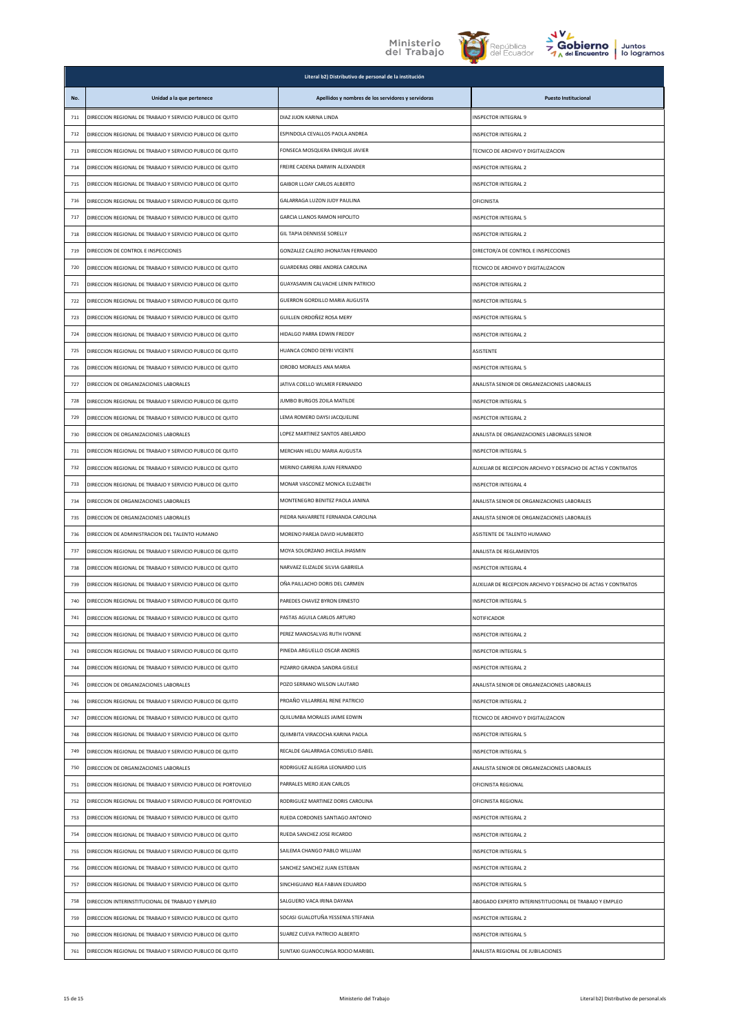| Literal b2) Distributivo de personal de la institución | | | |
|---|---|---|---|
| No. | Unidad a la que pertenece | Apellidos y nombres de los servidores y servidoras | Puesto Institucional |
| 711 | DIRECCION REGIONAL DE TRABAJO Y SERVICIO PUBLICO DE QUITO | DIAZ JIJON KARINA LINDA | INSPECTOR INTEGRAL 9 |
| 712 | DIRECCION REGIONAL DE TRABAJO Y SERVICIO PUBLICO DE QUITO | ESPINDOLA CEVALLOS PAOLA ANDREA | INSPECTOR INTEGRAL 2 |
| 713 | DIRECCION REGIONAL DE TRABAJO Y SERVICIO PUBLICO DE QUITO | FONSECA MOSQUERA ENRIQUE JAVIER | TECNICO DE ARCHIVO Y DIGITALIZACION |
| 714 | DIRECCION REGIONAL DE TRABAJO Y SERVICIO PUBLICO DE QUITO | FREIRE CADENA DARWIN ALEXANDER | INSPECTOR INTEGRAL 2 |
| 715 | DIRECCION REGIONAL DE TRABAJO Y SERVICIO PUBLICO DE QUITO | GAIBOR LLOAY CARLOS ALBERTO | INSPECTOR INTEGRAL 2 |
| 716 | DIRECCION REGIONAL DE TRABAJO Y SERVICIO PUBLICO DE QUITO | GALARRAGA LUZON JUDY PAULINA | OFICINISTA |
| 717 | DIRECCION REGIONAL DE TRABAJO Y SERVICIO PUBLICO DE QUITO | GARCIA LLANOS RAMON HIPOLITO | INSPECTOR INTEGRAL 5 |
| 718 | DIRECCION REGIONAL DE TRABAJO Y SERVICIO PUBLICO DE QUITO | GIL TAPIA DENNISSE SORELLY | INSPECTOR INTEGRAL 2 |
| 719 | DIRECCION DE CONTROL E INSPECCIONES | GONZALEZ CALERO JHONATAN FERNANDO | DIRECTOR/A DE CONTROL E INSPECCIONES |
| 720 | DIRECCION REGIONAL DE TRABAJO Y SERVICIO PUBLICO DE QUITO | GUARDERAS ORBE ANDREA CAROLINA | TECNICO DE ARCHIVO Y DIGITALIZACION |
| 721 | DIRECCION REGIONAL DE TRABAJO Y SERVICIO PUBLICO DE QUITO | GUAYASAMIN CALVACHE LENIN PATRICIO | INSPECTOR INTEGRAL 2 |
| 722 | DIRECCION REGIONAL DE TRABAJO Y SERVICIO PUBLICO DE QUITO | GUERRON GORDILLO MARIA AUGUSTA | INSPECTOR INTEGRAL 5 |
| 723 | DIRECCION REGIONAL DE TRABAJO Y SERVICIO PUBLICO DE QUITO | GUILLEN ORDOÑEZ ROSA MERY | INSPECTOR INTEGRAL 5 |
| 724 | DIRECCION REGIONAL DE TRABAJO Y SERVICIO PUBLICO DE QUITO | HIDALGO PARRA EDWIN FREDDY | INSPECTOR INTEGRAL 2 |
| 725 | DIRECCION REGIONAL DE TRABAJO Y SERVICIO PUBLICO DE QUITO | HUANCA CONDO DEYBI VICENTE | ASISTENTE |
| 726 | DIRECCION REGIONAL DE TRABAJO Y SERVICIO PUBLICO DE QUITO | IDROBO MORALES ANA MARIA | INSPECTOR INTEGRAL 5 |
| 727 | DIRECCION DE ORGANIZACIONES LABORALES | JATIVA COELLO WILMER FERNANDO | ANALISTA SENIOR DE ORGANIZACIONES LABORALES |
| 728 | DIRECCION REGIONAL DE TRABAJO Y SERVICIO PUBLICO DE QUITO | JUMBO BURGOS ZOILA MATILDE | INSPECTOR INTEGRAL 5 |
| 729 | DIRECCION REGIONAL DE TRABAJO Y SERVICIO PUBLICO DE QUITO | LEMA ROMERO DAYSI JACQUELINE | INSPECTOR INTEGRAL 2 |
| 730 | DIRECCION DE ORGANIZACIONES LABORALES | LOPEZ MARTINEZ SANTOS ABELARDO | ANALISTA DE ORGANIZACIONES LABORALES SENIOR |
| 731 | DIRECCION REGIONAL DE TRABAJO Y SERVICIO PUBLICO DE QUITO | MERCHAN HELOU MARIA AUGUSTA | INSPECTOR INTEGRAL 5 |
| 732 | DIRECCION REGIONAL DE TRABAJO Y SERVICIO PUBLICO DE QUITO | MERINO CARRERA JUAN FERNANDO | AUXILIAR DE RECEPCION ARCHIVO Y DESPACHO DE ACTAS Y CONTRATOS |
| 733 | DIRECCION REGIONAL DE TRABAJO Y SERVICIO PUBLICO DE QUITO | MONAR VASCONEZ MONICA ELIZABETH | INSPECTOR INTEGRAL 4 |
| 734 | DIRECCION DE ORGANIZACIONES LABORALES | MONTENEGRO BENITEZ PAOLA JANINA | ANALISTA SENIOR DE ORGANIZACIONES LABORALES |
| 735 | DIRECCION DE ORGANIZACIONES LABORALES | PIEDRA NAVARRETE FERNANDA CAROLINA | ANALISTA SENIOR DE ORGANIZACIONES LABORALES |
| 736 | DIRECCION DE ADMINISTRACION DEL TALENTO HUMANO | MORENO PAREJA DAVID HUMBERTO | ASISTENTE DE TALENTO HUMANO |
| 737 | DIRECCION REGIONAL DE TRABAJO Y SERVICIO PUBLICO DE QUITO | MOYA SOLORZANO JHICELA JHASMIN | ANALISTA DE REGLAMENTOS |
| 738 | DIRECCION REGIONAL DE TRABAJO Y SERVICIO PUBLICO DE QUITO | NARVAEZ ELIZALDE SILVIA GABRIELA | INSPECTOR INTEGRAL 4 |
| 739 | DIRECCION REGIONAL DE TRABAJO Y SERVICIO PUBLICO DE QUITO | OÑA PAILLACHO DORIS DEL CARMEN | AUXILIAR DE RECEPCION ARCHIVO Y DESPACHO DE ACTAS Y CONTRATOS |
| 740 | DIRECCION REGIONAL DE TRABAJO Y SERVICIO PUBLICO DE QUITO | PAREDES CHAVEZ BYRON ERNESTO | INSPECTOR INTEGRAL 5 |
| 741 | DIRECCION REGIONAL DE TRABAJO Y SERVICIO PUBLICO DE QUITO | PASTAS AGUILA CARLOS ARTURO | NOTIFICADOR |
| 742 | DIRECCION REGIONAL DE TRABAJO Y SERVICIO PUBLICO DE QUITO | PEREZ MANOSALVAS RUTH IVONNE | INSPECTOR INTEGRAL 2 |
| 743 | DIRECCION REGIONAL DE TRABAJO Y SERVICIO PUBLICO DE QUITO | PINEDA ARGUELLO OSCAR ANDRES | INSPECTOR INTEGRAL 5 |
| 744 | DIRECCION REGIONAL DE TRABAJO Y SERVICIO PUBLICO DE QUITO | PIZARRO GRANDA SANDRA GISELE | INSPECTOR INTEGRAL 2 |
| 745 | DIRECCION DE ORGANIZACIONES LABORALES | POZO SERRANO WILSON LAUTARO | ANALISTA SENIOR DE ORGANIZACIONES LABORALES |
| 746 | DIRECCION REGIONAL DE TRABAJO Y SERVICIO PUBLICO DE QUITO | PROAÑO VILLARREAL RENE PATRICIO | INSPECTOR INTEGRAL 2 |
| 747 | DIRECCION REGIONAL DE TRABAJO Y SERVICIO PUBLICO DE QUITO | QUILUMBA MORALES JAIME EDWIN | TECNICO DE ARCHIVO Y DIGITALIZACION |
| 748 | DIRECCION REGIONAL DE TRABAJO Y SERVICIO PUBLICO DE QUITO | QUIMBITA VIRACOCHA KARINA PAOLA | INSPECTOR INTEGRAL 5 |
| 749 | DIRECCION REGIONAL DE TRABAJO Y SERVICIO PUBLICO DE QUITO | RECALDE GALARRAGA CONSUELO ISABEL | INSPECTOR INTEGRAL 5 |
| 750 | DIRECCION DE ORGANIZACIONES LABORALES | RODRIGUEZ ALEGRIA LEONARDO LUIS | ANALISTA SENIOR DE ORGANIZACIONES LABORALES |
| 751 | DIRECCION REGIONAL DE TRABAJO Y SERVICIO PUBLICO DE PORTOVIEJO | PARRALES MERO JEAN CARLOS | OFICINISTA REGIONAL |
| 752 | DIRECCION REGIONAL DE TRABAJO Y SERVICIO PUBLICO DE PORTOVIEJO | RODRIGUEZ MARTINEZ DORIS CAROLINA | OFICINISTA REGIONAL |
| 753 | DIRECCION REGIONAL DE TRABAJO Y SERVICIO PUBLICO DE QUITO | RUEDA CORDONES SANTIAGO ANTONIO | INSPECTOR INTEGRAL 2 |
| 754 | DIRECCION REGIONAL DE TRABAJO Y SERVICIO PUBLICO DE QUITO | RUEDA SANCHEZ JOSE RICARDO | INSPECTOR INTEGRAL 2 |
| 755 | DIRECCION REGIONAL DE TRABAJO Y SERVICIO PUBLICO DE QUITO | SAILEMA CHANGO PABLO WILLIAM | INSPECTOR INTEGRAL 5 |
| 756 | DIRECCION REGIONAL DE TRABAJO Y SERVICIO PUBLICO DE QUITO | SANCHEZ SANCHEZ JUAN ESTEBAN | INSPECTOR INTEGRAL 2 |
| 757 | DIRECCION REGIONAL DE TRABAJO Y SERVICIO PUBLICO DE QUITO | SINCHIGUANO REA FABIAN EDUARDO | INSPECTOR INTEGRAL 5 |
| 758 | DIRECCION INTERINSTITUCIONAL DE TRABAJO Y EMPLEO | SALGUERO VACA IRINA DAYANA | ABOGADO EXPERTO INTERINSTITUCIONAL DE TRABAJO Y EMPLEO |
| 759 | DIRECCION REGIONAL DE TRABAJO Y SERVICIO PUBLICO DE QUITO | SOCASI GUALOTUÑA YESSENIA STEFANIA | INSPECTOR INTEGRAL 2 |
| 760 | DIRECCION REGIONAL DE TRABAJO Y SERVICIO PUBLICO DE QUITO | SUAREZ CUEVA PATRICIO ALBERTO | INSPECTOR INTEGRAL 5 |
| 761 | DIRECCION REGIONAL DE TRABAJO Y SERVICIO PUBLICO DE QUITO | SUNTAXI GUANOCUNGA ROCIO MARIBEL | ANALISTA REGIONAL DE JUBILACIONES |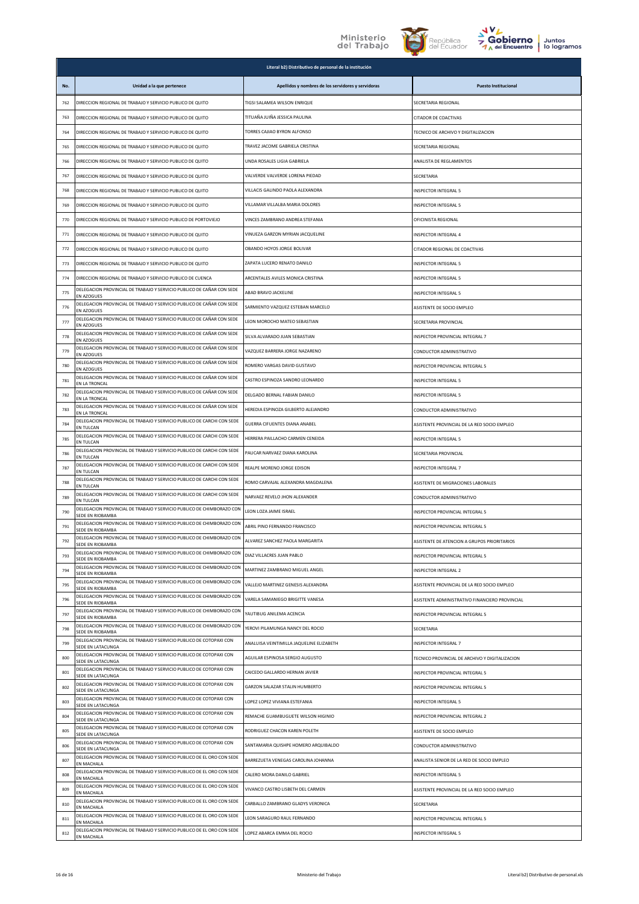| Literal b2) Distributivo de personal de la institución | | | |
|---|---|---|---|
| No. | Unidad a la que pertenece | Apellidos y nombres de los servidores y servidoras | Puesto Institucional |
| 762 | DIRECCION REGIONAL DE TRABAJO Y SERVICIO PUBLICO DE QUITO | TIGSI SALAMEA WILSON ENRIQUE | SECRETARIA REGIONAL |
| 763 | DIRECCION REGIONAL DE TRABAJO Y SERVICIO PUBLICO DE QUITO | TITUAÑA JUIÑA JESSICA PAULINA | CITADOR DE COACTIVAS |
| 764 | DIRECCION REGIONAL DE TRABAJO Y SERVICIO PUBLICO DE QUITO | TORRES CAJIAO BYRON ALFONSO | TECNICO DE ARCHIVO Y DIGITALIZACION |
| 765 | DIRECCION REGIONAL DE TRABAJO Y SERVICIO PUBLICO DE QUITO | TRAVEZ JACOME GABRIELA CRISTINA | SECRETARIA REGIONAL |
| 766 | DIRECCION REGIONAL DE TRABAJO Y SERVICIO PUBLICO DE QUITO | UNDA ROSALES LIGIA GABRIELA | ANALISTA DE REGLAMENTOS |
| 767 | DIRECCION REGIONAL DE TRABAJO Y SERVICIO PUBLICO DE QUITO | VALVERDE VALVERDE LORENA PIEDAD | SECRETARIA |
| 768 | DIRECCION REGIONAL DE TRABAJO Y SERVICIO PUBLICO DE QUITO | VILLACIS GALINDO PAOLA ALEXANDRA | INSPECTOR INTEGRAL 5 |
| 769 | DIRECCION REGIONAL DE TRABAJO Y SERVICIO PUBLICO DE QUITO | VILLAMAR VILLALBA MARIA DOLORES | INSPECTOR INTEGRAL 5 |
| 770 | DIRECCION REGIONAL DE TRABAJO Y SERVICIO PUBLICO DE PORTOVIEJO | VINCES ZAMBRANO ANDREA STEFANIA | OFICINISTA REGIONAL |
| 771 | DIRECCION REGIONAL DE TRABAJO Y SERVICIO PUBLICO DE QUITO | VINUEZA GARZON MYRIAN JACQUELINE | INSPECTOR INTEGRAL 4 |
| 772 | DIRECCION REGIONAL DE TRABAJO Y SERVICIO PUBLICO DE QUITO | OBANDO HOYOS JORGE BOLIVAR | CITADOR REGIONAL DE COACTIVAS |
| 773 | DIRECCION REGIONAL DE TRABAJO Y SERVICIO PUBLICO DE QUITO | ZAPATA LUCERO RENATO DANILO | INSPECTOR INTEGRAL 5 |
| 774 | DIRECCION REGIONAL DE TRABAJO Y SERVICIO PUBLICO DE CUENCA | ARCENTALES AVILES MONICA CRISTINA | INSPECTOR INTEGRAL 5 |
| 775 | DELEGACION PROVINCIAL DE TRABAJO Y SERVICIO PUBLICO DE CAÑAR CON SEDE EN AZOGUES | ABAD BRAVO JACKELINE | INSPECTOR INTEGRAL 5 |
| 776 | DELEGACION PROVINCIAL DE TRABAJO Y SERVICIO PUBLICO DE CAÑAR CON SEDE EN AZOGUES | SARMIENTO VAZQUEZ ESTEBAN MARCELO | ASISTENTE DE SOCIO EMPLEO |
| 777 | DELEGACION PROVINCIAL DE TRABAJO Y SERVICIO PUBLICO DE CAÑAR CON SEDE EN AZOGUES | LEON MOROCHO MATEO SEBASTIAN | SECRETARIA PROVINCIAL |
| 778 | DELEGACION PROVINCIAL DE TRABAJO Y SERVICIO PUBLICO DE CAÑAR CON SEDE EN AZOGUES | SILVA ALVARADO JUAN SEBASTIAN | INSPECTOR PROVINCIAL INTEGRAL 7 |
| 779 | DELEGACION PROVINCIAL DE TRABAJO Y SERVICIO PUBLICO DE CAÑAR CON SEDE EN AZOGUES | VAZQUEZ BARRERA JORGE NAZARENO | CONDUCTOR ADMINISTRATIVO |
| 780 | DELEGACION PROVINCIAL DE TRABAJO Y SERVICIO PUBLICO DE CAÑAR CON SEDE EN AZOGUES | ROMERO VARGAS DAVID GUSTAVO | INSPECTOR PROVINCIAL INTEGRAL 5 |
| 781 | DELEGACION PROVINCIAL DE TRABAJO Y SERVICIO PUBLICO DE CAÑAR CON SEDE EN LA TRONCAL | CASTRO ESPINOZA SANDRO LEONARDO | INSPECTOR INTEGRAL 5 |
| 782 | DELEGACION PROVINCIAL DE TRABAJO Y SERVICIO PUBLICO DE CAÑAR CON SEDE EN LA TRONCAL | DELGADO BERNAL FABIAN DANILO | INSPECTOR INTEGRAL 5 |
| 783 | DELEGACION PROVINCIAL DE TRABAJO Y SERVICIO PUBLICO DE CAÑAR CON SEDE EN LA TRONCAL | HEREDIA ESPINOZA GILBERTO ALEJANDRO | CONDUCTOR ADMINISTRATIVO |
| 784 | DELEGACION PROVINCIAL DE TRABAJO Y SERVICIO PUBLICO DE CARCHI CON SEDE EN TULCAN | GUERRA CIFUENTES DIANA ANABEL | ASISTENTE PROVINCIAL DE LA RED SOCIO EMPLEO |
| 785 | DELEGACION PROVINCIAL DE TRABAJO Y SERVICIO PUBLICO DE CARCHI CON SEDE EN TULCAN | HERRERA PAILLACHO CARMEN CENEIDA | INSPECTOR INTEGRAL 5 |
| 786 | DELEGACION PROVINCIAL DE TRABAJO Y SERVICIO PUBLICO DE CARCHI CON SEDE EN TULCAN | PAUCAR NARVAEZ DIANA KAROLINA | SECRETARIA PROVINCIAL |
| 787 | DELEGACION PROVINCIAL DE TRABAJO Y SERVICIO PUBLICO DE CARCHI CON SEDE EN TULCAN | REALPE MORENO JORGE EDISON | INSPECTOR INTEGRAL 7 |
| 788 | DELEGACION PROVINCIAL DE TRABAJO Y SERVICIO PUBLICO DE CARCHI CON SEDE EN TULCAN | ROMO CARVAJAL ALEXANDRA MAGDALENA | ASISTENTE DE MIGRACIONES LABORALES |
| 789 | DELEGACION PROVINCIAL DE TRABAJO Y SERVICIO PUBLICO DE CARCHI CON SEDE EN TULCAN | NARVAEZ REVELO JHON ALEXANDER | CONDUCTOR ADMINISTRATIVO |
| 790 | DELEGACION PROVINCIAL DE TRABAJO Y SERVICIO PUBLICO DE CHIMBORAZO CON SEDE EN RIOBAMBA | LEON LOZA JAIME ISRAEL | INSPECTOR PROVINCIAL INTEGRAL 5 |
| 791 | DELEGACION PROVINCIAL DE TRABAJO Y SERVICIO PUBLICO DE CHIMBORAZO CON SEDE EN RIOBAMBA | ABRIL PINO FERNANDO FRANCISCO | INSPECTOR PROVINCIAL INTEGRAL 5 |
| 792 | DELEGACION PROVINCIAL DE TRABAJO Y SERVICIO PUBLICO DE CHIMBORAZO CON SEDE EN RIOBAMBA | ALVAREZ SANCHEZ PAOLA MARGARITA | ASISTENTE DE ATENCION A GRUPOS PRIORITARIOS |
| 793 | DELEGACION PROVINCIAL DE TRABAJO Y SERVICIO PUBLICO DE CHIMBORAZO CON SEDE EN RIOBAMBA | DIAZ VILLACRES JUAN PABLO | INSPECTOR PROVINCIAL INTEGRAL 5 |
| 794 | DELEGACION PROVINCIAL DE TRABAJO Y SERVICIO PUBLICO DE CHIMBORAZO CON SEDE EN RIOBAMBA | MARTINEZ ZAMBRANO MIGUEL ANGEL | INSPECTOR INTEGRAL 2 |
| 795 | DELEGACION PROVINCIAL DE TRABAJO Y SERVICIO PUBLICO DE CHIMBORAZO CON SEDE EN RIOBAMBA | VALLEJO MARTINEZ GENESIS ALEXANDRA | ASISTENTE PROVINCIAL DE LA RED SOCIO EMPLEO |
| 796 | DELEGACION PROVINCIAL DE TRABAJO Y SERVICIO PUBLICO DE CHIMBORAZO CON SEDE EN RIOBAMBA | VARELA SAMANIEGO BRIGITTE VANESA | ASISTENTE ADMINISTRATIVO FINANCIERO PROVINCIAL |
| 797 | DELEGACION PROVINCIAL DE TRABAJO Y SERVICIO PUBLICO DE CHIMBORAZO CON SEDE EN RIOBAMBA | YAUTIBUG ANILEMA ACENCIA | INSPECTOR PROVINCIAL INTEGRAL 5 |
| 798 | DELEGACION PROVINCIAL DE TRABAJO Y SERVICIO PUBLICO DE CHIMBORAZO CON SEDE EN RIOBAMBA | YEROVI PILAMUNGA NANCY DEL ROCIO | SECRETARIA |
| 799 | DELEGACION PROVINCIAL DE TRABAJO Y SERVICIO PUBLICO DE COTOPAXI CON SEDE EN LATACUNGA | ANALUISA VEINTIMILLA JAQUELINE ELIZABETH | INSPECTOR INTEGRAL 7 |
| 800 | DELEGACION PROVINCIAL DE TRABAJO Y SERVICIO PUBLICO DE COTOPAXI CON SEDE EN LATACUNGA | AGUILAR ESPINOSA SERGIO AUGUSTO | TECNICO PROVINCIAL DE ARCHIVO Y DIGITALIZACION |
| 801 | DELEGACION PROVINCIAL DE TRABAJO Y SERVICIO PUBLICO DE COTOPAXI CON SEDE EN LATACUNGA | CAICEDO GALLARDO HERNAN JAVIER | INSPECTOR PROVINCIAL INTEGRAL 5 |
| 802 | DELEGACION PROVINCIAL DE TRABAJO Y SERVICIO PUBLICO DE COTOPAXI CON SEDE EN LATACUNGA | GARZON SALAZAR STALIN HUMBERTO | INSPECTOR PROVINCIAL INTEGRAL 5 |
| 803 | DELEGACION PROVINCIAL DE TRABAJO Y SERVICIO PUBLICO DE COTOPAXI CON SEDE EN LATACUNGA | LOPEZ LOPEZ VIVIANA ESTEFANIA | INSPECTOR INTEGRAL 5 |
| 804 | DELEGACION PROVINCIAL DE TRABAJO Y SERVICIO PUBLICO DE COTOPAXI CON SEDE EN LATACUNGA | REMACHE GUAMBUGUETE WILSON HIGINIO | INSPECTOR PROVINCIAL INTEGRAL 2 |
| 805 | DELEGACION PROVINCIAL DE TRABAJO Y SERVICIO PUBLICO DE COTOPAXI CON SEDE EN LATACUNGA | RODRIGUEZ CHACON KAREN POLETH | ASISTENTE DE SOCIO EMPLEO |
| 806 | DELEGACION PROVINCIAL DE TRABAJO Y SERVICIO PUBLICO DE COTOPAXI CON SEDE EN LATACUNGA | SANTAMARIA QUISHPE HOMERO ARQUIBALDO | CONDUCTOR ADMINISTRATIVO |
| 807 | DELEGACION PROVINCIAL DE TRABAJO Y SERVICIO PUBLICO DE EL ORO CON SEDE EN MACHALA | BARREZUETA VENEGAS CAROLINA JOHANNA | ANALISTA SENIOR DE LA RED DE SOCIO EMPLEO |
| 808 | DELEGACION PROVINCIAL DE TRABAJO Y SERVICIO PUBLICO DE EL ORO CON SEDE EN MACHALA | CALERO MORA DANILO GABRIEL | INSPECTOR INTEGRAL 5 |
| 809 | DELEGACION PROVINCIAL DE TRABAJO Y SERVICIO PUBLICO DE EL ORO CON SEDE EN MACHALA | VIVANCO CASTRO LISBETH DEL CARMEN | ASISTENTE PROVINCIAL DE LA RED SOCIO EMPLEO |
| 810 | DELEGACION PROVINCIAL DE TRABAJO Y SERVICIO PUBLICO DE EL ORO CON SEDE EN MACHALA | CARBALLO ZAMBRANO GLADYS VERONICA | SECRETARIA |
| 811 | DELEGACION PROVINCIAL DE TRABAJO Y SERVICIO PUBLICO DE EL ORO CON SEDE EN MACHALA | LEON SARAGURO RAUL FERNANDO | INSPECTOR PROVINCIAL INTEGRAL 5 |
| 812 | DELEGACION PROVINCIAL DE TRABAJO Y SERVICIO PUBLICO DE EL ORO CON SEDE EN MACHALA | LOPEZ ABARCA EMMA DEL ROCIO | INSPECTOR INTEGRAL 5 |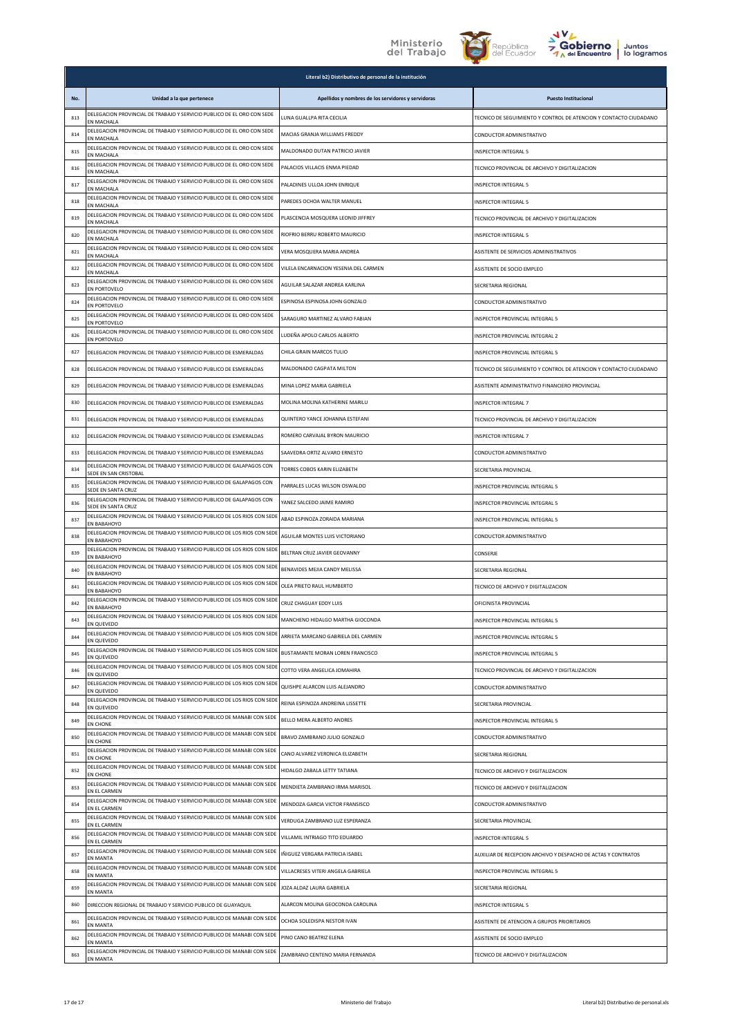| Literal b2) Distributivo de personal de la institución | | | |
|---|---|---|---|
| No. | Unidad a la que pertenece | Apellidos y nombres de los servidores y servidoras | Puesto Institucional |
| 813 | DELEGACION PROVINCIAL DE TRABAJO Y SERVICIO PUBLICO DE EL ORO CON SEDE EN MACHALA | LUNA GUALLPA RITA CECILIA | TECNICO DE SEGUIMIENTO Y CONTROL DE ATENCION Y CONTACTO CIUDADANO |
| 814 | DELEGACION PROVINCIAL DE TRABAJO Y SERVICIO PUBLICO DE EL ORO CON SEDE EN MACHALA | MACIAS GRANJA WILLIAMS FREDDY | CONDUCTOR ADMINISTRATIVO |
| 815 | DELEGACION PROVINCIAL DE TRABAJO Y SERVICIO PUBLICO DE EL ORO CON SEDE EN MACHALA | MALDONADO DUTAN PATRICIO JAVIER | INSPECTOR INTEGRAL 5 |
| 816 | DELEGACION PROVINCIAL DE TRABAJO Y SERVICIO PUBLICO DE EL ORO CON SEDE EN MACHALA | PALACIOS VILLACIS ENMA PIEDAD | TECNICO PROVINCIAL DE ARCHIVO Y DIGITALIZACION |
| 817 | DELEGACION PROVINCIAL DE TRABAJO Y SERVICIO PUBLICO DE EL ORO CON SEDE EN MACHALA | PALADINES ULLOA JOHN ENRIQUE | INSPECTOR INTEGRAL 5 |
| 818 | DELEGACION PROVINCIAL DE TRABAJO Y SERVICIO PUBLICO DE EL ORO CON SEDE EN MACHALA | PAREDES OCHOA WALTER MANUEL | INSPECTOR INTEGRAL 5 |
| 819 | DELEGACION PROVINCIAL DE TRABAJO Y SERVICIO PUBLICO DE EL ORO CON SEDE EN MACHALA | PLASCENCIA MOSQUERA LEONID JIFFREY | TECNICO PROVINCIAL DE ARCHIVO Y DIGITALIZACION |
| 820 | DELEGACION PROVINCIAL DE TRABAJO Y SERVICIO PUBLICO DE EL ORO CON SEDE EN MACHALA | RIOFRIO BERRU ROBERTO MAURICIO | INSPECTOR INTEGRAL 5 |
| 821 | DELEGACION PROVINCIAL DE TRABAJO Y SERVICIO PUBLICO DE EL ORO CON SEDE EN MACHALA | VERA MOSQUERA MARIA ANDREA | ASISTENTE DE SERVICIOS ADMINISTRATIVOS |
| 822 | DELEGACION PROVINCIAL DE TRABAJO Y SERVICIO PUBLICO DE EL ORO CON SEDE EN MACHALA | VILELA ENCARNACION YESENIA DEL CARMEN | ASISTENTE DE SOCIO EMPLEO |
| 823 | DELEGACION PROVINCIAL DE TRABAJO Y SERVICIO PUBLICO DE EL ORO CON SEDE EN PORTOVELO | AGUILAR SALAZAR ANDREA KARLINA | SECRETARIA REGIONAL |
| 824 | DELEGACION PROVINCIAL DE TRABAJO Y SERVICIO PUBLICO DE EL ORO CON SEDE EN PORTOVELO | ESPINOSA ESPINOSA JOHN GONZALO | CONDUCTOR ADMINISTRATIVO |
| 825 | DELEGACION PROVINCIAL DE TRABAJO Y SERVICIO PUBLICO DE EL ORO CON SEDE EN PORTOVELO | SARAGURO MARTINEZ ALVARO FABIAN | INSPECTOR PROVINCIAL INTEGRAL 5 |
| 826 | DELEGACION PROVINCIAL DE TRABAJO Y SERVICIO PUBLICO DE EL ORO CON SEDE EN PORTOVELO | LUDEÑA APOLO CARLOS ALBERTO | INSPECTOR PROVINCIAL INTEGRAL 2 |
| 827 | DELEGACION PROVINCIAL DE TRABAJO Y SERVICIO PUBLICO DE ESMERALDAS | CHILA GRAIN MARCOS TULIO | INSPECTOR PROVINCIAL INTEGRAL 5 |
| 828 | DELEGACION PROVINCIAL DE TRABAJO Y SERVICIO PUBLICO DE ESMERALDAS | MALDONADO CAGPATA MILTON | TECNICO DE SEGUIMIENTO Y CONTROL DE ATENCION Y CONTACTO CIUDADANO |
| 829 | DELEGACION PROVINCIAL DE TRABAJO Y SERVICIO PUBLICO DE ESMERALDAS | MINA LOPEZ MARIA GABRIELA | ASISTENTE ADMINISTRATIVO FINANCIERO PROVINCIAL |
| 830 | DELEGACION PROVINCIAL DE TRABAJO Y SERVICIO PUBLICO DE ESMERALDAS | MOLINA MOLINA KATHERINE MARILU | INSPECTOR INTEGRAL 7 |
| 831 | DELEGACION PROVINCIAL DE TRABAJO Y SERVICIO PUBLICO DE ESMERALDAS | QUINTERO YANCE JOHANNA ESTEFANI | TECNICO PROVINCIAL DE ARCHIVO Y DIGITALIZACION |
| 832 | DELEGACION PROVINCIAL DE TRABAJO Y SERVICIO PUBLICO DE ESMERALDAS | ROMERO CARVAJAL BYRON MAURICIO | INSPECTOR INTEGRAL 7 |
| 833 | DELEGACION PROVINCIAL DE TRABAJO Y SERVICIO PUBLICO DE ESMERALDAS | SAAVEDRA ORTIZ ALVARO ERNESTO | CONDUCTOR ADMINISTRATIVO |
| 834 | DELEGACION PROVINCIAL DE TRABAJO Y SERVICIO PUBLICO DE GALAPAGOS CON SEDE EN SAN CRISTOBAL | TORRES COBOS KARIN ELIZABETH | SECRETARIA PROVINCIAL |
| 835 | DELEGACION PROVINCIAL DE TRABAJO Y SERVICIO PUBLICO DE GALAPAGOS CON SEDE EN SANTA CRUZ | PARRALES LUCAS WILSON OSWALDO | INSPECTOR PROVINCIAL INTEGRAL 5 |
| 836 | DELEGACION PROVINCIAL DE TRABAJO Y SERVICIO PUBLICO DE GALAPAGOS CON SEDE EN SANTA CRUZ | YANEZ SALCEDO JAIME RAMIRO | INSPECTOR PROVINCIAL INTEGRAL 5 |
| 837 | DELEGACION PROVINCIAL DE TRABAJO Y SERVICIO PUBLICO DE LOS RIOS CON SEDE EN BABAHOYO | ABAD ESPINOZA ZORAIDA MARIANA | INSPECTOR PROVINCIAL INTEGRAL 5 |
| 838 | DELEGACION PROVINCIAL DE TRABAJO Y SERVICIO PUBLICO DE LOS RIOS CON SEDE EN BABAHOYO | AGUILAR MONTES LUIS VICTORIANO | CONDUCTOR ADMINISTRATIVO |
| 839 | DELEGACION PROVINCIAL DE TRABAJO Y SERVICIO PUBLICO DE LOS RIOS CON SEDE EN BABAHOYO | BELTRAN CRUZ JAVIER GEOVANNY | CONSERJE |
| 840 | DELEGACION PROVINCIAL DE TRABAJO Y SERVICIO PUBLICO DE LOS RIOS CON SEDE EN BABAHOYO | BENAVIDES MEJIA CANDY MELISSA | SECRETARIA REGIONAL |
| 841 | DELEGACION PROVINCIAL DE TRABAJO Y SERVICIO PUBLICO DE LOS RIOS CON SEDE EN BABAHOYO | OLEA PRIETO RAUL HUMBERTO | TECNICO DE ARCHIVO Y DIGITALIZACION |
| 842 | DELEGACION PROVINCIAL DE TRABAJO Y SERVICIO PUBLICO DE LOS RIOS CON SEDE EN BABAHOYO | CRUZ CHAGUAY EDDY LUIS | OFICINISTA PROVINCIAL |
| 843 | DELEGACION PROVINCIAL DE TRABAJO Y SERVICIO PUBLICO DE LOS RIOS CON SEDE EN QUEVEDO | MANCHENO HIDALGO MARTHA GIOCONDA | INSPECTOR PROVINCIAL INTEGRAL 5 |
| 844 | DELEGACION PROVINCIAL DE TRABAJO Y SERVICIO PUBLICO DE LOS RIOS CON SEDE EN QUEVEDO | ARRIETA MARCANO GABRIELA DEL CARMEN | INSPECTOR PROVINCIAL INTEGRAL 5 |
| 845 | DELEGACION PROVINCIAL DE TRABAJO Y SERVICIO PUBLICO DE LOS RIOS CON SEDE EN QUEVEDO | BUSTAMANTE MORAN LOREN FRANCISCO | INSPECTOR PROVINCIAL INTEGRAL 5 |
| 846 | DELEGACION PROVINCIAL DE TRABAJO Y SERVICIO PUBLICO DE LOS RIOS CON SEDE EN QUEVEDO | COTTO VERA ANGELICA JOMAHIRA | TECNICO PROVINCIAL DE ARCHIVO Y DIGITALIZACION |
| 847 | DELEGACION PROVINCIAL DE TRABAJO Y SERVICIO PUBLICO DE LOS RIOS CON SEDE EN QUEVEDO | QUISHPE ALARCON LUIS ALEJANDRO | CONDUCTOR ADMINISTRATIVO |
| 848 | DELEGACION PROVINCIAL DE TRABAJO Y SERVICIO PUBLICO DE LOS RIOS CON SEDE EN QUEVEDO | REINA ESPINOZA ANDREINA LISSETTE | SECRETARIA PROVINCIAL |
| 849 | DELEGACION PROVINCIAL DE TRABAJO Y SERVICIO PUBLICO DE MANABI CON SEDE EN CHONE | BELLO MERA ALBERTO ANDRES | INSPECTOR PROVINCIAL INTEGRAL 5 |
| 850 | DELEGACION PROVINCIAL DE TRABAJO Y SERVICIO PUBLICO DE MANABI CON SEDE EN CHONE | BRAVO ZAMBRANO JULIO GONZALO | CONDUCTOR ADMINISTRATIVO |
| 851 | DELEGACION PROVINCIAL DE TRABAJO Y SERVICIO PUBLICO DE MANABI CON SEDE EN CHONE | CANO ALVAREZ VERONICA ELIZABETH | SECRETARIA REGIONAL |
| 852 | DELEGACION PROVINCIAL DE TRABAJO Y SERVICIO PUBLICO DE MANABI CON SEDE EN CHONE | HIDALGO ZABALA LETTY TATIANA | TECNICO DE ARCHIVO Y DIGITALIZACION |
| 853 | DELEGACION PROVINCIAL DE TRABAJO Y SERVICIO PUBLICO DE MANABI CON SEDE EN EL CARMEN | MENDIETA ZAMBRANO IRMA MARISOL | TECNICO DE ARCHIVO Y DIGITALIZACION |
| 854 | DELEGACION PROVINCIAL DE TRABAJO Y SERVICIO PUBLICO DE MANABI CON SEDE EN EL CARMEN | MENDOZA GARCIA VICTOR FRANSISCO | CONDUCTOR ADMINISTRATIVO |
| 855 | DELEGACION PROVINCIAL DE TRABAJO Y SERVICIO PUBLICO DE MANABI CON SEDE EN EL CARMEN | VERDUGA ZAMBRANO LUZ ESPERANZA | SECRETARIA PROVINCIAL |
| 856 | DELEGACION PROVINCIAL DE TRABAJO Y SERVICIO PUBLICO DE MANABI CON SEDE EN EL CARMEN | VILLAMIL INTRIAGO TITO EDUARDO | INSPECTOR INTEGRAL 5 |
| 857 | DELEGACION PROVINCIAL DE TRABAJO Y SERVICIO PUBLICO DE MANABI CON SEDE EN MANTA | IÑIGUEZ VERGARA PATRICIA ISABEL | AUXILIAR DE RECEPCION ARCHIVO Y DESPACHO DE ACTAS Y CONTRATOS |
| 858 | DELEGACION PROVINCIAL DE TRABAJO Y SERVICIO PUBLICO DE MANABI CON SEDE EN MANTA | VILLACRESES VITERI ANGELA GABRIELA | INSPECTOR PROVINCIAL INTEGRAL 5 |
| 859 | DELEGACION PROVINCIAL DE TRABAJO Y SERVICIO PUBLICO DE MANABI CON SEDE EN MANTA | JOZA ALDAZ LAURA GABRIELA | SECRETARIA REGIONAL |
| 860 | DIRECCION REGIONAL DE TRABAJO Y SERVICIO PUBLICO DE GUAYAQUIL | ALARCON MOLINA GEOCONDA CAROLINA | INSPECTOR INTEGRAL 5 |
| 861 | DELEGACION PROVINCIAL DE TRABAJO Y SERVICIO PUBLICO DE MANABI CON SEDE EN MANTA | OCHOA SOLEDISPA NESTOR IVAN | ASISTENTE DE ATENCION A GRUPOS PRIORITARIOS |
| 862 | DELEGACION PROVINCIAL DE TRABAJO Y SERVICIO PUBLICO DE MANABI CON SEDE EN MANTA | PINO CANO BEATRIZ ELENA | ASISTENTE DE SOCIO EMPLEO |
| 863 | DELEGACION PROVINCIAL DE TRABAJO Y SERVICIO PUBLICO DE MANABI CON SEDE EN MANTA | ZAMBRANO CENTENO MARIA FERNANDA | TECNICO DE ARCHIVO Y DIGITALIZACION |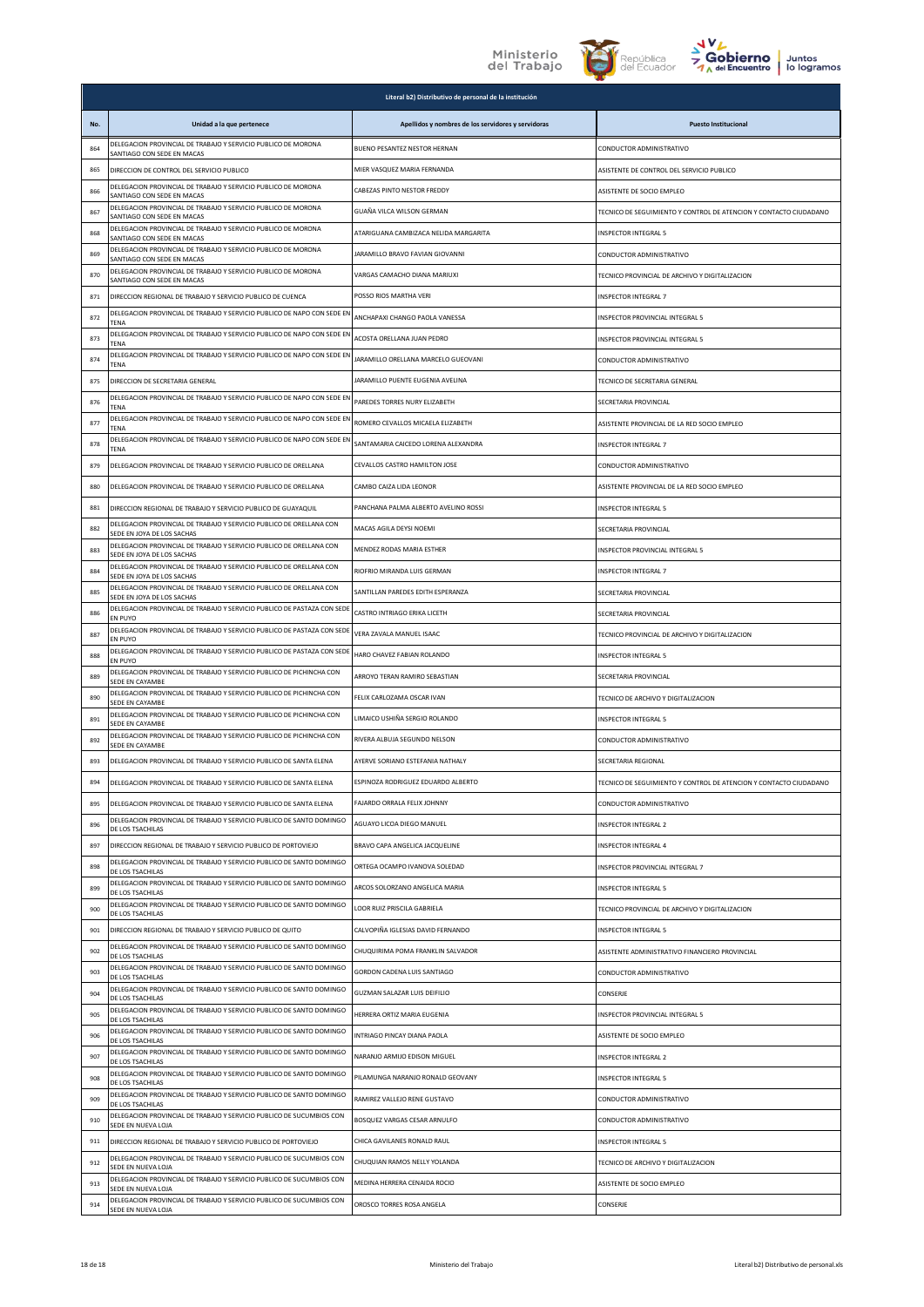| Literal b2) Distributivo de personal de la institución | | | |
|---|---|---|---|
| No. | Unidad a la que pertenece | Apellidos y nombres de los servidores y servidoras | Puesto Institucional |
| 864 | DELEGACION PROVINCIAL DE TRABAJO Y SERVICIO PUBLICO DE MORONA SANTIAGO CON SEDE EN MACAS | BUENO PESANTEZ NESTOR HERNAN | CONDUCTOR ADMINISTRATIVO |
| 865 | DIRECCION DE CONTROL DEL SERVICIO PUBLICO | MIER VASQUEZ MARIA FERNANDA | ASISTENTE DE CONTROL DEL SERVICIO PUBLICO |
| 866 | DELEGACION PROVINCIAL DE TRABAJO Y SERVICIO PUBLICO DE MORONA SANTIAGO CON SEDE EN MACAS | CABEZAS PINTO NESTOR FREDDY | ASISTENTE DE SOCIO EMPLEO |
| 867 | DELEGACION PROVINCIAL DE TRABAJO Y SERVICIO PUBLICO DE MORONA SANTIAGO CON SEDE EN MACAS | GUAÑA VILCA WILSON GERMAN | TECNICO DE SEGUIMIENTO Y CONTROL DE ATENCION Y CONTACTO CIUDADANO |
| 868 | DELEGACION PROVINCIAL DE TRABAJO Y SERVICIO PUBLICO DE MORONA SANTIAGO CON SEDE EN MACAS | ATARIGUANA CAMBIZACA NELIDA MARGARITA | INSPECTOR INTEGRAL 5 |
| 869 | DELEGACION PROVINCIAL DE TRABAJO Y SERVICIO PUBLICO DE MORONA SANTIAGO CON SEDE EN MACAS | JARAMILLO BRAVO FAVIAN GIOVANNI | CONDUCTOR ADMINISTRATIVO |
| 870 | DELEGACION PROVINCIAL DE TRABAJO Y SERVICIO PUBLICO DE MORONA SANTIAGO CON SEDE EN MACAS | VARGAS CAMACHO DIANA MARIUXI | TECNICO PROVINCIAL DE ARCHIVO Y DIGITALIZACION |
| 871 | DIRECCION REGIONAL DE TRABAJO Y SERVICIO PUBLICO DE CUENCA | POSSO RIOS MARTHA VERI | INSPECTOR INTEGRAL 7 |
| 872 | DELEGACION PROVINCIAL DE TRABAJO Y SERVICIO PUBLICO DE NAPO CON SEDE EN TENA | ANCHAPAXI CHANGO PAOLA VANESSA | INSPECTOR PROVINCIAL INTEGRAL 5 |
| 873 | DELEGACION PROVINCIAL DE TRABAJO Y SERVICIO PUBLICO DE NAPO CON SEDE EN TENA | ACOSTA ORELLANA JUAN PEDRO | INSPECTOR PROVINCIAL INTEGRAL 5 |
| 874 | DELEGACION PROVINCIAL DE TRABAJO Y SERVICIO PUBLICO DE NAPO CON SEDE EN TENA | JARAMILLO ORELLANA MARCELO GUEOVANI | CONDUCTOR ADMINISTRATIVO |
| 875 | DIRECCION DE SECRETARIA GENERAL | JARAMILLO PUENTE EUGENIA AVELINA | TECNICO DE SECRETARIA GENERAL |
| 876 | DELEGACION PROVINCIAL DE TRABAJO Y SERVICIO PUBLICO DE NAPO CON SEDE EN TENA | PAREDES TORRES NURY ELIZABETH | SECRETARIA PROVINCIAL |
| 877 | DELEGACION PROVINCIAL DE TRABAJO Y SERVICIO PUBLICO DE NAPO CON SEDE EN TENA | ROMERO CEVALLOS MICAELA ELIZABETH | ASISTENTE PROVINCIAL DE LA RED SOCIO EMPLEO |
| 878 | DELEGACION PROVINCIAL DE TRABAJO Y SERVICIO PUBLICO DE NAPO CON SEDE EN TENA | SANTAMARIA CAICEDO LORENA ALEXANDRA | INSPECTOR INTEGRAL 7 |
| 879 | DELEGACION PROVINCIAL DE TRABAJO Y SERVICIO PUBLICO DE ORELLANA | CEVALLOS CASTRO HAMILTON JOSE | CONDUCTOR ADMINISTRATIVO |
| 880 | DELEGACION PROVINCIAL DE TRABAJO Y SERVICIO PUBLICO DE ORELLANA | CAMBO CAIZA LIDA LEONOR | ASISTENTE PROVINCIAL DE LA RED SOCIO EMPLEO |
| 881 | DIRECCION REGIONAL DE TRABAJO Y SERVICIO PUBLICO DE GUAYAQUIL | PANCHANA PALMA ALBERTO AVELINO ROSSI | INSPECTOR INTEGRAL 5 |
| 882 | DELEGACION PROVINCIAL DE TRABAJO Y SERVICIO PUBLICO DE ORELLANA CON SEDE EN JOYA DE LOS SACHAS | MACAS AGILA DEYSI NOEMI | SECRETARIA PROVINCIAL |
| 883 | DELEGACION PROVINCIAL DE TRABAJO Y SERVICIO PUBLICO DE ORELLANA CON SEDE EN JOYA DE LOS SACHAS | MENDEZ RODAS MARIA ESTHER | INSPECTOR PROVINCIAL INTEGRAL 5 |
| 884 | DELEGACION PROVINCIAL DE TRABAJO Y SERVICIO PUBLICO DE ORELLANA CON SEDE EN JOYA DE LOS SACHAS | RIOFRIO MIRANDA LUIS GERMAN | INSPECTOR INTEGRAL 7 |
| 885 | DELEGACION PROVINCIAL DE TRABAJO Y SERVICIO PUBLICO DE ORELLANA CON SEDE EN JOYA DE LOS SACHAS | SANTILLAN PAREDES EDITH ESPERANZA | SECRETARIA PROVINCIAL |
| 886 | DELEGACION PROVINCIAL DE TRABAJO Y SERVICIO PUBLICO DE PASTAZA CON SEDE EN PUYO | CASTRO INTRIAGO ERIKA LICETH | SECRETARIA PROVINCIAL |
| 887 | DELEGACION PROVINCIAL DE TRABAJO Y SERVICIO PUBLICO DE PASTAZA CON SEDE EN PUYO | VERA ZAVALA MANUEL ISAAC | TECNICO PROVINCIAL DE ARCHIVO Y DIGITALIZACION |
| 888 | DELEGACION PROVINCIAL DE TRABAJO Y SERVICIO PUBLICO DE PASTAZA CON SEDE EN PUYO | HARO CHAVEZ FABIAN ROLANDO | INSPECTOR INTEGRAL 5 |
| 889 | DELEGACION PROVINCIAL DE TRABAJO Y SERVICIO PUBLICO DE PICHINCHA CON SEDE EN CAYAMBE | ARROYO TERAN RAMIRO SEBASTIAN | SECRETARIA PROVINCIAL |
| 890 | DELEGACION PROVINCIAL DE TRABAJO Y SERVICIO PUBLICO DE PICHINCHA CON SEDE EN CAYAMBE | FELIX CARLOZAMA OSCAR IVAN | TECNICO DE ARCHIVO Y DIGITALIZACION |
| 891 | DELEGACION PROVINCIAL DE TRABAJO Y SERVICIO PUBLICO DE PICHINCHA CON SEDE EN CAYAMBE | LIMAICO USHIÑA SERGIO ROLANDO | INSPECTOR INTEGRAL 5 |
| 892 | DELEGACION PROVINCIAL DE TRABAJO Y SERVICIO PUBLICO DE PICHINCHA CON SEDE EN CAYAMBE | RIVERA ALBUJA SEGUNDO NELSON | CONDUCTOR ADMINISTRATIVO |
| 893 | DELEGACION PROVINCIAL DE TRABAJO Y SERVICIO PUBLICO DE SANTA ELENA | AYERVE SORIANO ESTEFANIA NATHALY | SECRETARIA REGIONAL |
| 894 | DELEGACION PROVINCIAL DE TRABAJO Y SERVICIO PUBLICO DE SANTA ELENA | ESPINOZA RODRIGUEZ EDUARDO ALBERTO | TECNICO DE SEGUIMIENTO Y CONTROL DE ATENCION Y CONTACTO CIUDADANO |
| 895 | DELEGACION PROVINCIAL DE TRABAJO Y SERVICIO PUBLICO DE SANTA ELENA | FAJARDO ORRALA FELIX JOHNNY | CONDUCTOR ADMINISTRATIVO |
| 896 | DELEGACION PROVINCIAL DE TRABAJO Y SERVICIO PUBLICO DE SANTO DOMINGO DE LOS TSACHILAS | AGUAYO LICOA DIEGO MANUEL | INSPECTOR INTEGRAL 2 |
| 897 | DIRECCION REGIONAL DE TRABAJO Y SERVICIO PUBLICO DE PORTOVIEJO | BRAVO CAPA ANGELICA JACQUELINE | INSPECTOR INTEGRAL 4 |
| 898 | DELEGACION PROVINCIAL DE TRABAJO Y SERVICIO PUBLICO DE SANTO DOMINGO DE LOS TSACHILAS | ORTEGA OCAMPO IVANOVA SOLEDAD | INSPECTOR PROVINCIAL INTEGRAL 7 |
| 899 | DELEGACION PROVINCIAL DE TRABAJO Y SERVICIO PUBLICO DE SANTO DOMINGO DE LOS TSACHILAS | ARCOS SOLORZANO ANGELICA MARIA | INSPECTOR INTEGRAL 5 |
| 900 | DELEGACION PROVINCIAL DE TRABAJO Y SERVICIO PUBLICO DE SANTO DOMINGO DE LOS TSACHILAS | LOOR RUIZ PRISCILA GABRIELA | TECNICO PROVINCIAL DE ARCHIVO Y DIGITALIZACION |
| 901 | DIRECCION REGIONAL DE TRABAJO Y SERVICIO PUBLICO DE QUITO | CALVOPIÑA IGLESIAS DAVID FERNANDO | INSPECTOR INTEGRAL 5 |
| 902 | DELEGACION PROVINCIAL DE TRABAJO Y SERVICIO PUBLICO DE SANTO DOMINGO DE LOS TSACHILAS | CHUQUIRIMA POMA FRANKLIN SALVADOR | ASISTENTE ADMINISTRATIVO FINANCIERO PROVINCIAL |
| 903 | DELEGACION PROVINCIAL DE TRABAJO Y SERVICIO PUBLICO DE SANTO DOMINGO DE LOS TSACHILAS | GORDON CADENA LUIS SANTIAGO | CONDUCTOR ADMINISTRATIVO |
| 904 | DELEGACION PROVINCIAL DE TRABAJO Y SERVICIO PUBLICO DE SANTO DOMINGO DE LOS TSACHILAS | GUZMAN SALAZAR LUIS DEIFILIO | CONSERJE |
| 905 | DELEGACION PROVINCIAL DE TRABAJO Y SERVICIO PUBLICO DE SANTO DOMINGO DE LOS TSACHILAS | HERRERA ORTIZ MARIA EUGENIA | INSPECTOR PROVINCIAL INTEGRAL 5 |
| 906 | DELEGACION PROVINCIAL DE TRABAJO Y SERVICIO PUBLICO DE SANTO DOMINGO DE LOS TSACHILAS | INTRIAGO PINCAY DIANA PAOLA | ASISTENTE DE SOCIO EMPLEO |
| 907 | DELEGACION PROVINCIAL DE TRABAJO Y SERVICIO PUBLICO DE SANTO DOMINGO DE LOS TSACHILAS | NARANJO ARMIJO EDISON MIGUEL | INSPECTOR INTEGRAL 2 |
| 908 | DELEGACION PROVINCIAL DE TRABAJO Y SERVICIO PUBLICO DE SANTO DOMINGO DE LOS TSACHILAS | PILAMUNGA NARANJO RONALD GEOVANY | INSPECTOR INTEGRAL 5 |
| 909 | DELEGACION PROVINCIAL DE TRABAJO Y SERVICIO PUBLICO DE SANTO DOMINGO DE LOS TSACHILAS | RAMIREZ VALLEJO RENE GUSTAVO | CONDUCTOR ADMINISTRATIVO |
| 910 | DELEGACION PROVINCIAL DE TRABAJO Y SERVICIO PUBLICO DE SUCUMBIOS CON SEDE EN NUEVA LOJA | BOSQUEZ VARGAS CESAR ARNULFO | CONDUCTOR ADMINISTRATIVO |
| 911 | DIRECCION REGIONAL DE TRABAJO Y SERVICIO PUBLICO DE PORTOVIEJO | CHICA GAVILANES RONALD RAUL | INSPECTOR INTEGRAL 5 |
| 912 | DELEGACION PROVINCIAL DE TRABAJO Y SERVICIO PUBLICO DE SUCUMBIOS CON SEDE EN NUEVA LOJA | CHUQUIAN RAMOS NELLY YOLANDA | TECNICO DE ARCHIVO Y DIGITALIZACION |
| 913 | DELEGACION PROVINCIAL DE TRABAJO Y SERVICIO PUBLICO DE SUCUMBIOS CON SEDE EN NUEVA LOJA | MEDINA HERRERA CENAIDA ROCIO | ASISTENTE DE SOCIO EMPLEO |
| 914 | DELEGACION PROVINCIAL DE TRABAJO Y SERVICIO PUBLICO DE SUCUMBIOS CON SEDE EN NUEVA LOJA | OROSCO TORRES ROSA ANGELA | CONSERJE |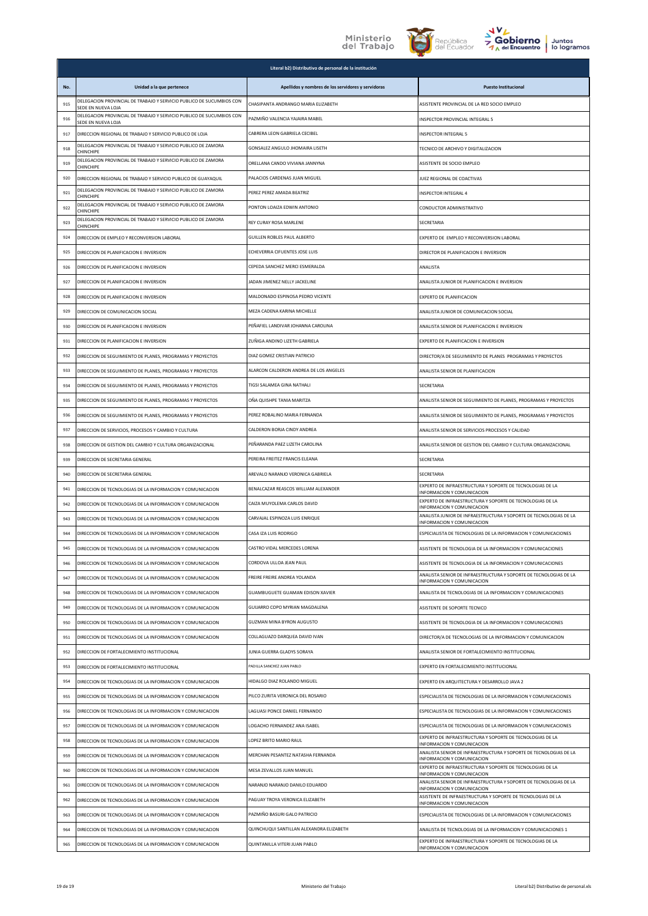| Literal b2) Distributivo de personal de la institución | | | |
|---|---|---|---|
| **No.** | **Unidad a la que pertenece** | **Apellidos y nombres de los servidores y servidoras** | **Puesto Institucional** |
| 915 | DELEGACION PROVINCIAL DE TRABAJO Y SERVICIO PUBLICO DE SUCUMBIOS CON SEDE EN NUEVA LOJA | CHASIPANTA ANDRANGO MARIA ELIZABETH | ASISTENTE PROVINCIAL DE LA RED SOCIO EMPLEO |
| 916 | DELEGACION PROVINCIAL DE TRABAJO Y SERVICIO PUBLICO DE SUCUMBIOS CON SEDE EN NUEVA LOJA | PAZMIÑO VALENCIA YAJAIRA MABEL | INSPECTOR PROVINCIAL INTEGRAL 5 |
| 917 | DIRECCION REGIONAL DE TRABAJO Y SERVICIO PUBLICO DE LOJA | CABRERA LEON GABRIELA CECIBEL | INSPECTOR INTEGRAL 5 |
| 918 | DELEGACION PROVINCIAL DE TRABAJO Y SERVICIO PUBLICO DE ZAMORA CHINCHIPE | GONSALEZ ANGULO JHOMAIRA LISETH | TECNICO DE ARCHIVO Y DIGITALIZACION |
| 919 | DELEGACION PROVINCIAL DE TRABAJO Y SERVICIO PUBLICO DE ZAMORA CHINCHIPE | ORELLANA CANDO VIVIANA JANNYNA | ASISTENTE DE SOCIO EMPLEO |
| 920 | DIRECCION REGIONAL DE TRABAJO Y SERVICIO PUBLICO DE GUAYAQUIL | PALACIOS CARDENAS JUAN MIGUEL | JUEZ REGIONAL DE COACTIVAS |
| 921 | DELEGACION PROVINCIAL DE TRABAJO Y SERVICIO PUBLICO DE ZAMORA CHINCHIPE | PEREZ PEREZ AMADA BEATRIZ | INSPECTOR INTEGRAL 4 |
| 922 | DELEGACION PROVINCIAL DE TRABAJO Y SERVICIO PUBLICO DE ZAMORA CHINCHIPE | PONTON LOAIZA EDWIN ANTONIO | CONDUCTOR ADMINISTRATIVO |
| 923 | DELEGACION PROVINCIAL DE TRABAJO Y SERVICIO PUBLICO DE ZAMORA CHINCHIPE | REY CURAY ROSA MARLENE | SECRETARIA |
| 924 | DIRECCION DE EMPLEO Y RECONVERSION LABORAL | GUILLEN ROBLES PAUL ALBERTO | EXPERTO DE EMPLEO Y RECONVERSION LABORAL |
| 925 | DIRECCION DE PLANIFICACION E INVERSION | ECHEVERRIA CIFUENTES JOSE LUIS | DIRECTOR DE PLANIFICACION E INVERSION |
| 926 | DIRECCION DE PLANIFICACION E INVERSION | CEPEDA SANCHEZ MERCI ESMERALDA | ANALISTA |
| 927 | DIRECCION DE PLANIFICACION E INVERSION | JADAN JIMENEZ NELLY JACKELINE | ANALISTA JUNIOR DE PLANIFICACION E INVERSION |
| 928 | DIRECCION DE PLANIFICACION E INVERSION | MALDONADO ESPINOSA PEDRO VICENTE | EXPERTO DE PLANIFICACION |
| 929 | DIRECCION DE COMUNICACION SOCIAL | MEZA CADENA KARINA MICHELLE | ANALISTA JUNIOR DE COMUNICACION SOCIAL |
| 930 | DIRECCION DE PLANIFICACION E INVERSION | PEÑAFIEL LANDIVAR JOHANNA CAROLINA | ANALISTA SENIOR DE PLANIFICACION E INVERSION |
| 931 | DIRECCION DE PLANIFICACION E INVERSION | ZUÑIGA ANDINO LIZETH GABRIELA | EXPERTO DE PLANIFICACION E INVERSION |
| 932 | DIRECCION DE SEGUIMIENTO DE PLANES, PROGRAMAS Y PROYECTOS | DIAZ GOMEZ CRISTIAN PATRICIO | DIRECTOR/A DE SEGUIMIENTO DE PLANES PROGRAMAS Y PROYECTOS |
| 933 | DIRECCION DE SEGUIMIENTO DE PLANES, PROGRAMAS Y PROYECTOS | ALARCON CALDERON ANDREA DE LOS ANGELES | ANALISTA SENIOR DE PLANIFICACION |
| 934 | DIRECCION DE SEGUIMIENTO DE PLANES, PROGRAMAS Y PROYECTOS | TIGSI SALAMEA GINA NATHALI | SECRETARIA |
| 935 | DIRECCION DE SEGUIMIENTO DE PLANES, PROGRAMAS Y PROYECTOS | OÑA QUISHPE TANIA MARITZA | ANALISTA SENIOR DE SEGUIMIENTO DE PLANES, PROGRAMAS Y PROYECTOS |
| 936 | DIRECCION DE SEGUIMIENTO DE PLANES, PROGRAMAS Y PROYECTOS | PEREZ ROBALINO MARIA FERNANDA | ANALISTA SENIOR DE SEGUIMIENTO DE PLANES, PROGRAMAS Y PROYECTOS |
| 937 | DIRECCION DE SERVICIOS, PROCESOS Y CAMBIO Y CULTURA | CALDERON BORJA CINDY ANDREA | ANALISTA SENIOR DE SERVICIOS PROCESOS Y CALIDAD |
| 938 | DIRECCION DE GESTION DEL CAMBIO Y CULTURA ORGANIZACIONAL | PEÑARANDA PAEZ LIZETH CAROLINA | ANALISTA SENIOR DE GESTION DEL CAMBIO Y CULTURA ORGANIZACIONAL |
| 939 | DIRECCION DE SECRETARIA GENERAL | PEREIRA FREITEZ FRANCIS ELEANA | SECRETARIA |
| 940 | DIRECCION DE SECRETARIA GENERAL | AREVALO NARANJO VERONICA GABRIELA | SECRETARIA |
| 941 | DIRECCION DE TECNOLOGIAS DE LA INFORMACION Y COMUNICACION | BENALCAZAR REASCOS WILLIAM ALEXANDER | EXPERTO DE INFRAESTRUCTURA Y SOPORTE DE TECNOLOGIAS DE LA INFORMACION Y COMUNICACION |
| 942 | DIRECCION DE TECNOLOGIAS DE LA INFORMACION Y COMUNICACION | CAIZA MUYOLEMA CARLOS DAVID | EXPERTO DE INFRAESTRUCTURA Y SOPORTE DE TECNOLOGIAS DE LA INFORMACION Y COMUNICACION |
| 943 | DIRECCION DE TECNOLOGIAS DE LA INFORMACION Y COMUNICACION | CARVAJAL ESPINOZA LUIS ENRIQUE | ANALISTA JUNIOR DE INFRAESTRUCTURA Y SOPORTE DE TECNOLOGIAS DE LA INFORMACION Y COMUNICACION |
| 944 | DIRECCION DE TECNOLOGIAS DE LA INFORMACION Y COMUNICACION | CASA IZA LUIS RODRIGO | ESPECIALISTA DE TECNOLOGIAS DE LA INFORMACION Y COMUNICACIONES |
| 945 | DIRECCION DE TECNOLOGIAS DE LA INFORMACION Y COMUNICACION | CASTRO VIDAL MERCEDES LORENA | ASISTENTE DE TECNOLOGIA DE LA INFORMACION Y COMUNICACIONES |
| 946 | DIRECCION DE TECNOLOGIAS DE LA INFORMACION Y COMUNICACION | CORDOVA ULLOA JEAN PAUL | ASISTENTE DE TECNOLOGIA DE LA INFORMACION Y COMUNICACIONES |
| 947 | DIRECCION DE TECNOLOGIAS DE LA INFORMACION Y COMUNICACION | FREIRE FREIRE ANDREA YOLANDA | ANALISTA SENIOR DE INFRAESTRUCTURA Y SOPORTE DE TECNOLOGIAS DE LA INFORMACION Y COMUNICACION |
| 948 | DIRECCION DE TECNOLOGIAS DE LA INFORMACION Y COMUNICACION | GUAMBUGUETE GUAMAN EDISON XAVIER | ANALISTA DE TECNOLOGIAS DE LA INFORMACION Y COMUNICACIONES |
| 949 | DIRECCION DE TECNOLOGIAS DE LA INFORMACION Y COMUNICACION | GUIJARRO COPO MYRIAN MAGDALENA | ASISTENTE DE SOPORTE TECNICO |
| 950 | DIRECCION DE TECNOLOGIAS DE LA INFORMACION Y COMUNICACION | GUZMAN MINA BYRON AUGUSTO | ASISTENTE DE TECNOLOGIA DE LA INFORMACION Y COMUNICACIONES |
| 951 | DIRECCION DE TECNOLOGIAS DE LA INFORMACION Y COMUNICACION | COLLAGUAZO DARQUEA DAVID IVAN | DIRECTOR/A DE TECNOLOGIAS DE LA INFORMACION Y COMUNICACION |
| 952 | DIRECCION DE FORTALECIMIENTO INSTITUCIONAL | JUNIA GUERRA GLADYS SORAYA | ANALISTA SENIOR DE FORTALECIMIENTO INSTITUCIONAL |
| 953 | DIRECCION DE FORTALECIMIENTO INSTITUCIONAL | PADILLA SANCHEZ JUAN PABLO | EXPERTO EN FORTALECIMIENTO INSTITUCIONAL |
| 954 | DIRECCION DE TECNOLOGIAS DE LA INFORMACION Y COMUNICACION | HIDALGO DIAZ ROLANDO MIGUEL | EXPERTO EN ARQUITECTURA Y DESARROLLO JAVA 2 |
| 955 | DIRECCION DE TECNOLOGIAS DE LA INFORMACION Y COMUNICACION | PILCO ZURITA VERONICA DEL ROSARIO | ESPECIALISTA DE TECNOLOGIAS DE LA INFORMACION Y COMUNICACIONES |
| 956 | DIRECCION DE TECNOLOGIAS DE LA INFORMACION Y COMUNICACION | LAGUASI PONCE DANIEL FERNANDO | ESPECIALISTA DE TECNOLOGIAS DE LA INFORMACION Y COMUNICACIONES |
| 957 | DIRECCION DE TECNOLOGIAS DE LA INFORMACION Y COMUNICACION | LOGACHO FERNANDEZ ANA ISABEL | ESPECIALISTA DE TECNOLOGIAS DE LA INFORMACION Y COMUNICACIONES |
| 958 | DIRECCION DE TECNOLOGIAS DE LA INFORMACION Y COMUNICACION | LOPEZ BRITO MARIO RAUL | EXPERTO DE INFRAESTRUCTURA Y SOPORTE DE TECNOLOGIAS DE LA INFORMACION Y COMUNICACION |
| 959 | DIRECCION DE TECNOLOGIAS DE LA INFORMACION Y COMUNICACION | MERCHAN PESANTEZ NATASHA FERNANDA | ANALISTA SENIOR DE INFRAESTRUCTURA Y SOPORTE DE TECNOLOGIAS DE LA INFORMACION Y COMUNICACION |
| 960 | DIRECCION DE TECNOLOGIAS DE LA INFORMACION Y COMUNICACION | MESA ZEVALLOS JUAN MANUEL | EXPERTO DE INFRAESTRUCTURA Y SOPORTE DE TECNOLOGIAS DE LA INFORMACION Y COMUNICACION |
| 961 | DIRECCION DE TECNOLOGIAS DE LA INFORMACION Y COMUNICACION | NARANJO NARANJO DANILO EDUARDO | ANALISTA SENIOR DE INFRAESTRUCTURA Y SOPORTE DE TECNOLOGIAS DE LA INFORMACION Y COMUNICACION |
| 962 | DIRECCION DE TECNOLOGIAS DE LA INFORMACION Y COMUNICACION | PAGUAY TROYA VERONICA ELIZABETH | ASISTENTE DE INFRAESTRUCTURA Y SOPORTE DE TECNOLOGIAS DE LA INFORMACION Y COMUNICACION |
| 963 | DIRECCION DE TECNOLOGIAS DE LA INFORMACION Y COMUNICACION | PAZMIÑO BASURI GALO PATRICIO | ESPECIALISTA DE TECNOLOGIAS DE LA INFORMACION Y COMUNICACIONES |
| 964 | DIRECCION DE TECNOLOGIAS DE LA INFORMACION Y COMUNICACION | QUINCHUQUI SANTILLAN ALEXANDRA ELIZABETH | ANALISTA DE TECNOLOGIAS DE LA INFORMACION Y COMUNICACIONES 1 |
| 965 | DIRECCION DE TECNOLOGIAS DE LA INFORMACION Y COMUNICACION | QUINTANILLA VITERI JUAN PABLO | EXPERTO DE INFRAESTRUCTURA Y SOPORTE DE TECNOLOGIAS DE LA INFORMACION Y COMUNICACION |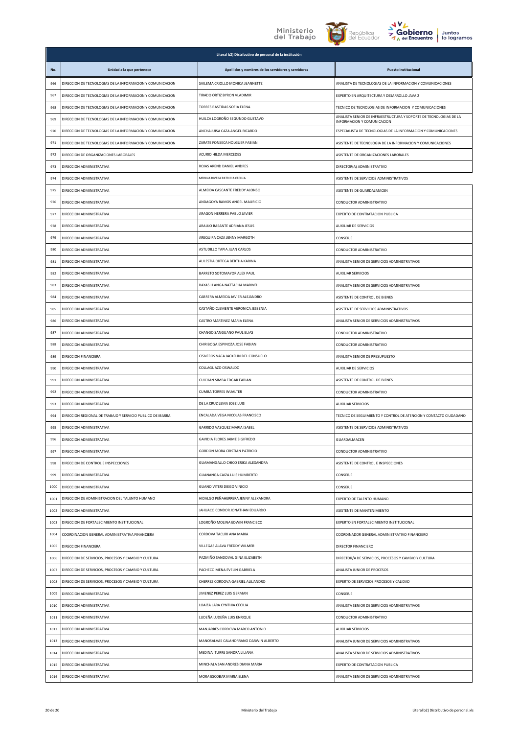| Literal b2) Distributivo de personal de la institución | | | |
|---|---|---|---|
| No. | Unidad a la que pertenece | Apellidos y nombres de los servidores y servidoras | Puesto Institucional |
| 966 | DIRECCION DE TECNOLOGIAS DE LA INFORMACION Y COMUNICACION | SAILEMA CRIOLLO MONICA JEANNETTE | ANALISTA DE TECNOLOGIAS DE LA INFORMACION Y COMUNICACIONES |
| 967 | DIRECCION DE TECNOLOGIAS DE LA INFORMACION Y COMUNICACION | TIRADO ORTIZ BYRON VLADIMIR | EXPERTO EN ARQUITECTURA Y DESARROLLO JAVA 2 |
| 968 | DIRECCION DE TECNOLOGIAS DE LA INFORMACION Y COMUNICACION | TORRES BASTIDAS SOFIA ELENA | TECNICO DE TECNOLOGIAS DE INFORMACION Y COMUNICACIONES |
| 969 | DIRECCION DE TECNOLOGIAS DE LA INFORMACION Y COMUNICACION | HUILCA LOGROÑO SEGUNDO GUSTAVO | ANALISTA SENIOR DE INFRAESTRUCTURA Y SOPORTE DE TECNOLOGIAS DE LA INFORMACION Y COMUNICACION |
| 970 | DIRECCION DE TECNOLOGIAS DE LA INFORMACION Y COMUNICACION | ANCHALUISA CAZA ANGEL RICARDO | ESPECIALISTA DE TECNOLOGIAS DE LA INFORMACION Y COMUNICACIONES |
| 971 | DIRECCION DE TECNOLOGIAS DE LA INFORMACION Y COMUNICACION | ZARATE FONSECA HOLGUER FABIAN | ASISTENTE DE TECNOLOGIA DE LA INFORMACION Y COMUNICACIONES |
| 972 | DIRECCION DE ORGANIZACIONES LABORALES | ACURIO HILDA MERCEDES | ASISTENTE DE ORGANIZACIONES LABORALES |
| 973 | DIRECCION ADMINISTRATIVA | ROJAS AREND DANIEL ANDRES | DIRECTOR(A) ADMINISTRATIVO |
| 974 | DIRECCION ADMINISTRATIVA | MEDINA RIVERA PATRICIA CECILIA | ASISTENTE DE SERVICIOS ADMINISTRATIVOS |
| 975 | DIRECCION ADMINISTRATIVA | ALMEIDA CASCANTE FREDDY ALONSO | ASISTENTE DE GUARDALMACEN |
| 976 | DIRECCION ADMINISTRATIVA | ANDAGOYA RAMOS ANGEL MAURICIO | CONDUCTOR ADMINISTRATIVO |
| 977 | DIRECCION ADMINISTRATIVA | ARAGON HERRERA PABLO JAVIER | EXPERTO DE CONTRATACION PUBLICA |
| 978 | DIRECCION ADMINISTRATIVA | ARAUJO BASANTE ADRIANA JESUS | AUXILIAR DE SERVICIOS |
| 979 | DIRECCION ADMINISTRATIVA | AREQUIPA CAZA JENNY MARGOTH | CONSERJE |
| 980 | DIRECCION ADMINISTRATIVA | ASTUDILLO TAPIA JUAN CARLOS | CONDUCTOR ADMINISTRATIVO |
| 981 | DIRECCION ADMINISTRATIVA | AULESTIA ORTEGA BERTHA KARINA | ANALISTA SENIOR DE SERVICIOS ADMINISTRATIVOS |
| 982 | DIRECCION ADMINISTRATIVA | BARRETO SOTOMAYOR ALEX PAUL | AUXILIAR SERVICIOS |
| 983 | DIRECCION ADMINISTRATIVA | BAYAS LLANGA NATTACHA MARIVEL | ANALISTA SENIOR DE SERVICIOS ADMINISTRATIVOS |
| 984 | DIRECCION ADMINISTRATIVA | CABRERA ALMEIDA JAVIER ALEJANDRO | ASISTENTE DE CONTROL DE BIENES |
| 985 | DIRECCION ADMINISTRATIVA | CASTAÑO CLEMENTE VERONICA JESSENIA | ASISTENTE DE SERVICIOS ADMINISTRATIVOS |
| 986 | DIRECCION ADMINISTRATIVA | CASTRO MARTINEZ MARIA ELENA | ANALISTA SENIOR DE SERVICIOS ADMINISTRATIVOS |
| 987 | DIRECCION ADMINISTRATIVA | CHANGO SANGUANO PAUL ELIAS | CONDUCTOR ADMINISTRATIVO |
| 988 | DIRECCION ADMINISTRATIVA | CHIRIBOGA ESPINOZA JOSE FABIAN | CONDUCTOR ADMINISTRATIVO |
| 989 | DIRECCION FINANCIERA | CISNEROS VACA JACKELIN DEL CONSUELO | ANALISTA SENIOR DE PRESUPUESTO |
| 990 | DIRECCION ADMINISTRATIVA | COLLAGUAZO OSWALDO | AUXILIAR DE SERVICIOS |
| 991 | DIRECCION ADMINISTRATIVA | CUICHAN SIMBA EDGAR FABIAN | ASISTENTE DE CONTROL DE BIENES |
| 992 | DIRECCION ADMINISTRATIVA | CUMBA TORRES WUALTER | CONDUCTOR ADMINISTRATIVO |
| 993 | DIRECCION ADMINISTRATIVA | DE LA CRUZ LEMA JOSE LUIS | AUXILIAR SERVICIOS |
| 994 | DIRECCION REGIONAL DE TRABAJO Y SERVICIO PUBLICO DE IBARRA | ENCALADA VEGA NICOLAS FRANCISCO | TECNICO DE SEGUIMIENTO Y CONTROL DE ATENCION Y CONTACTO CIUDADANO |
| 995 | DIRECCION ADMINISTRATIVA | GARRIDO VASQUEZ MARIA ISABEL | ASISTENTE DE SERVICIOS ADMINISTRATIVOS |
| 996 | DIRECCION ADMINISTRATIVA | GAVIDIA FLORES JAIME SIGIFREDO | GUARDALMACEN |
| 997 | DIRECCION ADMINISTRATIVA | GORDON MORA CRISTIAN PATRICIO | CONDUCTOR ADMINISTRATIVO |
| 998 | DIRECCION DE CONTROL E INSPECCIONES | GUAMANGALLO CHICO ERIKA ALEXANDRA | ASISTENTE DE CONTROL E INSPECCIONES |
| 999 | DIRECCION ADMINISTRATIVA | GUANANGA CAIZA LUIS HUMBERTO | CONSERJE |
| 1000 | DIRECCION ADMINISTRATIVA | GUANO VITERI DIEGO VINICIO | CONSERJE |
| 1001 | DIRECCION DE ADMINISTRACION DEL TALENTO HUMANO | HIDALGO PEÑAHERRERA JENNY ALEXANDRA | EXPERTO DE TALENTO HUMANO |
| 1002 | DIRECCION ADMINISTRATIVA | JAHUACO CONDOR JONATHAN EDUARDO | ASISTENTE DE MANTENIMIENTO |
| 1003 | DIRECCION DE FORTALECIMIENTO INSTITUCIONAL | LOGROÑO MOLINA EDWIN FRANCISCO | EXPERTO EN FORTALECIMIENTO INSTITUCIONAL |
| 1004 | COORDINACION GENERAL ADMINISTRATIVA FINANCIERA | CORDOVA TACURI ANA MARIA | COORDINADOR GENERAL ADMINISTRATIVO FINANCIERO |
| 1005 | DIRECCION FINANCIERA | VILLEGAS ALAVA FREDDY WILMER | DIRECTOR FINANCIERO |
| 1006 | DIRECCION DE SERVICIOS, PROCESOS Y CAMBIO Y CULTURA | PAZMIÑO SANDOVAL GINA ELIZABETH | DIRECTOR/A DE SERVICIOS, PROCESOS Y CAMBIO Y CULTURA |
| 1007 | DIRECCION DE SERVICIOS, PROCESOS Y CAMBIO Y CULTURA | PACHECO MENA EVELIN GABRIELA | ANALISTA JUNIOR DE PROCESOS |
| 1008 | DIRECCION DE SERVICIOS, PROCESOS Y CAMBIO Y CULTURA | CHERREZ CORDOVA GABRIEL ALEJANDRO | EXPERTO DE SERVICIOS PROCESOS Y CALIDAD |
| 1009 | DIRECCION ADMINISTRATIVA | JIMENEZ PEREZ LUIS GERMAN | CONSERJE |
| 1010 | DIRECCION ADMINISTRATIVA | LOAIZA LARA CYNTHIA CECILIA | ANALISTA SENIOR DE SERVICIOS ADMINISTRATIVOS |
| 1011 | DIRECCION ADMINISTRATIVA | LUDEÑA LUDEÑA LUIS ENRIQUE | CONDUCTOR ADMINISTRATIVO |
| 1012 | DIRECCION ADMINISTRATIVA | MANJARRES CORDOVA MARCO ANTONIO | AUXILIAR SERVICIOS |
| 1013 | DIRECCION ADMINISTRATIVA | MANOSALVAS CALAHORRANO DARWIN ALBERTO | ANALISTA JUNIOR DE SERVICIOS ADMINISTRATIVOS |
| 1014 | DIRECCION ADMINISTRATIVA | MEDINA ITURRE SANDRA LILIANA | ANALISTA SENIOR DE SERVICIOS ADMINISTRATIVOS |
| 1015 | DIRECCION ADMINISTRATIVA | MINCHALA SAN ANDRES DIANA MARIA | EXPERTO DE CONTRATACION PUBLICA |
| 1016 | DIRECCION ADMINISTRATIVA | MORA ESCOBAR MARIA ELENA | ANALISTA SENIOR DE SERVICIOS ADMINISTRATIVOS |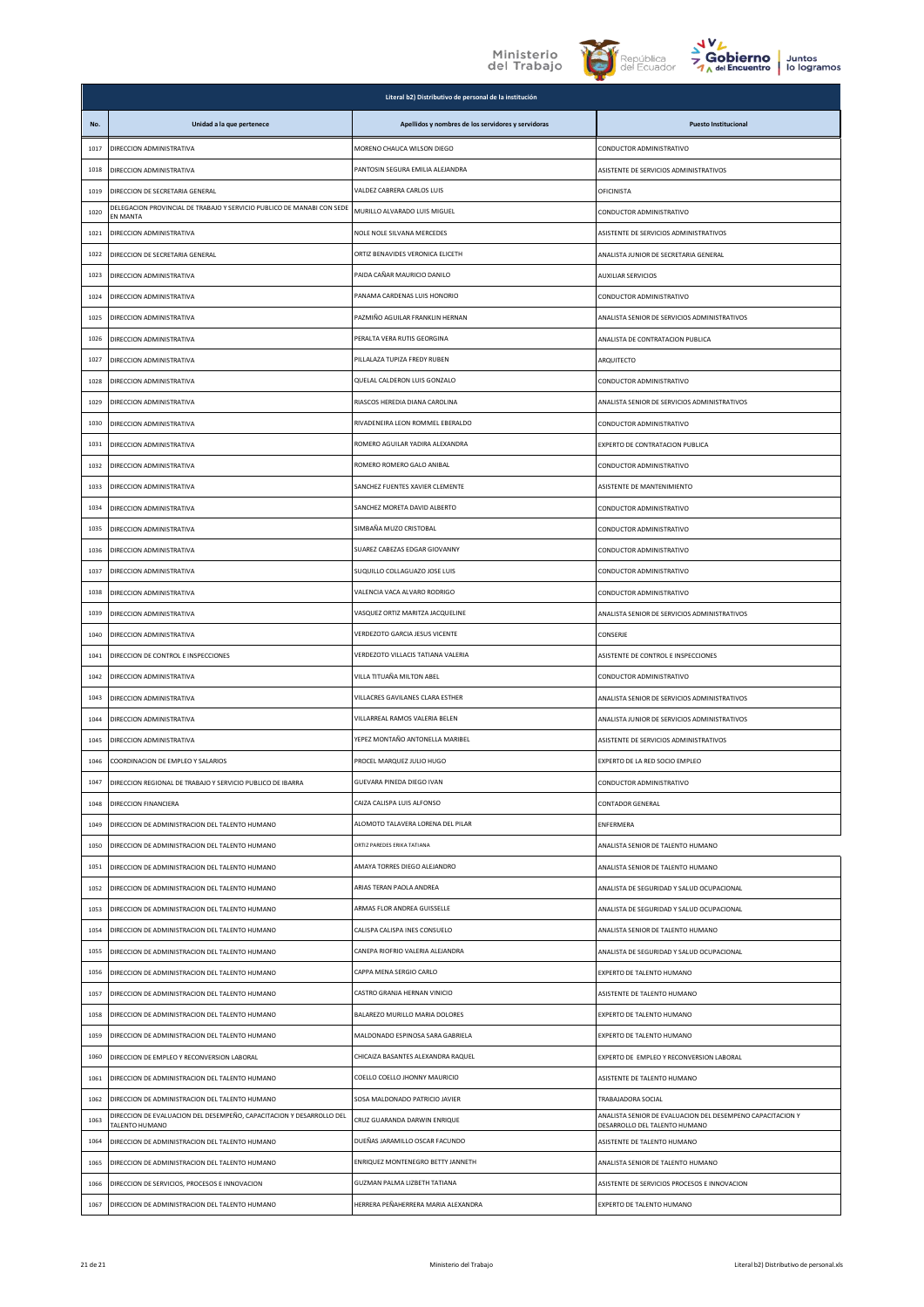| Literal b2) Distributivo de personal de la institución | | | |
|---|---|---|---|
| No. | Unidad a la que pertenece | Apellidos y nombres de los servidores y servidoras | Puesto Institucional |
| 1017 | DIRECCION ADMINISTRATIVA | MORENO CHAUCA WILSON DIEGO | CONDUCTOR ADMINISTRATIVO |
| 1018 | DIRECCION ADMINISTRATIVA | PANTOSIN SEGURA EMILIA ALEJANDRA | ASISTENTE DE SERVICIOS ADMINISTRATIVOS |
| 1019 | DIRECCION DE SECRETARIA GENERAL | VALDEZ CABRERA CARLOS LUIS | OFICINISTA |
| 1020 | DELEGACION PROVINCIAL DE TRABAJO Y SERVICIO PUBLICO DE MANABI CON SEDE EN MANTA | MURILLO ALVARADO LUIS MIGUEL | CONDUCTOR ADMINISTRATIVO |
| 1021 | DIRECCION ADMINISTRATIVA | NOLE NOLE SILVANA MERCEDES | ASISTENTE DE SERVICIOS ADMINISTRATIVOS |
| 1022 | DIRECCION DE SECRETARIA GENERAL | ORTIZ BENAVIDES VERONICA ELICETH | ANALISTA JUNIOR DE SECRETARIA GENERAL |
| 1023 | DIRECCION ADMINISTRATIVA | PAIDA CAÑAR MAURICIO DANILO | AUXILIAR SERVICIOS |
| 1024 | DIRECCION ADMINISTRATIVA | PANAMA CARDENAS LUIS HONORIO | CONDUCTOR ADMINISTRATIVO |
| 1025 | DIRECCION ADMINISTRATIVA | PAZMIÑO AGUILAR FRANKLIN HERNAN | ANALISTA SENIOR DE SERVICIOS ADMINISTRATIVOS |
| 1026 | DIRECCION ADMINISTRATIVA | PERALTA VERA RUTIS GEORGINA | ANALISTA DE CONTRATACION PUBLICA |
| 1027 | DIRECCION ADMINISTRATIVA | PILLALAZA TUPIZA FREDY RUBEN | ARQUITECTO |
| 1028 | DIRECCION ADMINISTRATIVA | QUELAL CALDERON LUIS GONZALO | CONDUCTOR ADMINISTRATIVO |
| 1029 | DIRECCION ADMINISTRATIVA | RIASCOS HEREDIA DIANA CAROLINA | ANALISTA SENIOR DE SERVICIOS ADMINISTRATIVOS |
| 1030 | DIRECCION ADMINISTRATIVA | RIVADENEIRA LEON ROMMEL EBERALDO | CONDUCTOR ADMINISTRATIVO |
| 1031 | DIRECCION ADMINISTRATIVA | ROMERO AGUILAR YADIRA ALEXANDRA | EXPERTO DE CONTRATACION PUBLICA |
| 1032 | DIRECCION ADMINISTRATIVA | ROMERO ROMERO GALO ANIBAL | CONDUCTOR ADMINISTRATIVO |
| 1033 | DIRECCION ADMINISTRATIVA | SANCHEZ FUENTES XAVIER CLEMENTE | ASISTENTE DE MANTENIMIENTO |
| 1034 | DIRECCION ADMINISTRATIVA | SANCHEZ MORETA DAVID ALBERTO | CONDUCTOR ADMINISTRATIVO |
| 1035 | DIRECCION ADMINISTRATIVA | SIMBAÑA MUZO CRISTOBAL | CONDUCTOR ADMINISTRATIVO |
| 1036 | DIRECCION ADMINISTRATIVA | SUAREZ CABEZAS EDGAR GIOVANNY | CONDUCTOR ADMINISTRATIVO |
| 1037 | DIRECCION ADMINISTRATIVA | SUQUILLO COLLAGUAZO JOSE LUIS | CONDUCTOR ADMINISTRATIVO |
| 1038 | DIRECCION ADMINISTRATIVA | VALENCIA VACA ALVARO RODRIGO | CONDUCTOR ADMINISTRATIVO |
| 1039 | DIRECCION ADMINISTRATIVA | VASQUEZ ORTIZ MARITZA JACQUELINE | ANALISTA SENIOR DE SERVICIOS ADMINISTRATIVOS |
| 1040 | DIRECCION ADMINISTRATIVA | VERDEZOTO GARCIA JESUS VICENTE | CONSERJE |
| 1041 | DIRECCION DE CONTROL E INSPECCIONES | VERDEZOTO VILLACIS TATIANA VALERIA | ASISTENTE DE CONTROL E INSPECCIONES |
| 1042 | DIRECCION ADMINISTRATIVA | VILLA TITUAÑA MILTON ABEL | CONDUCTOR ADMINISTRATIVO |
| 1043 | DIRECCION ADMINISTRATIVA | VILLACRES GAVILANES CLARA ESTHER | ANALISTA SENIOR DE SERVICIOS ADMINISTRATIVOS |
| 1044 | DIRECCION ADMINISTRATIVA | VILLARREAL RAMOS VALERIA BELEN | ANALISTA JUNIOR DE SERVICIOS ADMINISTRATIVOS |
| 1045 | DIRECCION ADMINISTRATIVA | YEPEZ MONTAÑO ANTONELLA MARIBEL | ASISTENTE DE SERVICIOS ADMINISTRATIVOS |
| 1046 | COORDINACION DE EMPLEO Y SALARIOS | PROCEL MARQUEZ JULIO HUGO | EXPERTO DE LA RED SOCIO EMPLEO |
| 1047 | DIRECCION REGIONAL DE TRABAJO Y SERVICIO PUBLICO DE IBARRA | GUEVARA PINEDA DIEGO IVAN | CONDUCTOR ADMINISTRATIVO |
| 1048 | DIRECCION FINANCIERA | CAIZA CALISPA LUIS ALFONSO | CONTADOR GENERAL |
| 1049 | DIRECCION DE ADMINISTRACION DEL TALENTO HUMANO | ALOMOTO TALAVERA LORENA DEL PILAR | ENFERMERA |
| 1050 | DIRECCION DE ADMINISTRACION DEL TALENTO HUMANO | ORTIZ PAREDES ERIKA TATIANA | ANALISTA SENIOR DE TALENTO HUMANO |
| 1051 | DIRECCION DE ADMINISTRACION DEL TALENTO HUMANO | AMAYA TORRES DIEGO ALEJANDRO | ANALISTA SENIOR DE TALENTO HUMANO |
| 1052 | DIRECCION DE ADMINISTRACION DEL TALENTO HUMANO | ARIAS TERAN PAOLA ANDREA | ANALISTA DE SEGURIDAD Y SALUD OCUPACIONAL |
| 1053 | DIRECCION DE ADMINISTRACION DEL TALENTO HUMANO | ARMAS FLOR ANDREA GUISSELLE | ANALISTA DE SEGURIDAD Y SALUD OCUPACIONAL |
| 1054 | DIRECCION DE ADMINISTRACION DEL TALENTO HUMANO | CALISPA CALISPA INES CONSUELO | ANALISTA SENIOR DE TALENTO HUMANO |
| 1055 | DIRECCION DE ADMINISTRACION DEL TALENTO HUMANO | CANEPA RIOFRIO VALERIA ALEJANDRA | ANALISTA DE SEGURIDAD Y SALUD OCUPACIONAL |
| 1056 | DIRECCION DE ADMINISTRACION DEL TALENTO HUMANO | CAPPA MENA SERGIO CARLO | EXPERTO DE TALENTO HUMANO |
| 1057 | DIRECCION DE ADMINISTRACION DEL TALENTO HUMANO | CASTRO GRANJA HERNAN VINICIO | ASISTENTE DE TALENTO HUMANO |
| 1058 | DIRECCION DE ADMINISTRACION DEL TALENTO HUMANO | BALAREZO MURILLO MARIA DOLORES | EXPERTO DE TALENTO HUMANO |
| 1059 | DIRECCION DE ADMINISTRACION DEL TALENTO HUMANO | MALDONADO ESPINOSA SARA GABRIELA | EXPERTO DE TALENTO HUMANO |
| 1060 | DIRECCION DE EMPLEO Y RECONVERSION LABORAL | CHICAIZA BASANTES ALEXANDRA RAQUEL | EXPERTO DE EMPLEO Y RECONVERSION LABORAL |
| 1061 | DIRECCION DE ADMINISTRACION DEL TALENTO HUMANO | COELLO COELLO JHONNY MAURICIO | ASISTENTE DE TALENTO HUMANO |
| 1062 | DIRECCION DE ADMINISTRACION DEL TALENTO HUMANO | SOSA MALDONADO PATRICIO JAVIER | TRABAJADORA SOCIAL |
| 1063 | DIRECCION DE EVALUACION DEL DESEMPEÑO, CAPACITACION Y DESARROLLO DEL TALENTO HUMANO | CRUZ GUARANDA DARWIN ENRIQUE | ANALISTA SENIOR DE EVALUACION DEL DESEMPENO CAPACITACION Y DESARROLLO DEL TALENTO HUMANO |
| 1064 | DIRECCION DE ADMINISTRACION DEL TALENTO HUMANO | DUEÑAS JARAMILLO OSCAR FACUNDO | ASISTENTE DE TALENTO HUMANO |
| 1065 | DIRECCION DE ADMINISTRACION DEL TALENTO HUMANO | ENRIQUEZ MONTENEGRO BETTY JANNETH | ANALISTA SENIOR DE TALENTO HUMANO |
| 1066 | DIRECCION DE SERVICIOS, PROCESOS E INNOVACION | GUZMAN PALMA LIZBETH TATIANA | ASISTENTE DE SERVICIOS PROCESOS E INNOVACION |
| 1067 | DIRECCION DE ADMINISTRACION DEL TALENTO HUMANO | HERRERA PEÑAHERRERA MARIA ALEXANDRA | EXPERTO DE TALENTO HUMANO |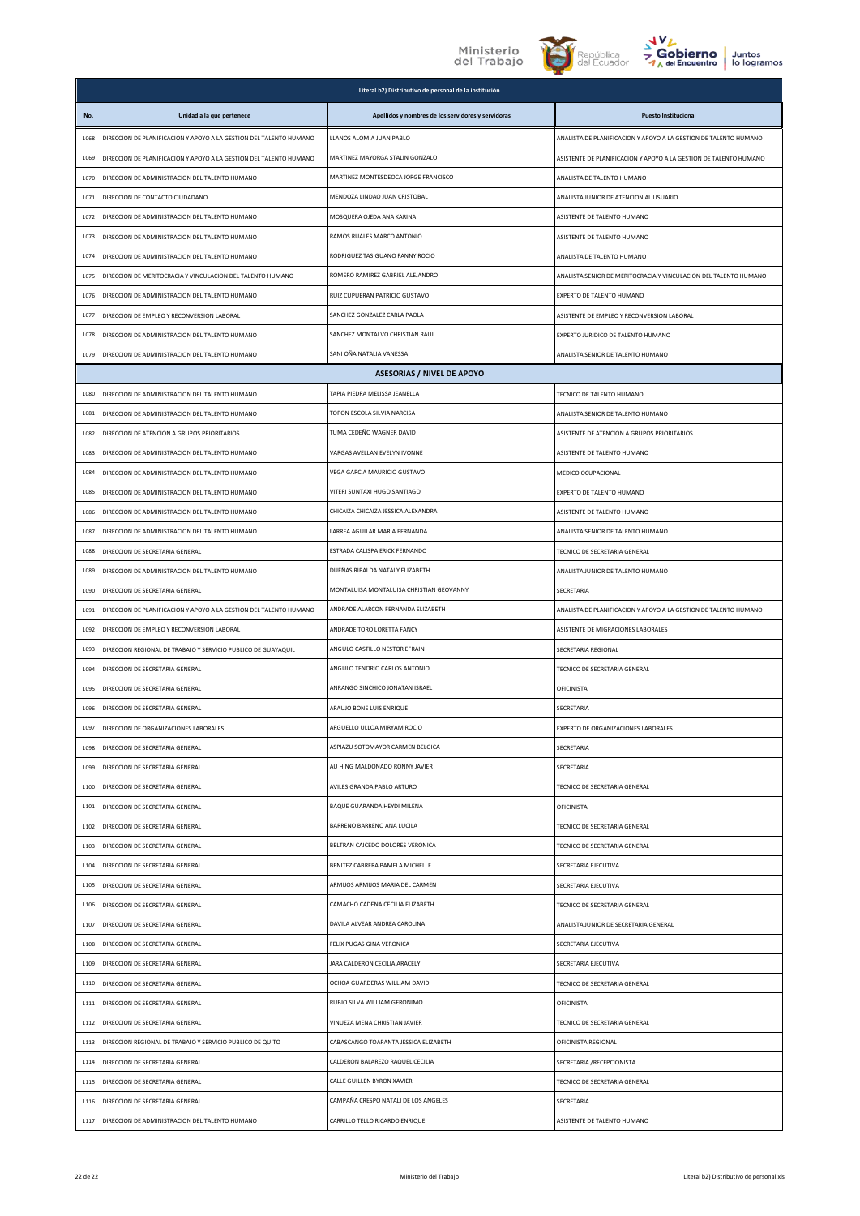| Literal b2) Distributivo de personal de la institución | | | |
|---|---|---|---|
| No. | Unidad a la que pertenece | Apellidos y nombres de los servidores y servidoras | Puesto Institucional |
| 1068 | DIRECCION DE PLANIFICACION Y APOYO A LA GESTION DEL TALENTO HUMANO | LLANOS ALOMIA JUAN PABLO | ANALISTA DE PLANIFICACION Y APOYO A LA GESTION DE TALENTO HUMANO |
| 1069 | DIRECCION DE PLANIFICACION Y APOYO A LA GESTION DEL TALENTO HUMANO | MARTINEZ MAYORGA STALIN GONZALO | ASISTENTE DE PLANIFICACION Y APOYO A LA GESTION DE TALENTO HUMANO |
| 1070 | DIRECCION DE ADMINISTRACION DEL TALENTO HUMANO | MARTINEZ MONTESDEOCA JORGE FRANCISCO | ANALISTA DE TALENTO HUMANO |
| 1071 | DIRECCION DE CONTACTO CIUDADANO | MENDOZA LINDAO JUAN CRISTOBAL | ANALISTA JUNIOR DE ATENCION AL USUARIO |
| 1072 | DIRECCION DE ADMINISTRACION DEL TALENTO HUMANO | MOSQUERA OJEDA ANA KARINA | ASISTENTE DE TALENTO HUMANO |
| 1073 | DIRECCION DE ADMINISTRACION DEL TALENTO HUMANO | RAMOS RUALES MARCO ANTONIO | ASISTENTE DE TALENTO HUMANO |
| 1074 | DIRECCION DE ADMINISTRACION DEL TALENTO HUMANO | RODRIGUEZ TASIGUANO FANNY ROCIO | ANALISTA DE TALENTO HUMANO |
| 1075 | DIRECCION DE MERITOCRACIA Y VINCULACION DEL TALENTO HUMANO | ROMERO RAMIREZ GABRIEL ALEJANDRO | ANALISTA SENIOR DE MERITOCRACIA Y VINCULACION DEL TALENTO HUMANO |
| 1076 | DIRECCION DE ADMINISTRACION DEL TALENTO HUMANO | RUIZ CUPUERAN PATRICIO GUSTAVO | EXPERTO DE TALENTO HUMANO |
| 1077 | DIRECCION DE EMPLEO Y RECONVERSION LABORAL | SANCHEZ GONZALEZ CARLA PAOLA | ASISTENTE DE EMPLEO Y RECONVERSION LABORAL |
| 1078 | DIRECCION DE ADMINISTRACION DEL TALENTO HUMANO | SANCHEZ MONTALVO CHRISTIAN RAUL | EXPERTO JURIDICO DE TALENTO HUMANO |
| 1079 | DIRECCION DE ADMINISTRACION DEL TALENTO HUMANO | SANI OÑA NATALIA VANESSA | ANALISTA SENIOR DE TALENTO HUMANO |
| | | **ASESORIAS / NIVEL DE APOYO** | |
| 1080 | DIRECCION DE ADMINISTRACION DEL TALENTO HUMANO | TAPIA PIEDRA MELISSA JEANELLA | TECNICO DE TALENTO HUMANO |
| 1081 | DIRECCION DE ADMINISTRACION DEL TALENTO HUMANO | TOPON ESCOLA SILVIA NARCISA | ANALISTA SENIOR DE TALENTO HUMANO |
| 1082 | DIRECCION DE ATENCION A GRUPOS PRIORITARIOS | TUMA CEDEÑO WAGNER DAVID | ASISTENTE DE ATENCION A GRUPOS PRIORITARIOS |
| 1083 | DIRECCION DE ADMINISTRACION DEL TALENTO HUMANO | VARGAS AVELLAN EVELYN IVONNE | ASISTENTE DE TALENTO HUMANO |
| 1084 | DIRECCION DE ADMINISTRACION DEL TALENTO HUMANO | VEGA GARCIA MAURICIO GUSTAVO | MEDICO OCUPACIONAL |
| 1085 | DIRECCION DE ADMINISTRACION DEL TALENTO HUMANO | VITERI SUNTAXI HUGO SANTIAGO | EXPERTO DE TALENTO HUMANO |
| 1086 | DIRECCION DE ADMINISTRACION DEL TALENTO HUMANO | CHICAIZA CHICAIZA JESSICA ALEXANDRA | ASISTENTE DE TALENTO HUMANO |
| 1087 | DIRECCION DE ADMINISTRACION DEL TALENTO HUMANO | LARREA AGUILAR MARIA FERNANDA | ANALISTA SENIOR DE TALENTO HUMANO |
| 1088 | DIRECCION DE SECRETARIA GENERAL | ESTRADA CALISPA ERICK FERNANDO | TECNICO DE SECRETARIA GENERAL |
| 1089 | DIRECCION DE ADMINISTRACION DEL TALENTO HUMANO | DUEÑAS RIPALDA NATALY ELIZABETH | ANALISTA JUNIOR DE TALENTO HUMANO |
| 1090 | DIRECCION DE SECRETARIA GENERAL | MONTALUISA MONTALUISA CHRISTIAN GEOVANNY | SECRETARIA |
| 1091 | DIRECCION DE PLANIFICACION Y APOYO A LA GESTION DEL TALENTO HUMANO | ANDRADE ALARCON FERNANDA ELIZABETH | ANALISTA DE PLANIFICACION Y APOYO A LA GESTION DE TALENTO HUMANO |
| 1092 | DIRECCION DE EMPLEO Y RECONVERSION LABORAL | ANDRADE TORO LORETTA FANCY | ASISTENTE DE MIGRACIONES LABORALES |
| 1093 | DIRECCION REGIONAL DE TRABAJO Y SERVICIO PUBLICO DE GUAYAQUIL | ANGULO CASTILLO NESTOR EFRAIN | SECRETARIA REGIONAL |
| 1094 | DIRECCION DE SECRETARIA GENERAL | ANGULO TENORIO CARLOS ANTONIO | TECNICO DE SECRETARIA GENERAL |
| 1095 | DIRECCION DE SECRETARIA GENERAL | ANRANGO SINCHICO JONATAN ISRAEL | OFICINISTA |
| 1096 | DIRECCION DE SECRETARIA GENERAL | ARAUJO BONE LUIS ENRIQUE | SECRETARIA |
| 1097 | DIRECCION DE ORGANIZACIONES LABORALES | ARGUELLO ULLOA MIRYAM ROCIO | EXPERTO DE ORGANIZACIONES LABORALES |
| 1098 | DIRECCION DE SECRETARIA GENERAL | ASPIAZU SOTOMAYOR CARMEN BELGICA | SECRETARIA |
| 1099 | DIRECCION DE SECRETARIA GENERAL | AU HING MALDONADO RONNY JAVIER | SECRETARIA |
| 1100 | DIRECCION DE SECRETARIA GENERAL | AVILES GRANDA PABLO ARTURO | TECNICO DE SECRETARIA GENERAL |
| 1101 | DIRECCION DE SECRETARIA GENERAL | BAQUE GUARANDA HEYDI MILENA | OFICINISTA |
| 1102 | DIRECCION DE SECRETARIA GENERAL | BARRENO BARRENO ANA LUCILA | TECNICO DE SECRETARIA GENERAL |
| 1103 | DIRECCION DE SECRETARIA GENERAL | BELTRAN CAICEDO DOLORES VERONICA | TECNICO DE SECRETARIA GENERAL |
| 1104 | DIRECCION DE SECRETARIA GENERAL | BENITEZ CABRERA PAMELA MICHELLE | SECRETARIA EJECUTIVA |
| 1105 | DIRECCION DE SECRETARIA GENERAL | ARMIJOS ARMIJOS MARIA DEL CARMEN | SECRETARIA EJECUTIVA |
| 1106 | DIRECCION DE SECRETARIA GENERAL | CAMACHO CADENA CECILIA ELIZABETH | TECNICO DE SECRETARIA GENERAL |
| 1107 | DIRECCION DE SECRETARIA GENERAL | DAVILA ALVEAR ANDREA CAROLINA | ANALISTA JUNIOR DE SECRETARIA GENERAL |
| 1108 | DIRECCION DE SECRETARIA GENERAL | FELIX PUGAS GINA VERONICA | SECRETARIA EJECUTIVA |
| 1109 | DIRECCION DE SECRETARIA GENERAL | JARA CALDERON CECILIA ARACELY | SECRETARIA EJECUTIVA |
| 1110 | DIRECCION DE SECRETARIA GENERAL | OCHOA GUARDERAS WILLIAM DAVID | TECNICO DE SECRETARIA GENERAL |
| 1111 | DIRECCION DE SECRETARIA GENERAL | RUBIO SILVA WILLIAM GERONIMO | OFICINISTA |
| 1112 | DIRECCION DE SECRETARIA GENERAL | VINUEZA MENA CHRISTIAN JAVIER | TECNICO DE SECRETARIA GENERAL |
| 1113 | DIRECCION REGIONAL DE TRABAJO Y SERVICIO PUBLICO DE QUITO | CABASCANGO TOAPANTA JESSICA ELIZABETH | OFICINISTA REGIONAL |
| 1114 | DIRECCION DE SECRETARIA GENERAL | CALDERON BALAREZO RAQUEL CECILIA | SECRETARIA /RECEPCIONISTA |
| 1115 | DIRECCION DE SECRETARIA GENERAL | CALLE GUILLEN BYRON XAVIER | TECNICO DE SECRETARIA GENERAL |
| 1116 | DIRECCION DE SECRETARIA GENERAL | CAMPAÑA CRESPO NATALI DE LOS ANGELES | SECRETARIA |
| 1117 | DIRECCION DE ADMINISTRACION DEL TALENTO HUMANO | CARRILLO TELLO RICARDO ENRIQUE | ASISTENTE DE TALENTO HUMANO |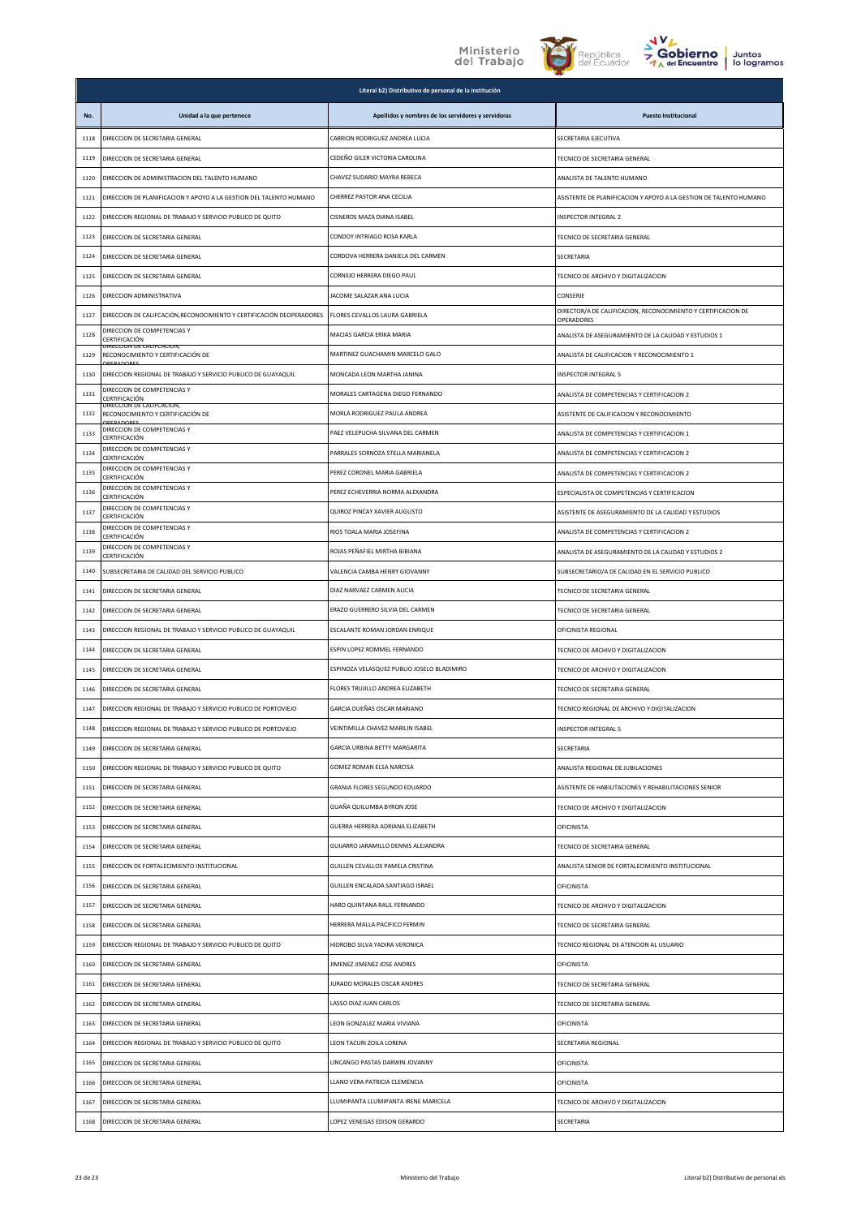| Literal b2) Distributivo de personal de la institución | | | |
|---|---|---|---|
| **No.** | **Unidad a la que pertenece** | **Apellidos y nombres de los servidores y servidoras** | **Puesto Institucional** |
| 1118 | DIRECCION DE SECRETARIA GENERAL | CARRION RODRIGUEZ ANDREA LUCIA | SECRETARIA EJECUTIVA |
| 1119 | DIRECCION DE SECRETARIA GENERAL | CEDEÑO GILER VICTORIA CAROLINA | TECNICO DE SECRETARIA GENERAL |
| 1120 | DIRECCION DE ADMINISTRACION DEL TALENTO HUMANO | CHAVEZ SUDARIO MAYRA REBECA | ANALISTA DE TALENTO HUMANO |
| 1121 | DIRECCION DE PLANIFICACION Y APOYO A LA GESTION DEL TALENTO HUMANO | CHERREZ PASTOR ANA CECILIA | ASISTENTE DE PLANIFICACION Y APOYO A LA GESTION DE TALENTO HUMANO |
| 1122 | DIRECCION REGIONAL DE TRABAJO Y SERVICIO PUBLICO DE QUITO | CISNEROS MAZA DIANA ISABEL | INSPECTOR INTEGRAL 2 |
| 1123 | DIRECCION DE SECRETARIA GENERAL | CONDOY INTRIAGO ROSA KARLA | TECNICO DE SECRETARIA GENERAL |
| 1124 | DIRECCION DE SECRETARIA GENERAL | CORDOVA HERRERA DANIELA DEL CARMEN | SECRETARIA |
| 1125 | DIRECCION DE SECRETARIA GENERAL | CORNEJO HERRERA DIEGO PAUL | TECNICO DE ARCHIVO Y DIGITALIZACION |
| 1126 | DIRECCION ADMINISTRATIVA | JACOME SALAZAR ANA LUCIA | CONSERJE |
| 1127 | DIRECCION DE CALIFCACIÓN,RECONOCIMIENTO Y CERTIFICACIÓN DEOPERADORES | FLORES CEVALLOS LAURA GABRIELA | DIRECTOR/A DE CALIFICACION, RECONOCIMIENTO Y CERTIFICACION DE OPERADORES |
| 1128 | DIRECCION DE COMPETENCIAS Y CERTIFICACIÓN | MACIAS GARCIA ERIKA MARIA | ANALISTA DE ASEGURAMIENTO DE LA CALIDAD Y ESTUDIOS 1 |
| 1129 | DIRECCION DE CALIFCACIÓN, RECONOCIMIENTO Y CERTIFICACIÓN DE OPERADORES | MARTINEZ GUACHAMIN MARCELO GALO | ANALISTA DE CALIFICACION Y RECONOCIMIENTO 1 |
| 1130 | DIRECCION REGIONAL DE TRABAJO Y SERVICIO PUBLICO DE GUAYAQUIL | MONCADA LEON MARTHA JANINA | INSPECTOR INTEGRAL 5 |
| 1131 | DIRECCION DE COMPETENCIAS Y CERTIFICACIÓN | MORALES CARTAGENA DIEGO FERNANDO | ANALISTA DE COMPETENCIAS Y CERTIFICACION 2 |
| 1132 | DIRECCION DE CALIFCACIÓN, RECONOCIMIENTO Y CERTIFICACIÓN DE OPERADORES | MORLA RODRIGUEZ PAULA ANDREA | ASISTENTE DE CALIFICACION Y RECONOCIMIENTO |
| 1133 | DIRECCION DE COMPETENCIAS Y CERTIFICACIÓN | PAEZ VELEPUCHA SILVANA DEL CARMEN | ANALISTA DE COMPETENCIAS Y CERTIFICACION 1 |
| 1134 | DIRECCION DE COMPETENCIAS Y CERTIFICACIÓN | PARRALES SORNOZA STELLA MARIANELA | ANALISTA DE COMPETENCIAS Y CERTIFICACION 2 |
| 1135 | DIRECCION DE COMPETENCIAS Y CERTIFICACIÓN | PEREZ CORONEL MARIA GABRIELA | ANALISTA DE COMPETENCIAS Y CERTIFICACION 2 |
| 1136 | DIRECCION DE COMPETENCIAS Y CERTIFICACIÓN | PEREZ ECHEVERRIA NORMA ALEXANDRA | ESPECIALISTA DE COMPETENCIAS Y CERTIFICACION |
| 1137 | DIRECCION DE COMPETENCIAS Y CERTIFICACIÓN | QUIROZ PINCAY XAVIER AUGUSTO | ASISTENTE DE ASEGURAMIENTO DE LA CALIDAD Y ESTUDIOS |
| 1138 | DIRECCION DE COMPETENCIAS Y CERTIFICACIÓN | RIOS TOALA MARIA JOSEFINA | ANALISTA DE COMPETENCIAS Y CERTIFICACION 2 |
| 1139 | DIRECCION DE COMPETENCIAS Y CERTIFICACIÓN | ROJAS PEÑAFIEL MIRTHA BIBIANA | ANALISTA DE ASEGURAMIENTO DE LA CALIDAD Y ESTUDIOS 2 |
| 1140 | SUBSECRETARIA DE CALIDAD DEL SERVICIO PUBLICO | VALENCIA CAMBA HENRY GIOVANNY | SUBSECRETARIO/A DE CALIDAD EN EL SERVICIO PUBLICO |
| 1141 | DIRECCION DE SECRETARIA GENERAL | DIAZ NARVAEZ CARMEN ALICIA | TECNICO DE SECRETARIA GENERAL |
| 1142 | DIRECCION DE SECRETARIA GENERAL | ERAZO GUERRERO SILVIA DEL CARMEN | TECNICO DE SECRETARIA GENERAL |
| 1143 | DIRECCION REGIONAL DE TRABAJO Y SERVICIO PUBLICO DE GUAYAQUIL | ESCALANTE ROMAN JORDAN ENRIQUE | OFICINISTA REGIONAL |
| 1144 | DIRECCION DE SECRETARIA GENERAL | ESPIN LOPEZ ROMMEL FERNANDO | TECNICO DE ARCHIVO Y DIGITALIZACION |
| 1145 | DIRECCION DE SECRETARIA GENERAL | ESPINOZA VELASQUEZ PUBLIO JOSELO BLADIMIRO | TECNICO DE ARCHIVO Y DIGITALIZACION |
| 1146 | DIRECCION DE SECRETARIA GENERAL | FLORES TRUJILLO ANDREA ELIZABETH | TECNICO DE SECRETARIA GENERAL |
| 1147 | DIRECCION REGIONAL DE TRABAJO Y SERVICIO PUBLICO DE PORTOVIEJO | GARCIA DUEÑAS OSCAR MARIANO | TECNICO REGIONAL DE ARCHIVO Y DIGITALIZACION |
| 1148 | DIRECCION REGIONAL DE TRABAJO Y SERVICIO PUBLICO DE PORTOVIEJO | VEINTIMILLA CHAVEZ MARILIN ISABEL | INSPECTOR INTEGRAL 5 |
| 1149 | DIRECCION DE SECRETARIA GENERAL | GARCIA URBINA BETTY MARGARITA | SECRETARIA |
| 1150 | DIRECCION REGIONAL DE TRABAJO Y SERVICIO PUBLICO DE QUITO | GOMEZ ROMAN ELSA NARCISA | ANALISTA REGIONAL DE JUBILACIONES |
| 1151 | DIRECCION DE SECRETARIA GENERAL | GRANJA FLORES SEGUNDO EDUARDO | ASISTENTE DE HABILITACIONES Y REHABILITACIONES SENIOR |
| 1152 | DIRECCION DE SECRETARIA GENERAL | GUAÑA QUILUMBA BYRON JOSE | TECNICO DE ARCHIVO Y DIGITALIZACION |
| 1153 | DIRECCION DE SECRETARIA GENERAL | GUERRA HERRERA ADRIANA ELIZABETH | OFICINISTA |
| 1154 | DIRECCION DE SECRETARIA GENERAL | GUIJARRO JARAMILLO DENNIS ALEJANDRA | TECNICO DE SECRETARIA GENERAL |
| 1155 | DIRECCION DE FORTALECIMIENTO INSTITUCIONAL | GUILLEN CEVALLOS PAMELA CRISTINA | ANALISTA SENIOR DE FORTALECIMIENTO INSTITUCIONAL |
| 1156 | DIRECCION DE SECRETARIA GENERAL | GUILLEN ENCALADA SANTIAGO ISRAEL | OFICINISTA |
| 1157 | DIRECCION DE SECRETARIA GENERAL | HARO QUINTANA RAUL FERNANDO | TECNICO DE ARCHIVO Y DIGITALIZACION |
| 1158 | DIRECCION DE SECRETARIA GENERAL | HERRERA MALLA PACIFICO FERMIN | TECNICO DE SECRETARIA GENERAL |
| 1159 | DIRECCION REGIONAL DE TRABAJO Y SERVICIO PUBLICO DE QUITO | HIDROBO SILVA YADIRA VERONICA | TECNICO REGIONAL DE ATENCION AL USUARIO |
| 1160 | DIRECCION DE SECRETARIA GENERAL | JIMENEZ JIMENEZ JOSE ANDRES | OFICINISTA |
| 1161 | DIRECCION DE SECRETARIA GENERAL | JURADO MORALES OSCAR ANDRES | TECNICO DE SECRETARIA GENERAL |
| 1162 | DIRECCION DE SECRETARIA GENERAL | LASSO DIAZ JUAN CARLOS | TECNICO DE SECRETARIA GENERAL |
| 1163 | DIRECCION DE SECRETARIA GENERAL | LEON GONZALEZ MARIA VIVIANA | OFICINISTA |
| 1164 | DIRECCION REGIONAL DE TRABAJO Y SERVICIO PUBLICO DE QUITO | LEON TACURI ZOILA LORENA | SECRETARIA REGIONAL |
| 1165 | DIRECCION DE SECRETARIA GENERAL | LINCANGO PASTAS DARWIN JOVANNY | OFICINISTA |
| 1166 | DIRECCION DE SECRETARIA GENERAL | LLANO VERA PATRICIA CLEMENCIA | OFICINISTA |
| 1167 | DIRECCION DE SECRETARIA GENERAL | LLUMIPANTA LLUMIPANTA IRENE MARICELA | TECNICO DE ARCHIVO Y DIGITALIZACION |
| 1168 | DIRECCION DE SECRETARIA GENERAL | LOPEZ VENEGAS EDISON GERARDO | SECRETARIA |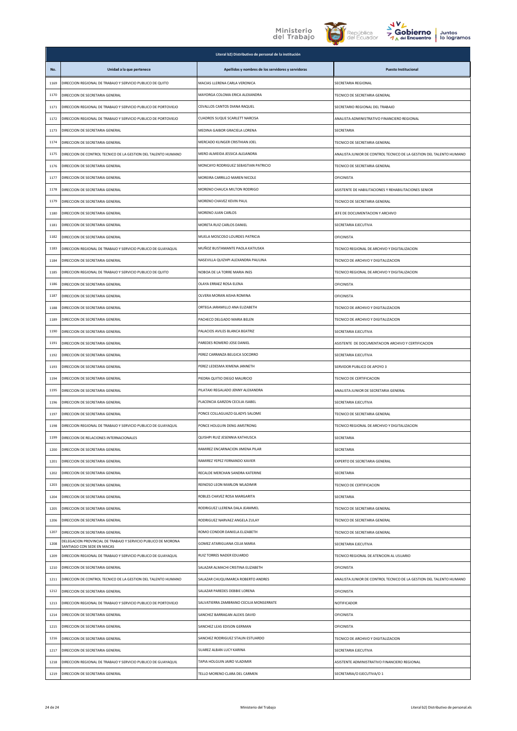| Literal b2) Distributivo de personal de la institución | | | |
|---|---|---|---|
| No. | Unidad a la que pertenece | Apellidos y nombres de los servidores y servidoras | Puesto Institucional |
| 1169 | DIRECCION REGIONAL DE TRABAJO Y SERVICIO PUBLICO DE QUITO | MACIAS LLERENA CARLA VERONICA | SECRETARIA REGIONAL |
| 1170 | DIRECCION DE SECRETARIA GENERAL | MAYORGA COLOMA ERICA ALEXANDRA | TECNICO DE SECRETARIA GENERAL |
| 1171 | DIRECCION REGIONAL DE TRABAJO Y SERVICIO PUBLICO DE PORTOVIEJO | CEVALLOS CANTOS DIANA RAQUEL | SECRETARIO REGIONAL DEL TRABAJO |
| 1172 | DIRECCION REGIONAL DE TRABAJO Y SERVICIO PUBLICO DE PORTOVIEJO | CUADROS SUQUE SCARLETT NARCISA | ANALISTA ADMINISTRATIVO FINANCIERO REGIONAL |
| 1173 | DIRECCION DE SECRETARIA GENERAL | MEDINA GAIBOR GRACIELA LORENA | SECRETARIA |
| 1174 | DIRECCION DE SECRETARIA GENERAL | MERCADO KLINGER CRISTHIAN JOEL | TECNICO DE SECRETARIA GENERAL |
| 1175 | DIRECCION DE CONTROL TECNICO DE LA GESTION DEL TALENTO HUMANO | MERO ALMEIDA JESSICA ALEJANDRA | ANALISTA JUNIOR DE CONTROL TECNICO DE LA GESTION DEL TALENTO HUMANO |
| 1176 | DIRECCION DE SECRETARIA GENERAL | MONCAYO RODRIGUEZ SEBASTIAN PATRICIO | TECNICO DE SECRETARIA GENERAL |
| 1177 | DIRECCION DE SECRETARIA GENERAL | MOREIRA CARRILLO MAREN NICOLE | OFICINISTA |
| 1178 | DIRECCION DE SECRETARIA GENERAL | MORENO CHAUCA MILTON RODRIGO | ASISTENTE DE HABILITACIONES Y REHABILITACIONES SENIOR |
| 1179 | DIRECCION DE SECRETARIA GENERAL | MORENO CHAVEZ KEVIN PAUL | TECNICO DE SECRETARIA GENERAL |
| 1180 | DIRECCION DE SECRETARIA GENERAL | MORENO JUAN CARLOS | JEFE DE DOCUMENTACION Y ARCHIVO |
| 1181 | DIRECCION DE SECRETARIA GENERAL | MORETA RUIZ CARLOS DANIEL | SECRETARIA EJECUTIVA |
| 1182 | DIRECCION DE SECRETARIA GENERAL | MUELA MOSCOSO LOURDES PATRICIA | OFICINISTA |
| 1183 | DIRECCION REGIONAL DE TRABAJO Y SERVICIO PUBLICO DE GUAYAQUIL | MUÑOZ BUSTAMANTE PAOLA KATIUSKA | TECNICO REGIONAL DE ARCHIVO Y DIGITALIZACION |
| 1184 | DIRECCION DE SECRETARIA GENERAL | NASEVILLA QUIZHPI ALEXANDRA PAULINA | TECNICO DE ARCHIVO Y DIGITALIZACION |
| 1185 | DIRECCION REGIONAL DE TRABAJO Y SERVICIO PUBLICO DE QUITO | NOBOA DE LA TORRE MARIA INES | TECNICO REGIONAL DE ARCHIVO Y DIGITALIZACION |
| 1186 | DIRECCION DE SECRETARIA GENERAL | OLAYA ERRAEZ ROSA ELENA | OFICINISTA |
| 1187 | DIRECCION DE SECRETARIA GENERAL | OLVERA MORAN AISHA ROMINA | OFICINISTA |
| 1188 | DIRECCION DE SECRETARIA GENERAL | ORTEGA JARAMILLO ANA ELIZABETH | TECNICO DE ARCHIVO Y DIGITALIZACION |
| 1189 | DIRECCION DE SECRETARIA GENERAL | PACHECO DELGADO MARIA BELEN | TECNICO DE ARCHIVO Y DIGITALIZACION |
| 1190 | DIRECCION DE SECRETARIA GENERAL | PALACIOS AVILES BLANCA BEATRIZ | SECRETARIA EJECUTIVA |
| 1191 | DIRECCION DE SECRETARIA GENERAL | PAREDES ROMERO JOSE DANIEL | ASISTENTE DE DOCUMENTACION ARCHIVO Y CERTIFICACION |
| 1192 | DIRECCION DE SECRETARIA GENERAL | PEREZ CARRANZA BELGICA SOCORRO | SECRETARIA EJECUTIVA |
| 1193 | DIRECCION DE SECRETARIA GENERAL | PEREZ LEDESMA XIMENA JANNETH | SERVIDOR PUBLICO DE APOYO 3 |
| 1194 | DIRECCION DE SECRETARIA GENERAL | PIEDRA QUITIO DIEGO MAURICIO | TECNICO DE CERTIFICACION |
| 1195 | DIRECCION DE SECRETARIA GENERAL | PILATAXI REGALADO JENNY ALEXANDRA | ANALISTA JUNIOR DE SECRETARIA GENERAL |
| 1196 | DIRECCION DE SECRETARIA GENERAL | PLACENCIA GARZON CECILIA ISABEL | SECRETARIA EJECUTIVA |
| 1197 | DIRECCION DE SECRETARIA GENERAL | PONCE COLLAGUAZO GLADYS SALOME | TECNICO DE SECRETARIA GENERAL |
| 1198 | DIRECCION REGIONAL DE TRABAJO Y SERVICIO PUBLICO DE GUAYAQUIL | PONCE HOLGUIN DENG AMSTRONG | TECNICO REGIONAL DE ARCHIVO Y DIGITALIZACION |
| 1199 | DIRECCION DE RELACIONES INTERNACIONALES | QUISHPI RUIZ JESENNIA KATHIUSCA | SECRETARIA |
| 1200 | DIRECCION DE SECRETARIA GENERAL | RAMIREZ ENCARNACION JIMENA PILAR | SECRETARIA |
| 1201 | DIRECCION DE SECRETARIA GENERAL | RAMIREZ YEPEZ FERNANDO XAVIER | EXPERTO DE SECRETARIA GENERAL |
| 1202 | DIRECCION DE SECRETARIA GENERAL | RECALDE MERCHAN SANDRA KATERINE | SECRETARIA |
| 1203 | DIRECCION DE SECRETARIA GENERAL | REINOSO LEON MARLON WLADIMIR | TECNICO DE CERTIFICACION |
| 1204 | DIRECCION DE SECRETARIA GENERAL | ROBLES CHAVEZ ROSA MARGARITA | SECRETARIA |
| 1205 | DIRECCION DE SECRETARIA GENERAL | RODRIGUEZ LLERENA DALA JEAMMEL | TECNICO DE SECRETARIA GENERAL |
| 1206 | DIRECCION DE SECRETARIA GENERAL | RODRIGUEZ NARVAEZ ANGELA ZULAY | TECNICO DE SECRETARIA GENERAL |
| 1207 | DIRECCION DE SECRETARIA GENERAL | ROMO CONDOR DANIELA ELIZABETH | TECNICO DE SECRETARIA GENERAL |
| 1208 | DELEGACION PROVINCIAL DE TRABAJO Y SERVICIO PUBLICO DE MORONA SANTIAGO CON SEDE EN MACAS | GOMEZ ATARIGUANA CELIA MARIA | SECRETARIA EJECUTIVA |
| 1209 | DIRECCION REGIONAL DE TRABAJO Y SERVICIO PUBLICO DE GUAYAQUIL | RUIZ TORRES NADER EDUARDO | TECNICO REGIONAL DE ATENCION AL USUARIO |
| 1210 | DIRECCION DE SECRETARIA GENERAL | SALAZAR ALMACHI CRISTINA ELIZABETH | OFICINISTA |
| 1211 | DIRECCION DE CONTROL TECNICO DE LA GESTION DEL TALENTO HUMANO | SALAZAR CHUQUIMARCA ROBERTO ANDRES | ANALISTA JUNIOR DE CONTROL TECNICO DE LA GESTION DEL TALENTO HUMANO |
| 1212 | DIRECCION DE SECRETARIA GENERAL | SALAZAR PAREDES DEBBIE LORENA | OFICINISTA |
| 1213 | DIRECCION REGIONAL DE TRABAJO Y SERVICIO PUBLICO DE PORTOVIEJO | SALVATIERRA ZAMBRANO CECILIA MONSERRATE | NOTIFICADOR |
| 1214 | DIRECCION DE SECRETARIA GENERAL | SANCHEZ BARRAGAN ALEXIS DAVID | OFICINISTA |
| 1215 | DIRECCION DE SECRETARIA GENERAL | SANCHEZ LEAS EDISON GERMAN | OFICINISTA |
| 1216 | DIRECCION DE SECRETARIA GENERAL | SANCHEZ RODRIGUEZ STALIN ESTUARDO | TECNICO DE ARCHIVO Y DIGITALIZACION |
| 1217 | DIRECCION DE SECRETARIA GENERAL | SUAREZ ALBAN LUCY KARINA | SECRETARIA EJECUTIVA |
| 1218 | DIRECCION REGIONAL DE TRABAJO Y SERVICIO PUBLICO DE GUAYAQUIL | TAPIA HOLGUIN JAIRO VLADIMIR | ASISTENTE ADMINISTRATIVO FINANCIERO REGIONAL |
| 1219 | DIRECCION DE SECRETARIA GENERAL | TELLO MORENO CLARA DEL CARMEN | SECRETARIA/O EJECUTIVA/O 1 |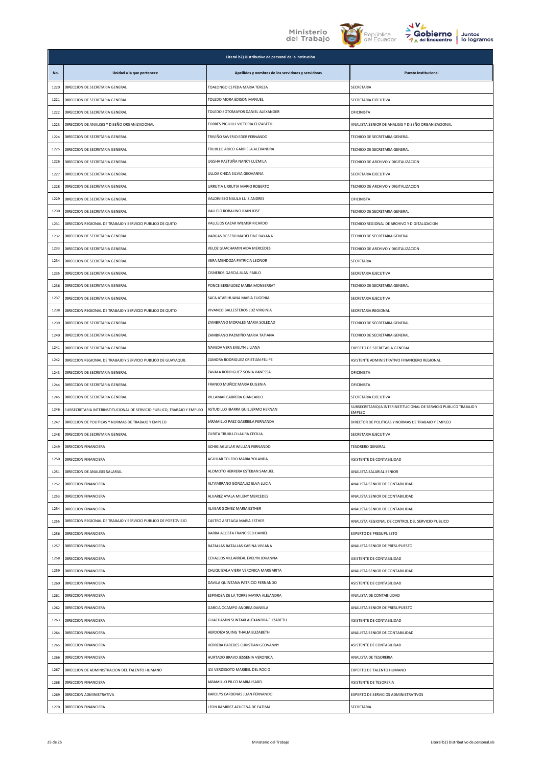| Literal b2) Distributivo de personal de la institución | | | |
|---|---|---|---|
| No. | Unidad a la que pertenece | Apellidos y nombres de los servidores y servidoras | Puesto Institucional |
| 1220 | DIRECCION DE SECRETARIA GENERAL | TOALONGO CEPEDA MARIA TEREZA | SECRETARIA |
| 1221 | DIRECCION DE SECRETARIA GENERAL | TOLEDO MORA EDISON MANUEL | SECRETARIA EJECUTIVA |
| 1222 | DIRECCION DE SECRETARIA GENERAL | TOLEDO SOTOMAYOR DANIEL ALEXANDER | OFICINISTA |
| 1223 | DIRECCION DE ANALISIS Y DISEÑO ORGANIZACIONAL | TORRES PIGUILLI VICTORIA ELIZABETH | ANALISTA SENIOR DE ANALISIS Y DISEÑO ORGANIZACIONAL |
| 1224 | DIRECCION DE SECRETARIA GENERAL | TRIVIÑO SAVERIO EDER FERNANDO | TECNICO DE SECRETARIA GENERAL |
| 1225 | DIRECCION DE SECRETARIA GENERAL | TRUJILLO ARICO GABRIELA ALEXANDRA | TECNICO DE SECRETARIA GENERAL |
| 1226 | DIRECCION DE SECRETARIA GENERAL | UGSHA PASTUÑA NANCY LUZMILA | TECNICO DE ARCHIVO Y DIGITALIZACION |
| 1227 | DIRECCION DE SECRETARIA GENERAL | ULLOA CHIDA SILVIA GEOVANNA | SECRETARIA EJECUTIVA |
| 1228 | DIRECCION DE SECRETARIA GENERAL | URRUTIA URRUTIA MARIO ROBERTO | TECNICO DE ARCHIVO Y DIGITALIZACION |
| 1229 | DIRECCION DE SECRETARIA GENERAL | VALDIVIESO NAULA LUIS ANDRES | OFICINISTA |
| 1230 | DIRECCION DE SECRETARIA GENERAL | VALLEJO ROBALINO JUAN JOSE | TECNICO DE SECRETARIA GENERAL |
| 1231 | DIRECCION REGIONAL DE TRABAJO Y SERVICIO PUBLICO DE QUITO | VALLEJOS CAZAR WILMER RICARDO | TECNICO REGIONAL DE ARCHIVO Y DIGITALIZACION |
| 1232 | DIRECCION DE SECRETARIA GENERAL | VARGAS ROSERO MADELEINE DAYANA | TECNICO DE SECRETARIA GENERAL |
| 1233 | DIRECCION DE SECRETARIA GENERAL | VELOZ GUACHAMIN AIDA MERCEDES | TECNICO DE ARCHIVO Y DIGITALIZACION |
| 1234 | DIRECCION DE SECRETARIA GENERAL | VERA MENDOZA PATRICIA LEONOR | SECRETARIA |
| 1235 | DIRECCION DE SECRETARIA GENERAL | CISNEROS GARCIA JUAN PABLO | SECRETARIA EJECUTIVA |
| 1236 | DIRECCION DE SECRETARIA GENERAL | PONCE BERMUDEZ MARIA MONSERRAT | TECNICO DE SECRETARIA GENERAL |
| 1237 | DIRECCION DE SECRETARIA GENERAL | SACA ATARIHUANA MARIA EUGENIA | SECRETARIA EJECUTIVA |
| 1238 | DIRECCION REGIONAL DE TRABAJO Y SERVICIO PUBLICO DE QUITO | VIVANCO BALLESTEROS LUZ VIRGINIA | SECRETARIA REGIONAL |
| 1239 | DIRECCION DE SECRETARIA GENERAL | ZAMBRANO MORALES MARIA SOLEDAD | TECNICO DE SECRETARIA GENERAL |
| 1240 | DIRECCION DE SECRETARIA GENERAL | ZAMBRANO PAZMIÑO MARIA TATIANA | TECNICO DE SECRETARIA GENERAL |
| 1241 | DIRECCION DE SECRETARIA GENERAL | NAVEDA VERA EVELYN LILIANA | EXPERTO DE SECRETARIA GENERAL |
| 1242 | DIRECCION REGIONAL DE TRABAJO Y SERVICIO PUBLICO DE GUAYAQUIL | ZAMORA RODRIGUEZ CRISTIAN FELIPE | ASISTENTE ADMINISTRATIVO FINANCIERO REGIONAL |
| 1243 | DIRECCION DE SECRETARIA GENERAL | ZAVALA RODRIGUEZ SONIA VANESSA | OFICINISTA |
| 1244 | DIRECCION DE SECRETARIA GENERAL | FRANCO MUÑOZ MARIA EUGENIA | OFICINISTA |
| 1245 | DIRECCION DE SECRETARIA GENERAL | VILLAMAR CABRERA GIANCARLO | SECRETARIA EJECUTIVA |
| 1246 | SUBSECRETARIA INTERINSTITUCIONAL DE SERVICIO PUBLICO, TRABAJO Y EMPLEO | ASTUDILLO IBARRA GUILLERMO HERNAN | SUBSECRETARIO/A INTERINSTITUCIONAL DE SERVICIO PUBLICO TRABAJO Y EMPLEO |
| 1247 | DIRECCION DE POLITICAS Y NORMAS DE TRABAJO Y EMPLEO | JARAMILLO PAEZ GABRIELA FERNANDA | DIRECTOR DE POLITICAS Y NORMAS DE TRABAJO Y EMPLEO |
| 1248 | DIRECCION DE SECRETARIA GENERAL | ZURITA TRUJILLO LAURA CECILIA | SECRETARIA EJECUTIVA |
| 1249 | DIRECCION FINANCIERA | ACHIG AGUILAR WILLIAN FERNANDO | TESORERO GENERAL |
| 1250 | DIRECCION FINANCIERA | AGUILAR TOLEDO MARIA YOLANDA | ASISTENTE DE CONTABILIDAD |
| 1251 | DIRECCION DE ANALISIS SALARIAL | ALOMOTO HERRERA ESTEBAN SAMUEL | ANALISTA SALARIAL SENIOR |
| 1252 | DIRECCION FINANCIERA | ALTAMIRANO GONZALEZ ELVA LUCIA | ANALISTA SENIOR DE CONTABILIDAD |
| 1253 | DIRECCION FINANCIERA | ALVAREZ AYALA MILENY MERCEDES | ANALISTA SENIOR DE CONTABILIDAD |
| 1254 | DIRECCION FINANCIERA | ALVEAR GOMEZ MARIA ESTHER | ANALISTA SENIOR DE CONTABILIDAD |
| 1255 | DIRECCION REGIONAL DE TRABAJO Y SERVICIO PUBLICO DE PORTOVIEJO | CASTRO ARTEAGA MARIA ESTHER | ANALISTA REGIONAL DE CONTROL DEL SERVICIO PUBLICO |
| 1256 | DIRECCION FINANCIERA | BARBA ACOSTA FRANCISCO DANIEL | EXPERTO DE PRESUPUESTO |
| 1257 | DIRECCION FINANCIERA | BATALLAS BATALLAS KARINA VIVIANA | ANALISTA SENIOR DE PRESUPUESTO |
| 1258 | DIRECCION FINANCIERA | CEVALLOS VILLARREAL EVELYN JOHANNA | ASISTENTE DE CONTABILIDAD |
| 1259 | DIRECCION FINANCIERA | CHUQUIZALA VIERA VERONICA MARGARITA | ANALISTA SENIOR DE CONTABILIDAD |
| 1260 | DIRECCION FINANCIERA | DAVILA QUINTANA PATRICIO FERNANDO | ASISTENTE DE CONTABILIDAD |
| 1261 | DIRECCION FINANCIERA | ESPINOSA DE LA TORRE MAYRA ALEJANDRA | ANALISTA DE CONTABILIDAD |
| 1262 | DIRECCION FINANCIERA | GARCIA OCAMPO ANDREA DANIELA | ANALISTA SENIOR DE PRESUPUESTO |
| 1263 | DIRECCION FINANCIERA | GUACHAMIN SUNTAXI ALEXANDRA ELIZABETH | ASISTENTE DE CONTABILIDAD |
| 1264 | DIRECCION FINANCIERA | HERDOIZA SUING THALIA ELIZABETH | ANALISTA SENIOR DE CONTABILIDAD |
| 1265 | DIRECCION FINANCIERA | HERRERA PAREDES CHRISTIAN GEOVANNY | ASISTENTE DE CONTABILIDAD |
| 1266 | DIRECCION FINANCIERA | HURTADO BRAVO JESSENIA VERONICA | ANALISTA DE TESORERIA |
| 1267 | DIRECCION DE ADMINISTRACION DEL TALENTO HUMANO | IZA VERDESOTO MARIBEL DEL ROCIO | EXPERTO DE TALENTO HUMANO |
| 1268 | DIRECCION FINANCIERA | JARAMILLO PILCO MARIA ISABEL | ASISTENTE DE TESORERIA |
| 1269 | DIRECCION ADMINISTRATIVA | KAROLYS CARDENAS JUAN FERNANDO | EXPERTO DE SERVICIOS ADMINISTRATIVOS |
| 1270 | DIRECCION FINANCIERA | LEON RAMIREZ AZUCENA DE FATIMA | SECRETARIA |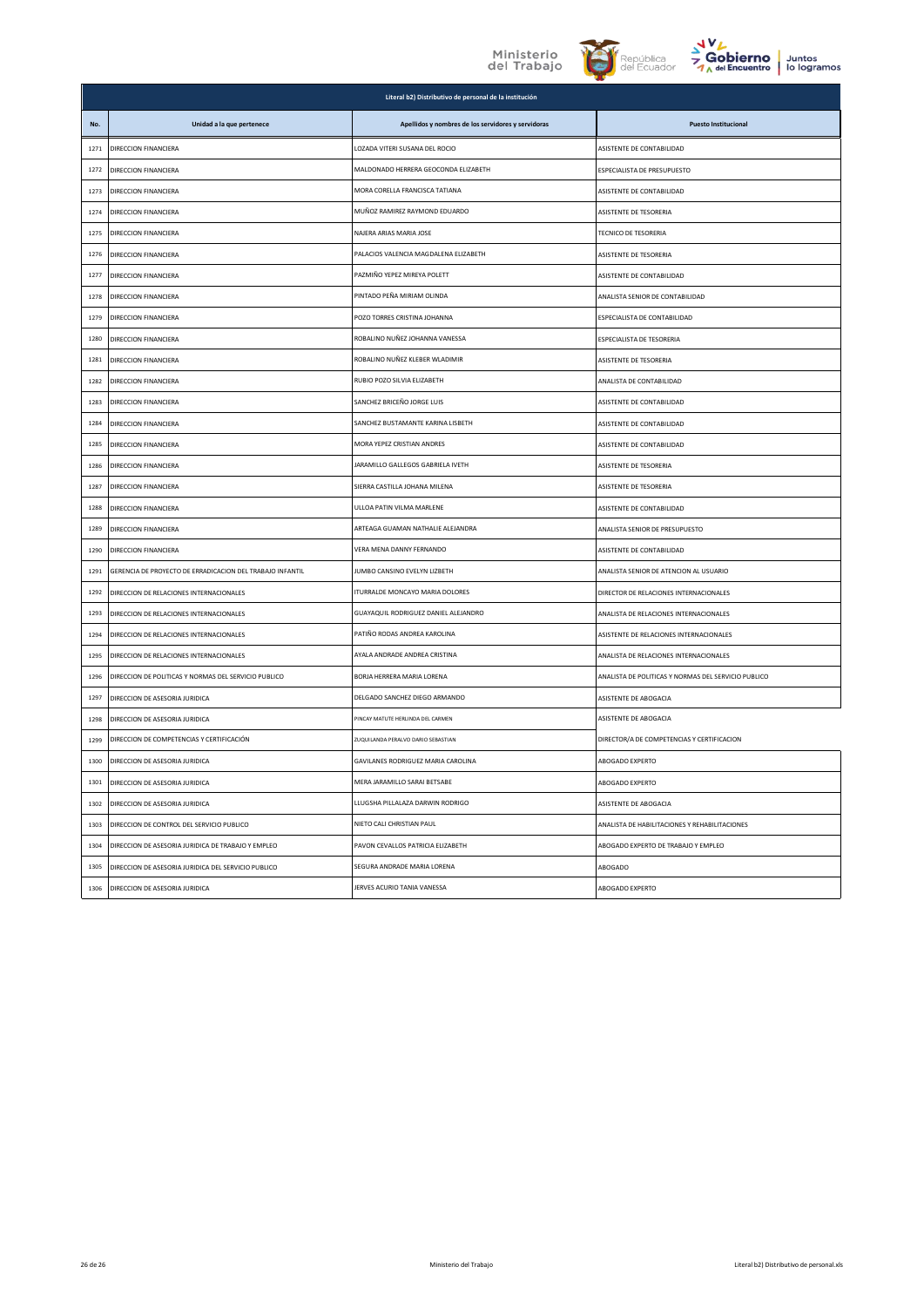| Literal b2) Distributivo de personal de la institución | | | |
|---|---|---|---|
| No. | Unidad a la que pertenece | Apellidos y nombres de los servidores y servidoras | Puesto Institucional |
| 1271 | DIRECCION FINANCIERA | LOZADA VITERI SUSANA DEL ROCIO | ASISTENTE DE CONTABILIDAD |
| 1272 | DIRECCION FINANCIERA | MALDONADO HERRERA GEOCONDA ELIZABETH | ESPECIALISTA DE PRESUPUESTO |
| 1273 | DIRECCION FINANCIERA | MORA CORELLA FRANCISCA TATIANA | ASISTENTE DE CONTABILIDAD |
| 1274 | DIRECCION FINANCIERA | MUÑOZ RAMIREZ RAYMOND EDUARDO | ASISTENTE DE TESORERIA |
| 1275 | DIRECCION FINANCIERA | NAJERA ARIAS MARIA JOSE | TECNICO DE TESORERIA |
| 1276 | DIRECCION FINANCIERA | PALACIOS VALENCIA MAGDALENA ELIZABETH | ASISTENTE DE TESORERIA |
| 1277 | DIRECCION FINANCIERA | PAZMIÑO YEPEZ MIREYA POLETT | ASISTENTE DE CONTABILIDAD |
| 1278 | DIRECCION FINANCIERA | PINTADO PEÑA MIRIAM OLINDA | ANALISTA SENIOR DE CONTABILIDAD |
| 1279 | DIRECCION FINANCIERA | POZO TORRES CRISTINA JOHANNA | ESPECIALISTA DE CONTABILIDAD |
| 1280 | DIRECCION FINANCIERA | ROBALINO NUÑEZ JOHANNA VANESSA | ESPECIALISTA DE TESORERIA |
| 1281 | DIRECCION FINANCIERA | ROBALINO NUÑEZ KLEBER WLADIMIR | ASISTENTE DE TESORERIA |
| 1282 | DIRECCION FINANCIERA | RUBIO POZO SILVIA ELIZABETH | ANALISTA DE CONTABILIDAD |
| 1283 | DIRECCION FINANCIERA | SANCHEZ BRICEÑO JORGE LUIS | ASISTENTE DE CONTABILIDAD |
| 1284 | DIRECCION FINANCIERA | SANCHEZ BUSTAMANTE KARINA LISBETH | ASISTENTE DE CONTABILIDAD |
| 1285 | DIRECCION FINANCIERA | MORA YEPEZ CRISTIAN ANDRES | ASISTENTE DE CONTABILIDAD |
| 1286 | DIRECCION FINANCIERA | JARAMILLO GALLEGOS GABRIELA IVETH | ASISTENTE DE TESORERIA |
| 1287 | DIRECCION FINANCIERA | SIERRA CASTILLA JOHANA MILENA | ASISTENTE DE TESORERIA |
| 1288 | DIRECCION FINANCIERA | ULLOA PATIN VILMA MARLENE | ASISTENTE DE CONTABILIDAD |
| 1289 | DIRECCION FINANCIERA | ARTEAGA GUAMAN NATHALIE ALEJANDRA | ANALISTA SENIOR DE PRESUPUESTO |
| 1290 | DIRECCION FINANCIERA | VERA MENA DANNY FERNANDO | ASISTENTE DE CONTABILIDAD |
| 1291 | GERENCIA DE PROYECTO DE ERRADICACION DEL TRABAJO INFANTIL | JUMBO CANSINO EVELYN LIZBETH | ANALISTA SENIOR DE ATENCION AL USUARIO |
| 1292 | DIRECCION DE RELACIONES INTERNACIONALES | ITURRALDE MONCAYO MARIA DOLORES | DIRECTOR DE RELACIONES INTERNACIONALES |
| 1293 | DIRECCION DE RELACIONES INTERNACIONALES | GUAYAQUIL RODRIGUEZ DANIEL ALEJANDRO | ANALISTA DE RELACIONES INTERNACIONALES |
| 1294 | DIRECCION DE RELACIONES INTERNACIONALES | PATIÑO RODAS ANDREA KAROLINA | ASISTENTE DE RELACIONES INTERNACIONALES |
| 1295 | DIRECCION DE RELACIONES INTERNACIONALES | AYALA ANDRADE ANDREA CRISTINA | ANALISTA DE RELACIONES INTERNACIONALES |
| 1296 | DIRECCION DE POLITICAS Y NORMAS DEL SERVICIO PUBLICO | BORJA HERRERA MARIA LORENA | ANALISTA DE POLITICAS Y NORMAS DEL SERVICIO PUBLICO |
| 1297 | DIRECCION DE ASESORIA JURIDICA | DELGADO SANCHEZ DIEGO ARMANDO | ASISTENTE DE ABOGACIA |
| 1298 | DIRECCION DE ASESORIA JURIDICA | PINCAY MATUTE HERLINDA DEL CARMEN | ASISTENTE DE ABOGACIA |
| 1299 | DIRECCION DE COMPETENCIAS Y CERTIFICACIÓN | ZUQUILANDA PERALVO DARIO SEBASTIAN | DIRECTOR/A DE COMPETENCIAS Y CERTIFICACION |
| 1300 | DIRECCION DE ASESORIA JURIDICA | GAVILANES RODRIGUEZ MARIA CAROLINA | ABOGADO EXPERTO |
| 1301 | DIRECCION DE ASESORIA JURIDICA | MERA JARAMILLO SARAI BETSABE | ABOGADO EXPERTO |
| 1302 | DIRECCION DE ASESORIA JURIDICA | LLUGSHA PILLALAZA DARWIN RODRIGO | ASISTENTE DE ABOGACIA |
| 1303 | DIRECCION DE CONTROL DEL SERVICIO PUBLICO | NIETO CALI CHRISTIAN PAUL | ANALISTA DE HABILITACIONES Y REHABILITACIONES |
| 1304 | DIRECCION DE ASESORIA JURIDICA DE TRABAJO Y EMPLEO | PAVON CEVALLOS PATRICIA ELIZABETH | ABOGADO EXPERTO DE TRABAJO Y EMPLEO |
| 1305 | DIRECCION DE ASESORIA JURIDICA DEL SERVICIO PUBLICO | SEGURA ANDRADE MARIA LORENA | ABOGADO |
| 1306 | DIRECCION DE ASESORIA JURIDICA | JERVES ACURIO TANIA VANESSA | ABOGADO EXPERTO |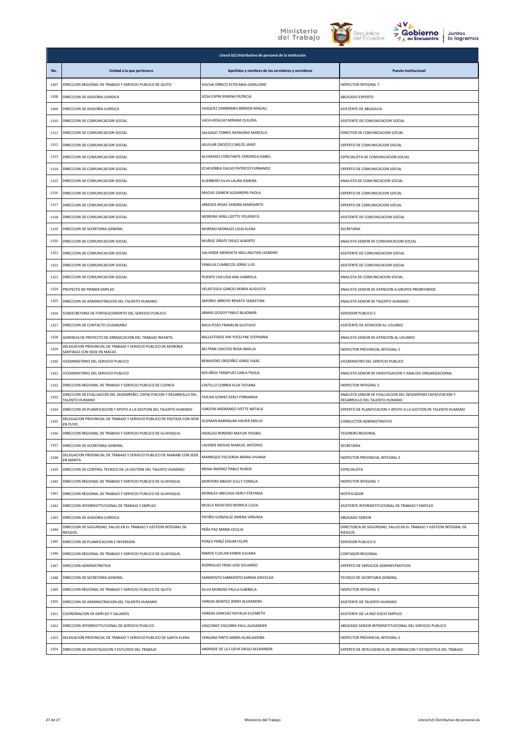| Literal b2) Distributivo de personal de la institución | | | |
|---|---|---|---|
| No. | Unidad a la que pertenece | Apellidos y nombres de los servidores y servidoras | Puesto Institucional |
| 1307 | DIRECCION REGIONAL DE TRABAJO Y SERVICIO PUBLICO DE QUITO | SIGCHA ORRICO ESTEFANIA GERALDINE | INSPECTOR INTEGRAL 7 |
| 1308 | DIRECCION DE ASESORIA JURIDICA | SOSA ESPIN XIMENA PATRICIA | ABOGADO EXPERTO |
| 1309 | DIRECCION DE ASESORIA JURIDICA | VASQUEZ ZAMBRANO BRENDA MAGALI | ASISTENTE DE ABOGACIA |
| 1310 | DIRECCION DE COMUNICACION SOCIAL | VACA HIDALGO MIRIAM OLIUZKA | ASISTENTE DE COMUNICACION SOCIAL |
| 1311 | DIRECCION DE COMUNICACION SOCIAL | SALGADO TORRES RAYMOND MARCELO | DIRECTOR DE COMUNICACION SOCIAL |
| 1312 | DIRECCION DE COMUNICACION SOCIAL | AGUILAR OROZCO CARLOS JAIRO | EXPERTO DE COMUNICACION SOCIAL |
| 1313 | DIRECCION DE COMUNICACION SOCIAL | ALVARADO CONSTANTE VERONICA ISABEL | ESPECIALISTA DE COMUNICACION SOCIAL |
| 1314 | DIRECCION DE COMUNICACION SOCIAL | ECHEVERRIA DALGO PATRICIO FERNANDO | EXPERTO DE COMUNICACION SOCIAL |
| 1315 | DIRECCION DE COMUNICACION SOCIAL | GUERRERO SILVA LAURA XIMENA | ANALISTA DE COMUNICACION SOCIAL |
| 1316 | DIRECCION DE COMUNICACION SOCIAL | MACIAS GAIBOR ALEJANDRA PAOLA | EXPERTO DE COMUNICACION SOCIAL |
| 1317 | DIRECCION DE COMUNICACION SOCIAL | ARMIJOS MIJAS SANDRA MARGARITA | EXPERTO DE COMUNICACION SOCIAL |
| 1318 | DIRECCION DE COMUNICACION SOCIAL | MOREIRA VERA LIZETTE YOURSEFIS | ASISTENTE DE COMUNICACION SOCIAL |
| 1319 | DIRECCION DE SECRETARIA GENERAL | MORENO MORALES LIGIA ELENA | SECRETARIA |
| 1320 | DIRECCION DE COMUNICACION SOCIAL | MUÑOZ OÑATE DIEGO ALBERTO | ANALISTA SENIOR DE COMUNICACION SOCIAL |
| 1321 | DIRECCION DE COMUNICACION SOCIAL | VALVERDE MENDIETA WELLINGTON LEANDRO | ASISTENTE DE COMUNICACION SOCIAL |
| 1322 | DIRECCION DE COMUNICACION SOCIAL | YANGUA CUMBICOS JORGE LUIS | ASISTENTE DE COMUNICACION SOCIAL |
| 1323 | DIRECCION DE COMUNICACION SOCIAL | PUENTE CHILUISA ANA GABRIELA | ANALISTA DE COMUNICACION SOCIAL |
| 1324 | PROYECTO MI PRIMER EMPLEO | VELASTEGUI GARCES MARIA AUGUSTA | ANALISTA SENIOR DE ATENCION A GRUPOS PRIORITARIOS |
| 1325 | DIRECCION DE ADMINISTRACION DEL TALENTO HUMANO | AMORES ARROYO RENATO SEBASTIAN | ANALISTA SENIOR DE TALENTO HUMANO |
| 1326 | SUBSECRETARIA DE FORTALECIMIENTO DEL SERVICIO PUBLICO. | ARMAS GODOY PABLO BLADIMIR | SERVIDOR PUBLICO 5 |
| 1327 | DIRECCION DE CONTACTO CIUDADANO | BACA POZO FRANKLIN GUSTAVO | ASISTENTE DE ATENCION AL USUARIO |
| 1328 | GERENCIA DE PROYECTO DE ERRADICACION DEL TRABAJO INFANTIL | BALLESTEROS DIN YOCELYNE STEPHANIE | ANALISTA SENIOR DE ATENCION AL USUARIO |
| 1329 | DELEGACION PROVINCIAL DE TRABAJO Y SERVICIO PUBLICO DE MORONA SANTIAGO CON SEDE EN MACAS | BELTRAN CAICEDO ROSA AMELIA | INSPECTOR PROVINCIAL INTEGRAL 5 |
| 1330 | VICEMINISTERIO DEL SERVICIO PUBLICO | BENAVIDES ORDOÑEZ JORGE ISAAC | VICEMINISTRO DEL SERVICIO PUBLICO |
| 1331 | VICEMINISTERIO DEL SERVICIO PUBLICO | BOLAÑOS TARAPUES CARLA PAOLA | ANALISTA SENIOR DE INVESTIGACION Y ANALISIS ORGANIZACIONAL |
| 1332 | DIRECCION REGIONAL DE TRABAJO Y SERVICIO PUBLICO DE CUENCA | CASTILLO CORREA ELSA TATIANA | INSPECTOR INTEGRAL 5 |
| 1333 | DIRECCION DE EVALUACION DEL DESEMPEÑO, CAPACITACION Y DESARROLLO DEL TALENTO HUMANO | FAICAN GOMEZ KERLY FERNANDA | ANALISTA SENIOR DE EVALUACION DEL DESEMPENO CAPACITACION Y DESARROLLO DEL TALENTO HUMANO |
| 1334 | DIRECCION DE PLANIFICACION Y APOYO A LA GESTION DEL TALENTO HUMANO | GARZON ANDRANGO IVETTE NATALIE | EXPERTO DE PLANIFICACION Y APOYO A LA GESTION DE TALENTO HUMANO |
| 1335 | DELEGACION PROVINCIAL DE TRABAJO Y SERVICIO PUBLICO DE PASTAZA CON SEDE EN PUYO | GUZMAN BARRAGAN XAVIER EMILIO | CONDUCTOR ADMINISTRATIVO |
| 1336 | DIRECCION REGIONAL DE TRABAJO Y SERVICIO PUBLICO DE GUAYAQUIL | HIDALGO ROMERO MAYLIN YOSIBEL | TESORERO REGIONAL |
| 1337 | DIRECCION DE SECRETARIA GENERAL | LAVERDE MESIAS MANUEL ANTONIO | SECRETARIA |
| 1338 | DELEGACION PROVINCIAL DE TRABAJO Y SERVICIO PUBLICO DE MANABI CON SEDE EN MANTA | MANRIQUE FIGUEROA MARIA VIVIANA | INSPECTOR PROVINCIAL INTEGRAL 5 |
| 1339 | DIRECCION DE CONTROL TECNICO DE LA GESTION DEL TALENTO HUMANO | MENA JIMENEZ PABLO RUBEN | ESPECIALISTA |
| 1340 | DIRECCION REGIONAL DE TRABAJO Y SERVICIO PUBLICO DE GUAYAQUIL | MONTERO BRAVO ZULLY CORALIA | INSPECTOR INTEGRAL 7 |
| 1341 | DIRECCION REGIONAL DE TRABAJO Y SERVICIO PUBLICO DE GUAYAQUIL | MORALES ARECHUA DERLY STEFANIA | NOTIFICADOR |
| 1342 | DIRECCION INTERINSTITUCIONAL DE TRABAJO Y EMPLEO | MUELA MOSCOSO MONICA LUCIA | ASISTENTE INTERINSTITUCIONAL DE TRABAJO Y EMPLEO |
| 1343 | DIRECCION DE ASESORIA JURIDICA | PATIÑO GONZALEZ JIMENA VIRGINIA | ABOGADO SENIOR |
| 1344 | DIRECCION DE SEGURIDAD, SALUD EN EL TRABAJO Y GESTION INTEGRAL DE RIESGOS | PEÑA PAZ MARIA CECILIA | DIRECTOR/A DE SEGURIDAD, SALUD EN EL TRABAJO Y GESTION INTEGRAL DE RIESGOS |
| 1345 | DIRECCION DE PLANIFICACION E INVERSION | PONCE PEREZ EDGAR FELIPE | SERVIDOR PUBLICO 6 |
| 1346 | DIRECCION REGIONAL DE TRABAJO Y SERVICIO PUBLICO DE GUAYAQUIL | RAMOS CUJILAN KAREN JULIANA | CONTADOR REGIONAL |
| 1347 | DIRECCION ADMINISTRATIVA | RODRIGUEZ FRIAS JOSE EDUARDO | EXPERTO DE SERVICIOS ADMINISTRATIVOS |
| 1348 | DIRECCION DE SECRETARIA GENERAL | SARMIENTO SARMIENTO KARINA GRICELDA | TECNICO DE SECRETARIA GENERAL |
| 1349 | DIRECCION REGIONAL DE TRABAJO Y SERVICIO PUBLICO DE QUITO | SILVA MORENO PAULA GABRIELA | INSPECTOR INTEGRAL 5 |
| 1350 | DIRECCION DE ADMINISTRACION DEL TALENTO HUMANO | VARGAS BENITEZ JENNY ALEXANDRA | ASISTENTE DE TALENTO HUMANO |
| 1351 | COORDINACION DE EMPLEO Y SALARIOS | VARGAS SANCHEZ NATALIA ELIZABETH | ASISTENTE DE LA RED SOCIO EMPLEO |
| 1352 | DIRECCION INTERINSTITUCIONAL DE SERVICIO PUBLICO | VASCONEZ VISCARRA PAUL ALEXANDER | ABOGADO SENIOR INTERINSTITUCIONAL DEL SERVICIO PUBLICO |
| 1353 | DELEGACION PROVINCIAL DE TRABAJO Y SERVICIO PUBLICO DE SANTA ELENA | VERGARA PINTO MARIA AUXILIADORA | INSPECTOR PROVINCIAL INTEGRAL 5 |
| 1354 | DIRECCION DE INVESTIGACION Y ESTUDIOS DEL TRABAJO | ANDRADE DE LA CUEVA DIEGO ALEXANDER | EXPERTO DE INTELIGENCIA DE INFORMACION Y ESTADISTICA DEL TRABAJO |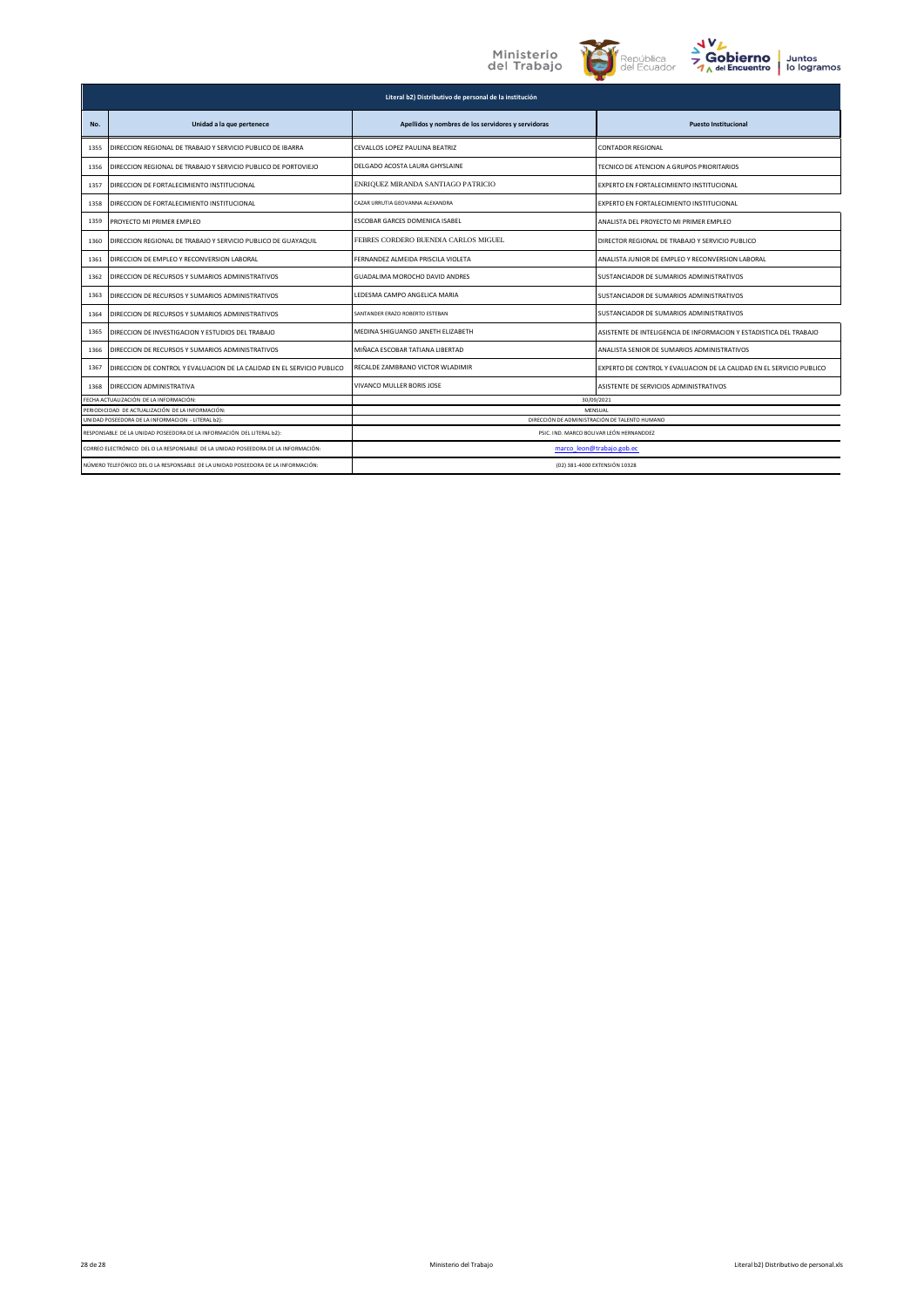| Literal b2) Distributivo de personal de la institución | | | |
|---|---|---|---|
| **No.** | **Unidad a la que pertenece** | **Apellidos y nombres de los servidores y servidoras** | **Puesto Institucional** |
| 1355 | DIRECCION REGIONAL DE TRABAJO Y SERVICIO PUBLICO DE IBARRA | CEVALLOS LOPEZ PAULINA BEATRIZ | CONTADOR REGIONAL |
| 1356 | DIRECCION REGIONAL DE TRABAJO Y SERVICIO PUBLICO DE PORTOVIEJO | DELGADO ACOSTA LAURA GHYSLAINE | TECNICO DE ATENCION A GRUPOS PRIORITARIOS |
| 1357 | DIRECCION DE FORTALECIMIENTO INSTITUCIONAL | ENRIQUEZ MIRANDA SANTIAGO PATRICIO | EXPERTO EN FORTALECIMIENTO INSTITUCIONAL |
| 1358 | DIRECCION DE FORTALECIMIENTO INSTITUCIONAL | CAZAR URRUTIA GEOVANNA ALEXANDRA | EXPERTO EN FORTALECIMIENTO INSTITUCIONAL |
| 1359 | PROYECTO MI PRIMER EMPLEO | ESCOBAR GARCES DOMENICA ISABEL | ANALISTA DEL PROYECTO MI PRIMER EMPLEO |
| 1360 | DIRECCION REGIONAL DE TRABAJO Y SERVICIO PUBLICO DE GUAYAQUIL | FEBRES CORDERO BUENDIA CARLOS MIGUEL | DIRECTOR REGIONAL DE TRABAJO Y SERVICIO PUBLICO |
| 1361 | DIRECCION DE EMPLEO Y RECONVERSION LABORAL | FERNANDEZ ALMEIDA PRISCILA VIOLETA | ANALISTA JUNIOR DE EMPLEO Y RECONVERSION LABORAL |
| 1362 | DIRECCION DE RECURSOS Y SUMARIOS ADMINISTRATIVOS | GUADALIMA MOROCHO DAVID ANDRES | SUSTANCIADOR DE SUMARIOS ADMINISTRATIVOS |
| 1363 | DIRECCION DE RECURSOS Y SUMARIOS ADMINISTRATIVOS | LEDESMA CAMPO ANGELICA MARIA | SUSTANCIADOR DE SUMARIOS ADMINISTRATIVOS |
| 1364 | DIRECCION DE RECURSOS Y SUMARIOS ADMINISTRATIVOS | SANTANDER ERAZO ROBERTO ESTEBAN | SUSTANCIADOR DE SUMARIOS ADMINISTRATIVOS |
| 1365 | DIRECCION DE INVESTIGACION Y ESTUDIOS DEL TRABAJO | MEDINA SHIGUANGO JANETH ELIZABETH | ASISTENTE DE INTELIGENCIA DE INFORMACION Y ESTADISTICA DEL TRABAJO |
| 1366 | DIRECCION DE RECURSOS Y SUMARIOS ADMINISTRATIVOS | MIÑACA ESCOBAR TATIANA LIBERTAD | ANALISTA SENIOR DE SUMARIOS ADMINISTRATIVOS |
| 1367 | DIRECCION DE CONTROL Y EVALUACION DE LA CALIDAD EN EL SERVICIO PUBLICO | RECALDE ZAMBRANO VICTOR WLADIMIR | EXPERTO DE CONTROL Y EVALUACION DE LA CALIDAD EN EL SERVICIO PUBLICO |
| 1368 | DIRECCION ADMINISTRATIVA | VIVANCO MULLER BORIS JOSE | ASISTENTE DE SERVICIOS ADMINISTRATIVOS |
| FECHA ACTUALIZACIÓN DE LA INFORMACIÓN: | | 30/09/2021 | |
| PERIODICIDAD DE ACTUALIZACIÓN DE LA INFORMACIÓN: | | MENSUAL | |
| UNIDAD POSEEDORA DE LA INFORMACION - LITERAL b2): | | DIRECCIÓN DE ADMINISTRACIÓN DE TALENTO HUMANO | |
| RESPONSABLE DE LA UNIDAD POSEEDORA DE LA INFORMACIÓN DEL LITERAL b2): | | PSIC. IND. MARCO BOLIVAR LEÓN HERNANDEZ | |
| CORREO ELECTRÓNICO DEL O LA RESPONSABLE DE LA UNIDAD POSEEDORA DE LA INFORMACIÓN: | | marco_leon@trabajo.gob.ec | |
| NÚMERO TELEFÓNICO DEL O LA RESPONSABLE DE LA UNIDAD POSEEDORA DE LA INFORMACIÓN: | | (02) 381-4000 EXTENSIÓN 10328 | |